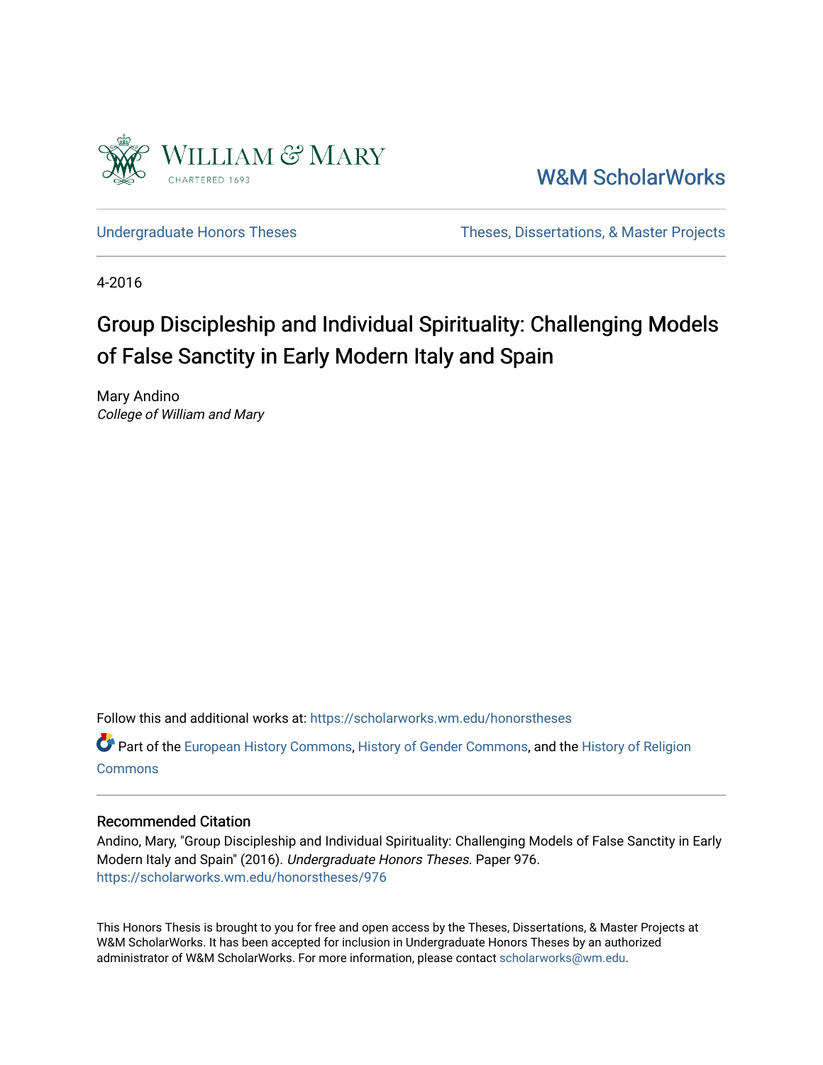William & Mary
CHARTERED 1693

W&M ScholarWorks

Undergraduate Honors Theses

Theses, Dissertations, & Master Projects

4-2016

# Group Discipleship and Individual Spirituality: Challenging Models of False Sanctity in Early Modern Italy and Spain

Mary Andino
*College of William and Mary*

Follow this and additional works at: https://scholarworks.wm.edu/honorstheses

Part of the European History Commons, History of Gender Commons, and the History of Religion Commons

## Recommended Citation

Andino, Mary, "Group Discipleship and Individual Spirituality: Challenging Models of False Sanctity in Early Modern Italy and Spain" (2016). *Undergraduate Honors Theses.* Paper 976.
https://scholarworks.wm.edu/honorstheses/976

This Honors Thesis is brought to you for free and open access by the Theses, Dissertations, & Master Projects at W&M ScholarWorks. It has been accepted for inclusion in Undergraduate Honors Theses by an authorized administrator of W&M ScholarWorks. For more information, please contact scholarworks@wm.edu.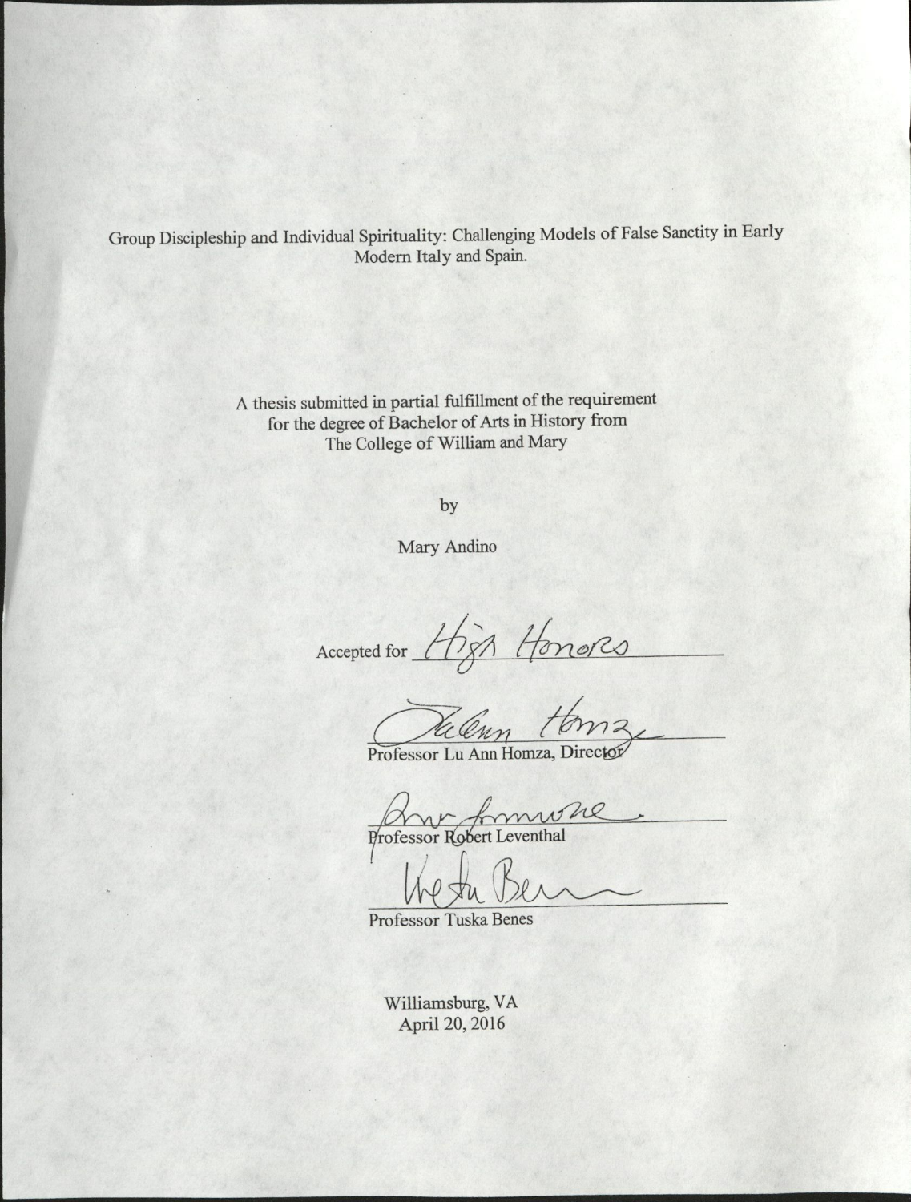Group Discipleship and Individual Spirituality: Challenging Models of False Sanctity in Early Modern Italy and Spain.

A thesis submitted in partial fulfillment of the requirement for the degree of Bachelor of Arts in History from The College of William and Mary

by

Mary Andino

Accepted for High Honors

Professor Lu Ann Homza, Director

Professor Robert Leventhal

Professor Tuska Benes

Williamsburg, VA
April 20, 2016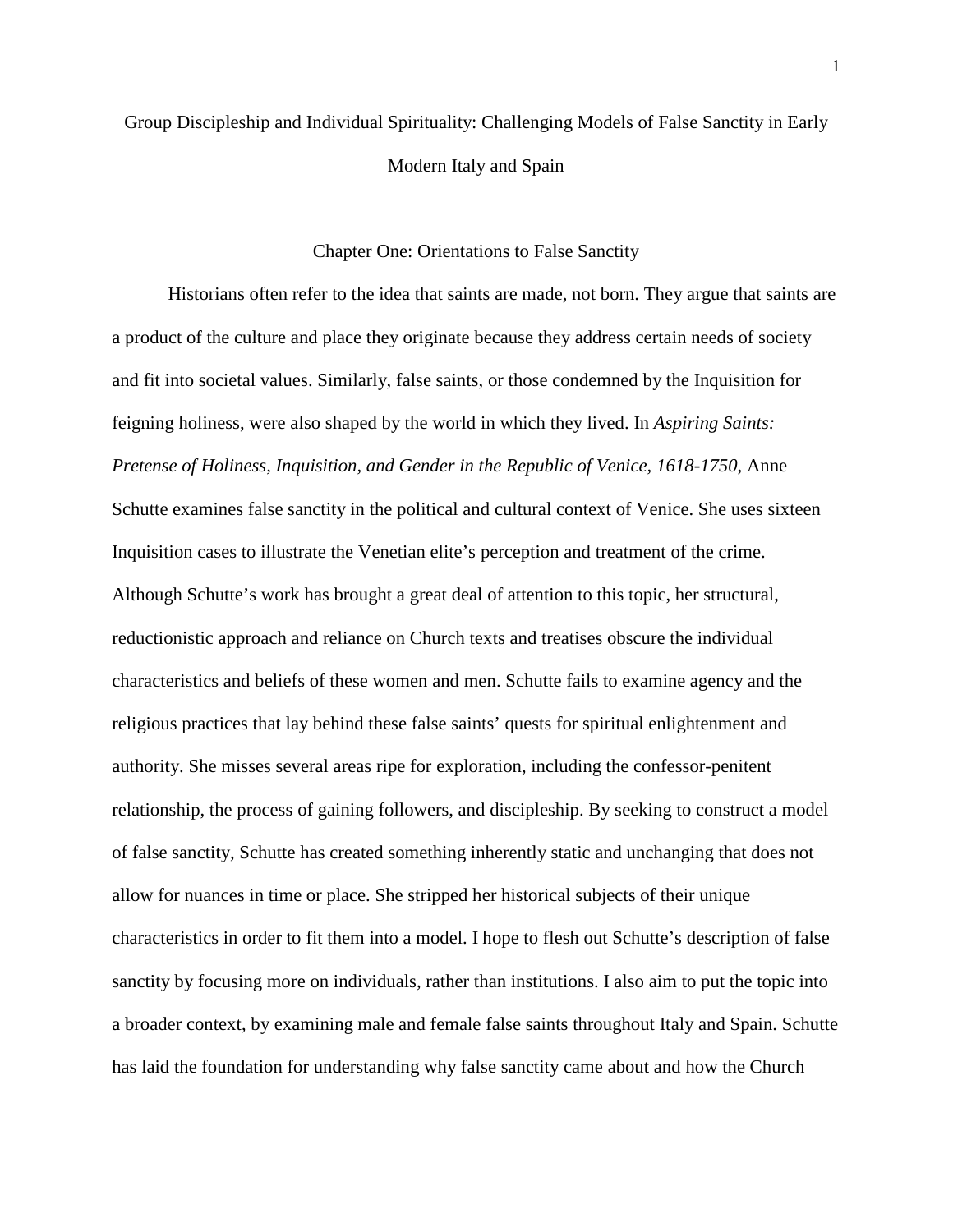# Group Discipleship and Individual Spirituality: Challenging Models of False Sanctity in Early Modern Italy and Spain

## Chapter One: Orientations to False Sanctity

Historians often refer to the idea that saints are made, not born. They argue that saints are a product of the culture and place they originate because they address certain needs of society and fit into societal values. Similarly, false saints, or those condemned by the Inquisition for feigning holiness, were also shaped by the world in which they lived. In *Aspiring Saints: Pretense of Holiness, Inquisition, and Gender in the Republic of Venice, 1618-1750*, Anne Schutte examines false sanctity in the political and cultural context of Venice. She uses sixteen Inquisition cases to illustrate the Venetian elite's perception and treatment of the crime. Although Schutte's work has brought a great deal of attention to this topic, her structural, reductionistic approach and reliance on Church texts and treatises obscure the individual characteristics and beliefs of these women and men. Schutte fails to examine agency and the religious practices that lay behind these false saints' quests for spiritual enlightenment and authority. She misses several areas ripe for exploration, including the confessor-penitent relationship, the process of gaining followers, and discipleship. By seeking to construct a model of false sanctity, Schutte has created something inherently static and unchanging that does not allow for nuances in time or place. She stripped her historical subjects of their unique characteristics in order to fit them into a model. I hope to flesh out Schutte's description of false sanctity by focusing more on individuals, rather than institutions. I also aim to put the topic into a broader context, by examining male and female false saints throughout Italy and Spain. Schutte has laid the foundation for understanding why false sanctity came about and how the Church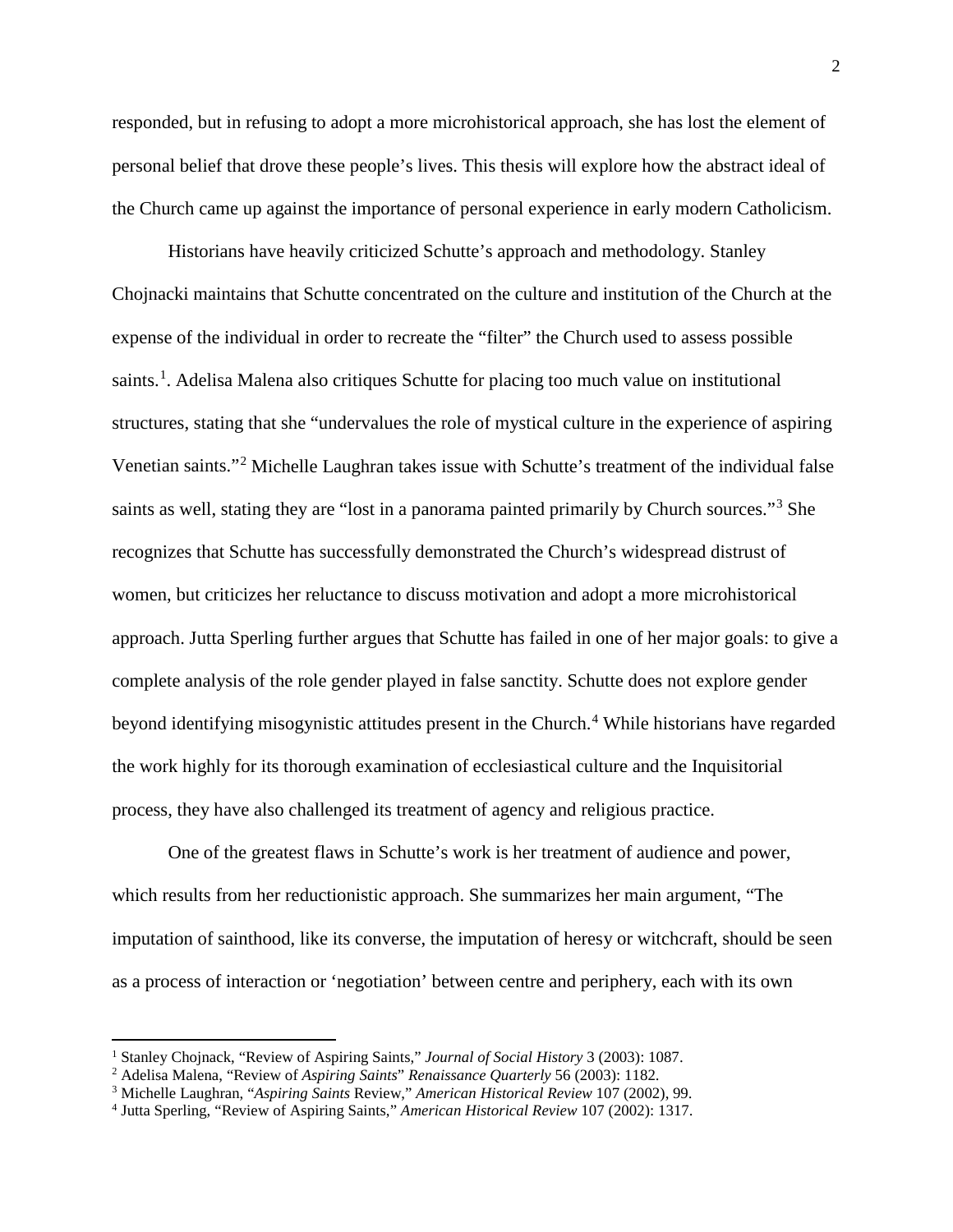responded, but in refusing to adopt a more microhistorical approach, she has lost the element of personal belief that drove these people's lives. This thesis will explore how the abstract ideal of the Church came up against the importance of personal experience in early modern Catholicism.

Historians have heavily criticized Schutte's approach and methodology. Stanley Chojnacki maintains that Schutte concentrated on the culture and institution of the Church at the expense of the individual in order to recreate the "filter" the Church used to assess possible saints.[1]. Adelisa Malena also critiques Schutte for placing too much value on institutional structures, stating that she "undervalues the role of mystical culture in the experience of aspiring Venetian saints."[2] Michelle Laughran takes issue with Schutte's treatment of the individual false saints as well, stating they are "lost in a panorama painted primarily by Church sources."[3] She recognizes that Schutte has successfully demonstrated the Church's widespread distrust of women, but criticizes her reluctance to discuss motivation and adopt a more microhistorical approach. Jutta Sperling further argues that Schutte has failed in one of her major goals: to give a complete analysis of the role gender played in false sanctity. Schutte does not explore gender beyond identifying misogynistic attitudes present in the Church.[4] While historians have regarded the work highly for its thorough examination of ecclesiastical culture and the Inquisitorial process, they have also challenged its treatment of agency and religious practice.

One of the greatest flaws in Schutte's work is her treatment of audience and power, which results from her reductionistic approach. She summarizes her main argument, "The imputation of sainthood, like its converse, the imputation of heresy or witchcraft, should be seen as a process of interaction or 'negotiation' between centre and periphery, each with its own

---

[1] Stanley Chojnack, "Review of Aspiring Saints," *Journal of Social History* 3 (2003): 1087.

[2] Adelisa Malena, "Review of *Aspiring Saints*" *Renaissance Quarterly* 56 (2003): 1182.

[3] Michelle Laughran, "*Aspiring Saints* Review," *American Historical Review* 107 (2002), 99.

[4] Jutta Sperling, "Review of Aspiring Saints," *American Historical Review* 107 (2002): 1317.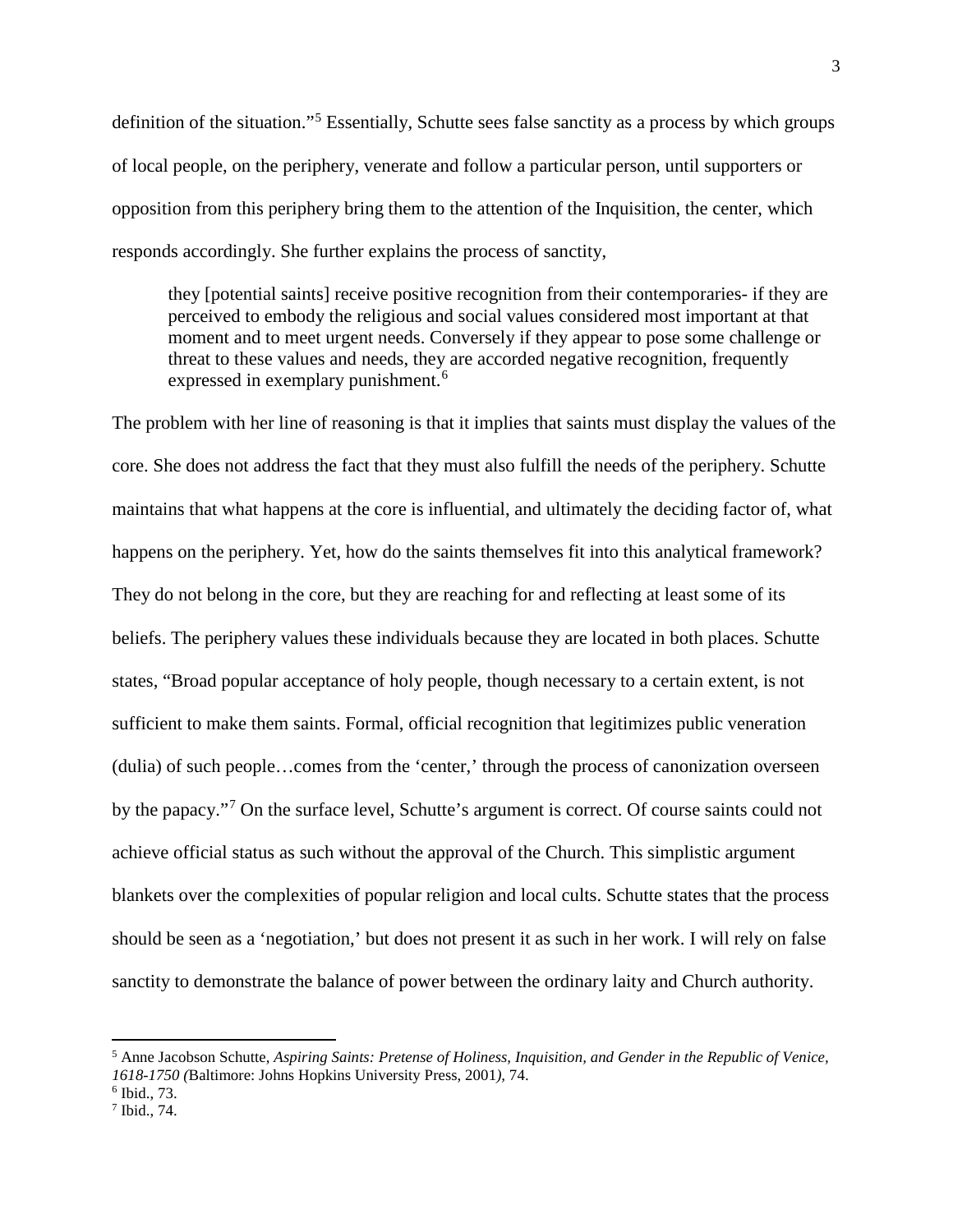definition of the situation."[5] Essentially, Schutte sees false sanctity as a process by which groups of local people, on the periphery, venerate and follow a particular person, until supporters or opposition from this periphery bring them to the attention of the Inquisition, the center, which responds accordingly. She further explains the process of sanctity,

> they [potential saints] receive positive recognition from their contemporaries- if they are perceived to embody the religious and social values considered most important at that moment and to meet urgent needs. Conversely if they appear to pose some challenge or threat to these values and needs, they are accorded negative recognition, frequently expressed in exemplary punishment.[6]

The problem with her line of reasoning is that it implies that saints must display the values of the core. She does not address the fact that they must also fulfill the needs of the periphery. Schutte maintains that what happens at the core is influential, and ultimately the deciding factor of, what happens on the periphery. Yet, how do the saints themselves fit into this analytical framework? They do not belong in the core, but they are reaching for and reflecting at least some of its beliefs. The periphery values these individuals because they are located in both places. Schutte states, "Broad popular acceptance of holy people, though necessary to a certain extent, is not sufficient to make them saints. Formal, official recognition that legitimizes public veneration (dulia) of such people…comes from the 'center,' through the process of canonization overseen by the papacy."[7] On the surface level, Schutte's argument is correct. Of course saints could not achieve official status as such without the approval of the Church. This simplistic argument blankets over the complexities of popular religion and local cults. Schutte states that the process should be seen as a 'negotiation,' but does not present it as such in her work. I will rely on false sanctity to demonstrate the balance of power between the ordinary laity and Church authority.

---

[5] Anne Jacobson Schutte, *Aspiring Saints: Pretense of Holiness, Inquisition, and Gender in the Republic of Venice, 1618-1750 (*Baltimore: Johns Hopkins University Press, 2001*)*, 74.

[6] Ibid., 73.

[7] Ibid., 74.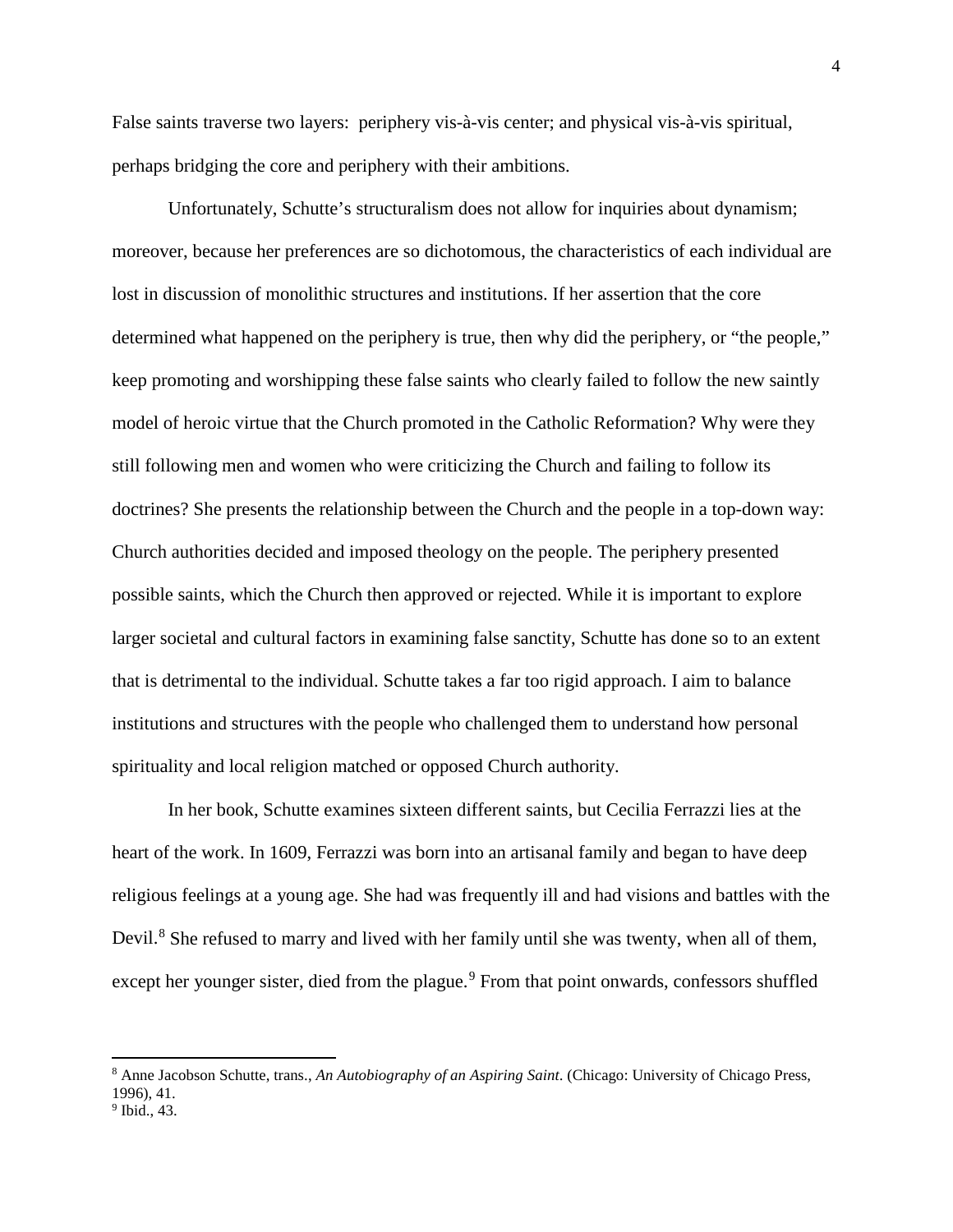False saints traverse two layers: periphery vis-à-vis center; and physical vis-à-vis spiritual, perhaps bridging the core and periphery with their ambitions.

Unfortunately, Schutte's structuralism does not allow for inquiries about dynamism; moreover, because her preferences are so dichotomous, the characteristics of each individual are lost in discussion of monolithic structures and institutions. If her assertion that the core determined what happened on the periphery is true, then why did the periphery, or "the people," keep promoting and worshipping these false saints who clearly failed to follow the new saintly model of heroic virtue that the Church promoted in the Catholic Reformation? Why were they still following men and women who were criticizing the Church and failing to follow its doctrines? She presents the relationship between the Church and the people in a top-down way: Church authorities decided and imposed theology on the people. The periphery presented possible saints, which the Church then approved or rejected. While it is important to explore larger societal and cultural factors in examining false sanctity, Schutte has done so to an extent that is detrimental to the individual. Schutte takes a far too rigid approach. I aim to balance institutions and structures with the people who challenged them to understand how personal spirituality and local religion matched or opposed Church authority.

In her book, Schutte examines sixteen different saints, but Cecilia Ferrazzi lies at the heart of the work. In 1609, Ferrazzi was born into an artisanal family and began to have deep religious feelings at a young age. She had was frequently ill and had visions and battles with the Devil.[8] She refused to marry and lived with her family until she was twenty, when all of them, except her younger sister, died from the plague.[9] From that point onwards, confessors shuffled

---

[8] Anne Jacobson Schutte, trans., *An Autobiography of an Aspiring Saint*. (Chicago: University of Chicago Press, 1996), 41.

[9] Ibid., 43.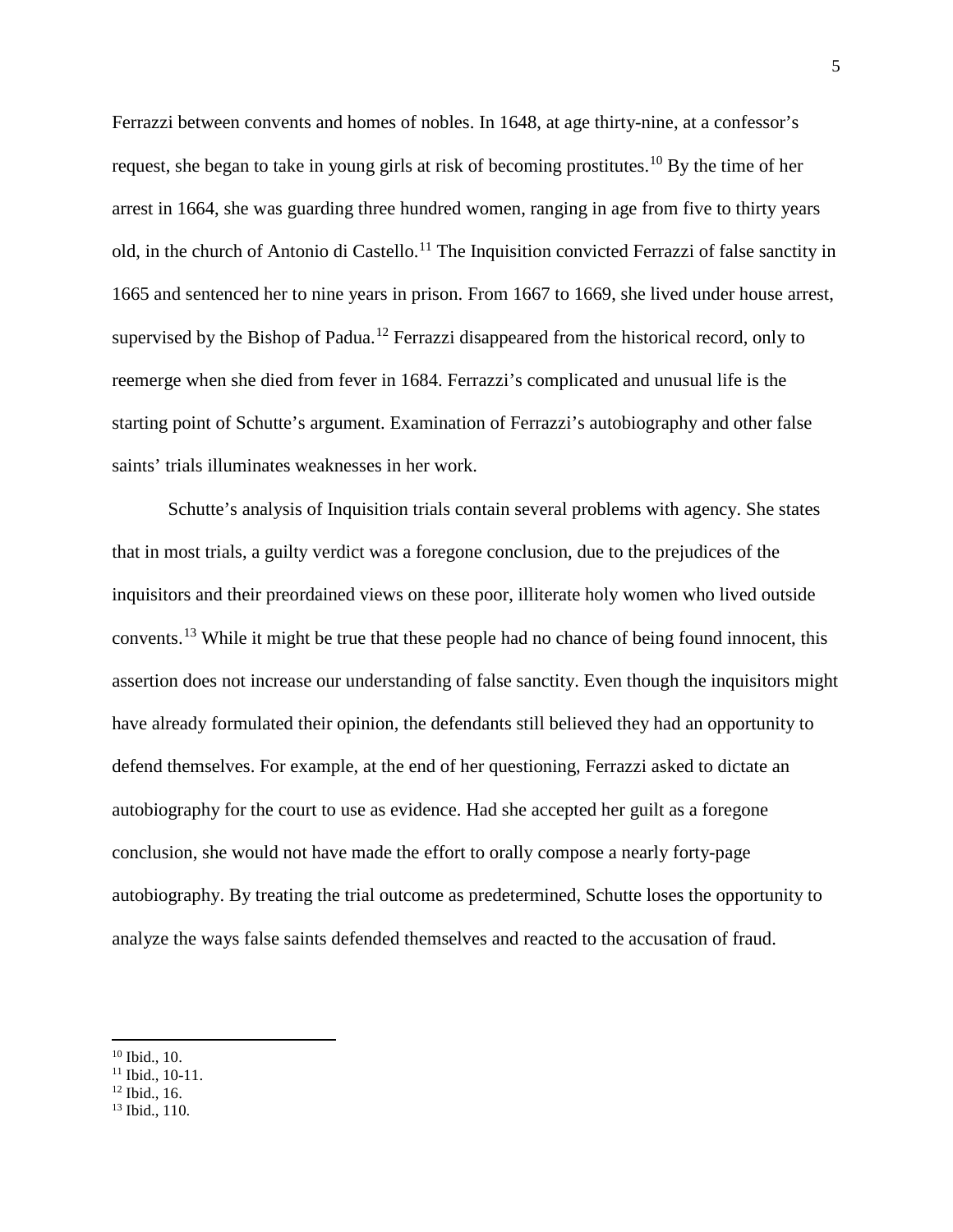Ferrazzi between convents and homes of nobles. In 1648, at age thirty-nine, at a confessor's request, she began to take in young girls at risk of becoming prostitutes.[10] By the time of her arrest in 1664, she was guarding three hundred women, ranging in age from five to thirty years old, in the church of Antonio di Castello.[11] The Inquisition convicted Ferrazzi of false sanctity in 1665 and sentenced her to nine years in prison. From 1667 to 1669, she lived under house arrest, supervised by the Bishop of Padua.[12] Ferrazzi disappeared from the historical record, only to reemerge when she died from fever in 1684. Ferrazzi's complicated and unusual life is the starting point of Schutte's argument. Examination of Ferrazzi's autobiography and other false saints' trials illuminates weaknesses in her work.

Schutte's analysis of Inquisition trials contain several problems with agency. She states that in most trials, a guilty verdict was a foregone conclusion, due to the prejudices of the inquisitors and their preordained views on these poor, illiterate holy women who lived outside convents.[13] While it might be true that these people had no chance of being found innocent, this assertion does not increase our understanding of false sanctity. Even though the inquisitors might have already formulated their opinion, the defendants still believed they had an opportunity to defend themselves. For example, at the end of her questioning, Ferrazzi asked to dictate an autobiography for the court to use as evidence. Had she accepted her guilt as a foregone conclusion, she would not have made the effort to orally compose a nearly forty-page autobiography. By treating the trial outcome as predetermined, Schutte loses the opportunity to analyze the ways false saints defended themselves and reacted to the accusation of fraud.

[10] Ibid., 10.
[11] Ibid., 10-11.
[12] Ibid., 16.
[13] Ibid., 110.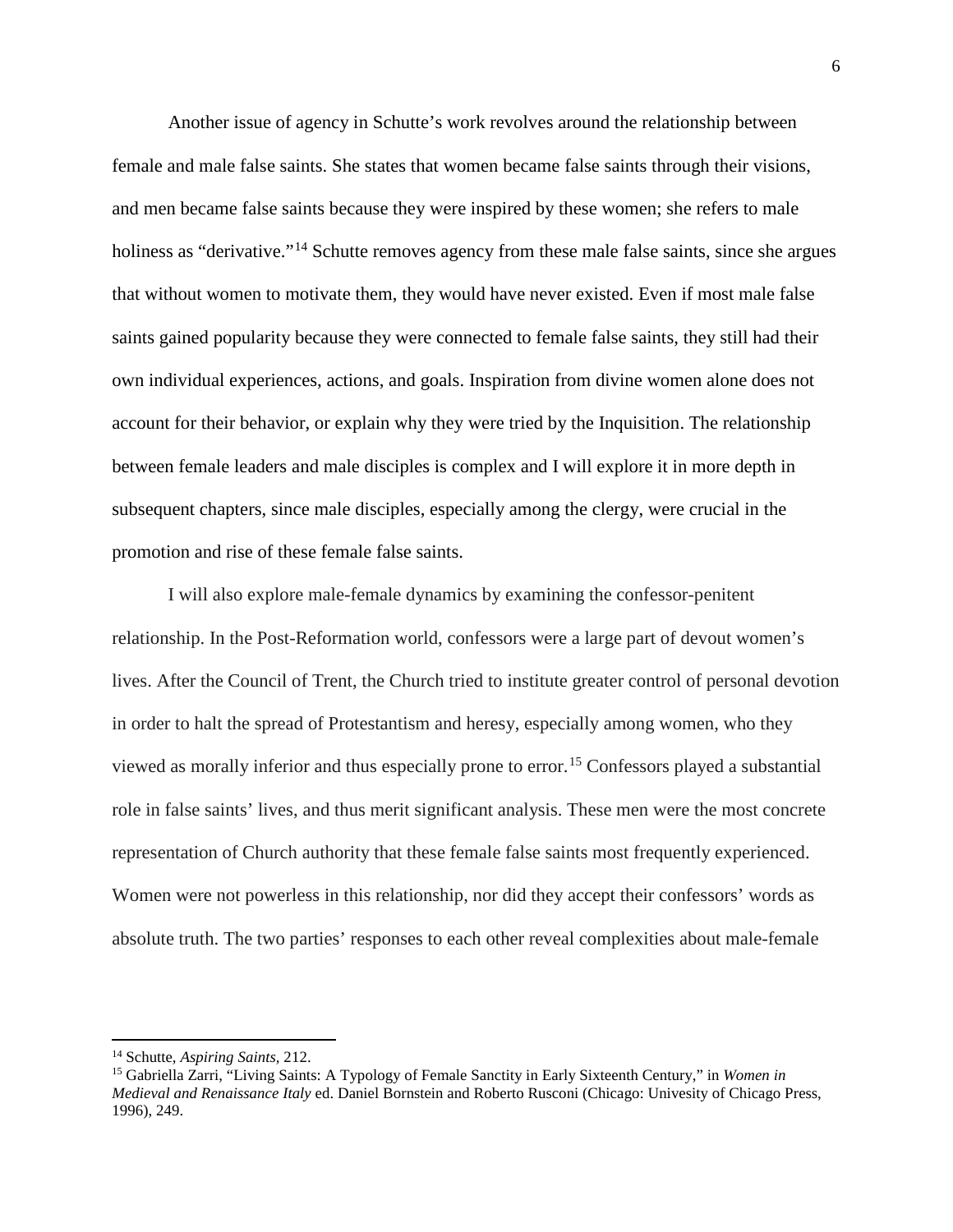Another issue of agency in Schutte's work revolves around the relationship between female and male false saints. She states that women became false saints through their visions, and men became false saints because they were inspired by these women; she refers to male holiness as "derivative."[14] Schutte removes agency from these male false saints, since she argues that without women to motivate them, they would have never existed. Even if most male false saints gained popularity because they were connected to female false saints, they still had their own individual experiences, actions, and goals. Inspiration from divine women alone does not account for their behavior, or explain why they were tried by the Inquisition. The relationship between female leaders and male disciples is complex and I will explore it in more depth in subsequent chapters, since male disciples, especially among the clergy, were crucial in the promotion and rise of these female false saints.

I will also explore male-female dynamics by examining the confessor-penitent relationship. In the Post-Reformation world, confessors were a large part of devout women's lives. After the Council of Trent, the Church tried to institute greater control of personal devotion in order to halt the spread of Protestantism and heresy, especially among women, who they viewed as morally inferior and thus especially prone to error.[15] Confessors played a substantial role in false saints' lives, and thus merit significant analysis. These men were the most concrete representation of Church authority that these female false saints most frequently experienced. Women were not powerless in this relationship, nor did they accept their confessors' words as absolute truth. The two parties' responses to each other reveal complexities about male-female

---

[14] Schutte, *Aspiring Saints,* 212.

[15] Gabriella Zarri, "Living Saints: A Typology of Female Sanctity in Early Sixteenth Century," in *Women in Medieval and Renaissance Italy* ed. Daniel Bornstein and Roberto Rusconi (Chicago: Univesity of Chicago Press, 1996), 249.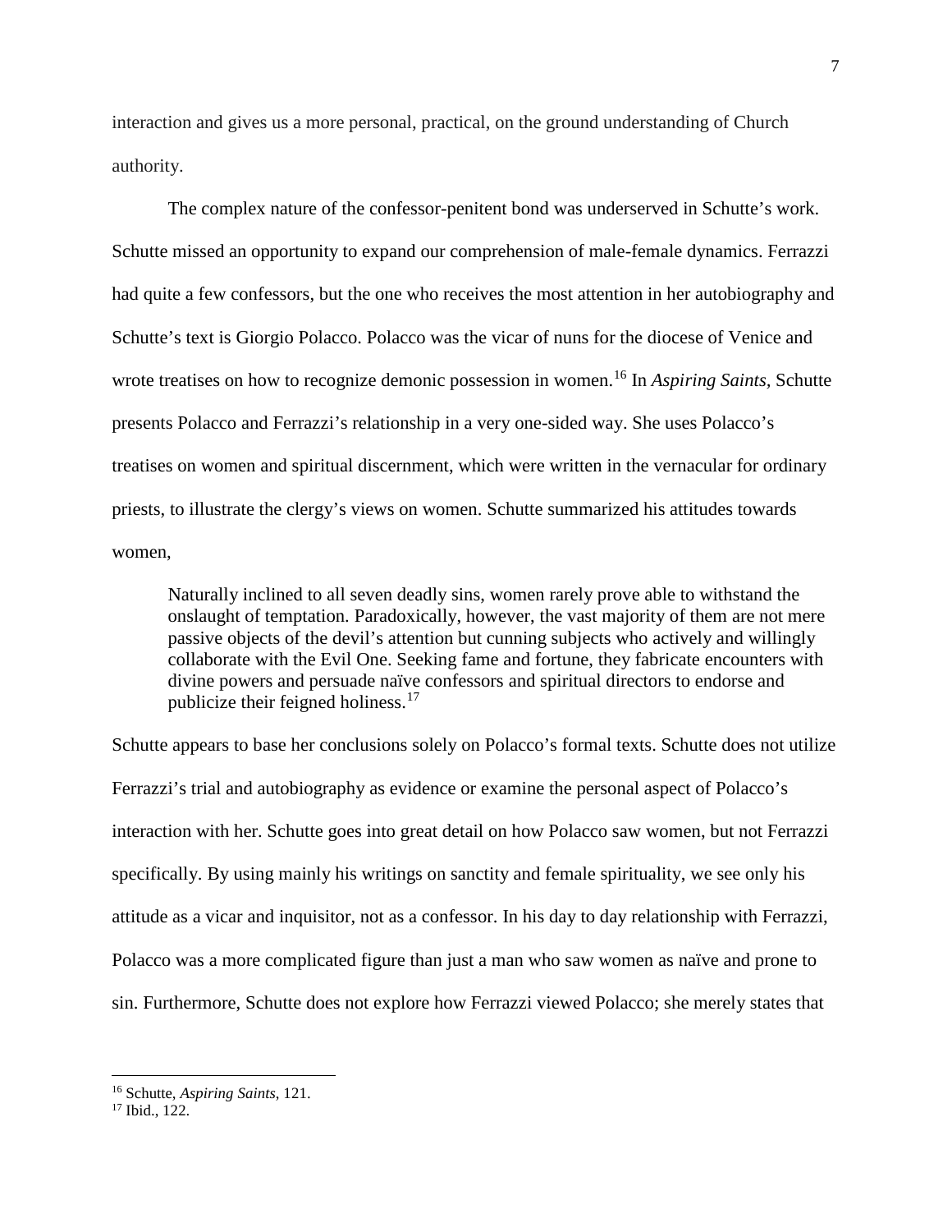interaction and gives us a more personal, practical, on the ground understanding of Church authority.

The complex nature of the confessor-penitent bond was underserved in Schutte's work. Schutte missed an opportunity to expand our comprehension of male-female dynamics. Ferrazzi had quite a few confessors, but the one who receives the most attention in her autobiography and Schutte's text is Giorgio Polacco. Polacco was the vicar of nuns for the diocese of Venice and wrote treatises on how to recognize demonic possession in women.[16] In *Aspiring Saints*, Schutte presents Polacco and Ferrazzi's relationship in a very one-sided way. She uses Polacco's treatises on women and spiritual discernment, which were written in the vernacular for ordinary priests, to illustrate the clergy's views on women. Schutte summarized his attitudes towards women,

> Naturally inclined to all seven deadly sins, women rarely prove able to withstand the onslaught of temptation. Paradoxically, however, the vast majority of them are not mere passive objects of the devil's attention but cunning subjects who actively and willingly collaborate with the Evil One. Seeking fame and fortune, they fabricate encounters with divine powers and persuade naïve confessors and spiritual directors to endorse and publicize their feigned holiness.[17]

Schutte appears to base her conclusions solely on Polacco's formal texts. Schutte does not utilize Ferrazzi's trial and autobiography as evidence or examine the personal aspect of Polacco's interaction with her. Schutte goes into great detail on how Polacco saw women, but not Ferrazzi specifically. By using mainly his writings on sanctity and female spirituality, we see only his attitude as a vicar and inquisitor, not as a confessor. In his day to day relationship with Ferrazzi, Polacco was a more complicated figure than just a man who saw women as naïve and prone to sin. Furthermore, Schutte does not explore how Ferrazzi viewed Polacco; she merely states that

---

[16] Schutte, *Aspiring Saints*, 121.

[17] Ibid., 122.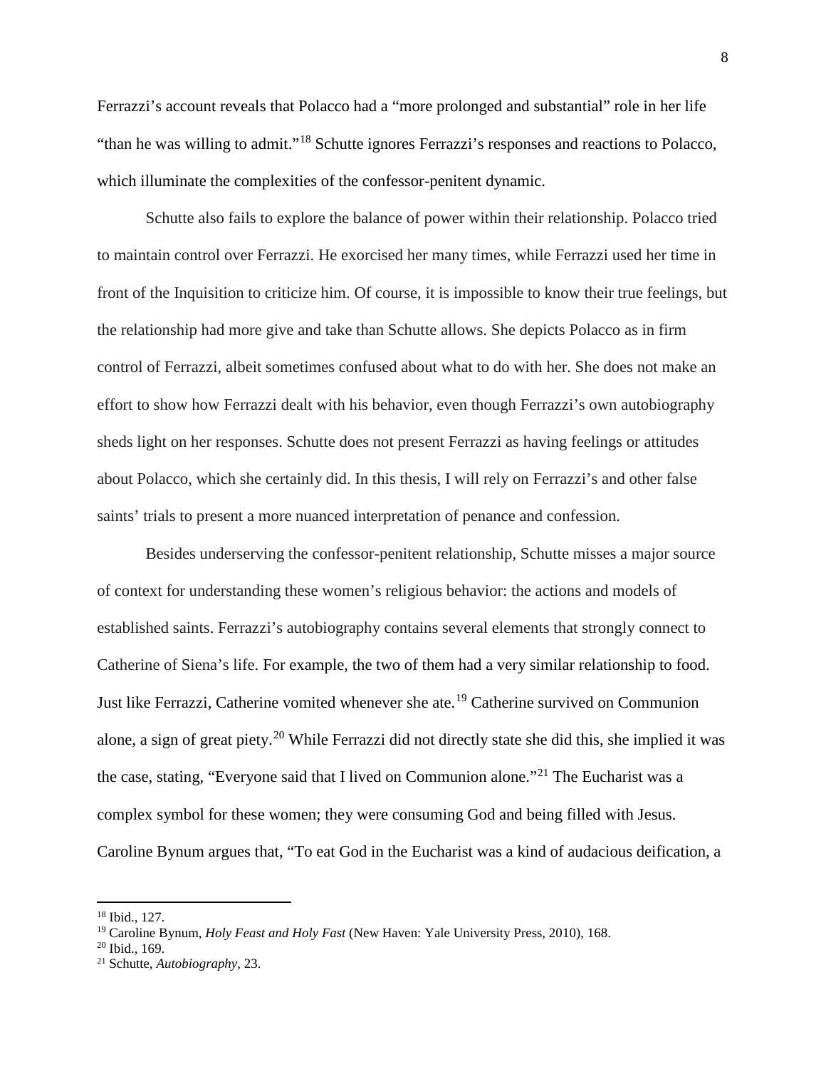Ferrazzi's account reveals that Polacco had a "more prolonged and substantial" role in her life "than he was willing to admit."[18] Schutte ignores Ferrazzi's responses and reactions to Polacco, which illuminate the complexities of the confessor-penitent dynamic.

Schutte also fails to explore the balance of power within their relationship. Polacco tried to maintain control over Ferrazzi. He exorcised her many times, while Ferrazzi used her time in front of the Inquisition to criticize him. Of course, it is impossible to know their true feelings, but the relationship had more give and take than Schutte allows. She depicts Polacco as in firm control of Ferrazzi, albeit sometimes confused about what to do with her. She does not make an effort to show how Ferrazzi dealt with his behavior, even though Ferrazzi's own autobiography sheds light on her responses. Schutte does not present Ferrazzi as having feelings or attitudes about Polacco, which she certainly did. In this thesis, I will rely on Ferrazzi's and other false saints' trials to present a more nuanced interpretation of penance and confession.

Besides underserving the confessor-penitent relationship, Schutte misses a major source of context for understanding these women's religious behavior: the actions and models of established saints. Ferrazzi's autobiography contains several elements that strongly connect to Catherine of Siena's life. For example, the two of them had a very similar relationship to food. Just like Ferrazzi, Catherine vomited whenever she ate.[19] Catherine survived on Communion alone, a sign of great piety.[20] While Ferrazzi did not directly state she did this, she implied it was the case, stating, "Everyone said that I lived on Communion alone."[21] The Eucharist was a complex symbol for these women; they were consuming God and being filled with Jesus. Caroline Bynum argues that, "To eat God in the Eucharist was a kind of audacious deification, a

---

[18] Ibid., 127.

[19] Caroline Bynum, *Holy Feast and Holy Fast* (New Haven: Yale University Press, 2010), 168.

[20] Ibid., 169.

[21] Schutte, *Autobiography*, 23.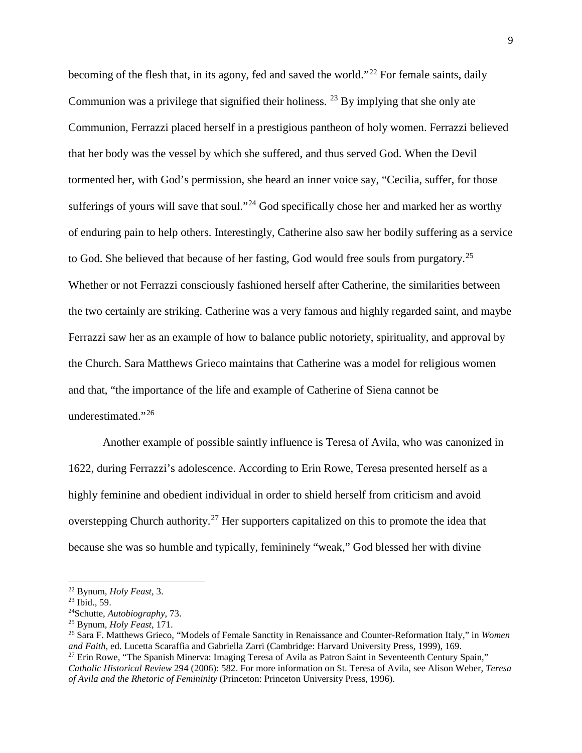becoming of the flesh that, in its agony, fed and saved the world."[22] For female saints, daily Communion was a privilege that signified their holiness. [23] By implying that she only ate Communion, Ferrazzi placed herself in a prestigious pantheon of holy women. Ferrazzi believed that her body was the vessel by which she suffered, and thus served God. When the Devil tormented her, with God's permission, she heard an inner voice say, "Cecilia, suffer, for those sufferings of yours will save that soul."[24] God specifically chose her and marked her as worthy of enduring pain to help others. Interestingly, Catherine also saw her bodily suffering as a service to God. She believed that because of her fasting, God would free souls from purgatory.[25] Whether or not Ferrazzi consciously fashioned herself after Catherine, the similarities between the two certainly are striking. Catherine was a very famous and highly regarded saint, and maybe Ferrazzi saw her as an example of how to balance public notoriety, spirituality, and approval by the Church. Sara Matthews Grieco maintains that Catherine was a model for religious women and that, "the importance of the life and example of Catherine of Siena cannot be underestimated."[26]

Another example of possible saintly influence is Teresa of Avila, who was canonized in 1622, during Ferrazzi's adolescence. According to Erin Rowe, Teresa presented herself as a highly feminine and obedient individual in order to shield herself from criticism and avoid overstepping Church authority.[27] Her supporters capitalized on this to promote the idea that because she was so humble and typically, femininely "weak," God blessed her with divine

---

[22] Bynum, *Holy Feast*, 3.

[23] Ibid., 59.

[24] Schutte, *Autobiography*, 73.

[25] Bynum, *Holy Feast*, 171.

[26] Sara F. Matthews Grieco, "Models of Female Sanctity in Renaissance and Counter-Reformation Italy," in *Women and Faith*, ed. Lucetta Scaraffia and Gabriella Zarri (Cambridge: Harvard University Press, 1999), 169.

[27] Erin Rowe, "The Spanish Minerva: Imaging Teresa of Avila as Patron Saint in Seventeenth Century Spain," *Catholic Historical Review* 294 (2006): 582. For more information on St. Teresa of Avila, see Alison Weber, *Teresa of Avila and the Rhetoric of Femininity* (Princeton: Princeton University Press, 1996).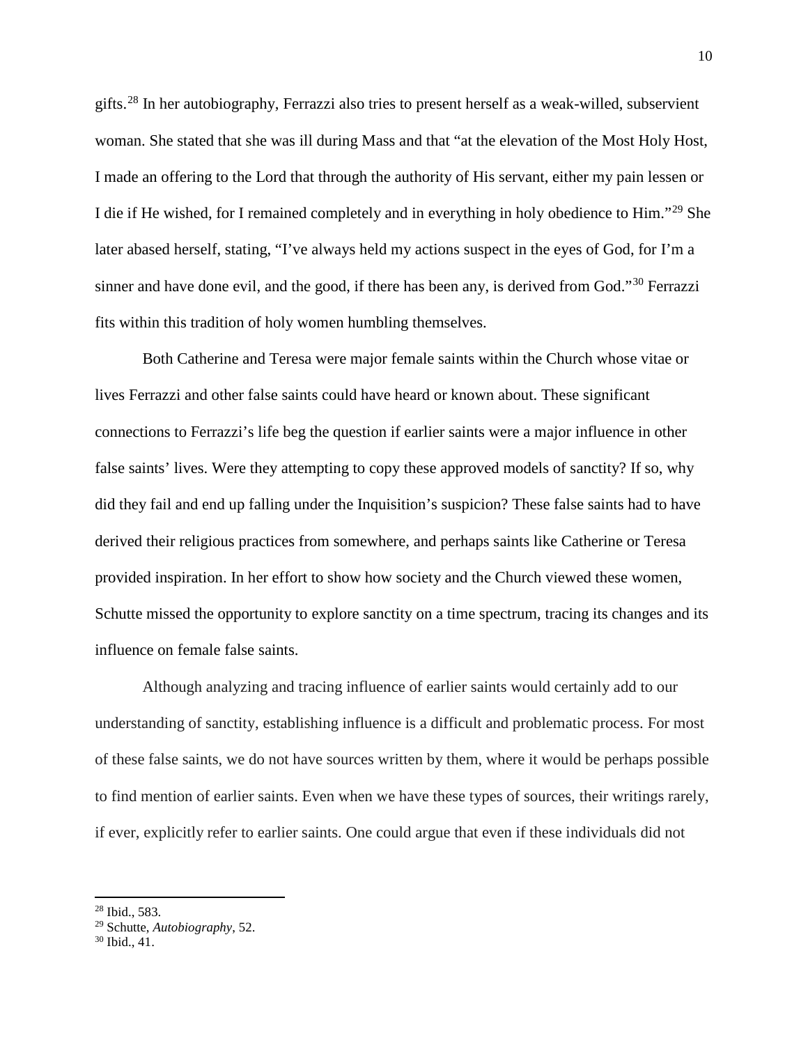gifts.[28] In her autobiography, Ferrazzi also tries to present herself as a weak-willed, subservient woman. She stated that she was ill during Mass and that "at the elevation of the Most Holy Host, I made an offering to the Lord that through the authority of His servant, either my pain lessen or I die if He wished, for I remained completely and in everything in holy obedience to Him."[29] She later abased herself, stating, "I've always held my actions suspect in the eyes of God, for I'm a sinner and have done evil, and the good, if there has been any, is derived from God."[30] Ferrazzi fits within this tradition of holy women humbling themselves.

Both Catherine and Teresa were major female saints within the Church whose vitae or lives Ferrazzi and other false saints could have heard or known about. These significant connections to Ferrazzi's life beg the question if earlier saints were a major influence in other false saints' lives. Were they attempting to copy these approved models of sanctity? If so, why did they fail and end up falling under the Inquisition's suspicion? These false saints had to have derived their religious practices from somewhere, and perhaps saints like Catherine or Teresa provided inspiration. In her effort to show how society and the Church viewed these women, Schutte missed the opportunity to explore sanctity on a time spectrum, tracing its changes and its influence on female false saints.

Although analyzing and tracing influence of earlier saints would certainly add to our understanding of sanctity, establishing influence is a difficult and problematic process. For most of these false saints, we do not have sources written by them, where it would be perhaps possible to find mention of earlier saints. Even when we have these types of sources, their writings rarely, if ever, explicitly refer to earlier saints. One could argue that even if these individuals did not

---

[28] Ibid., 583.

[29] Schutte, *Autobiography*, 52.

[30] Ibid., 41.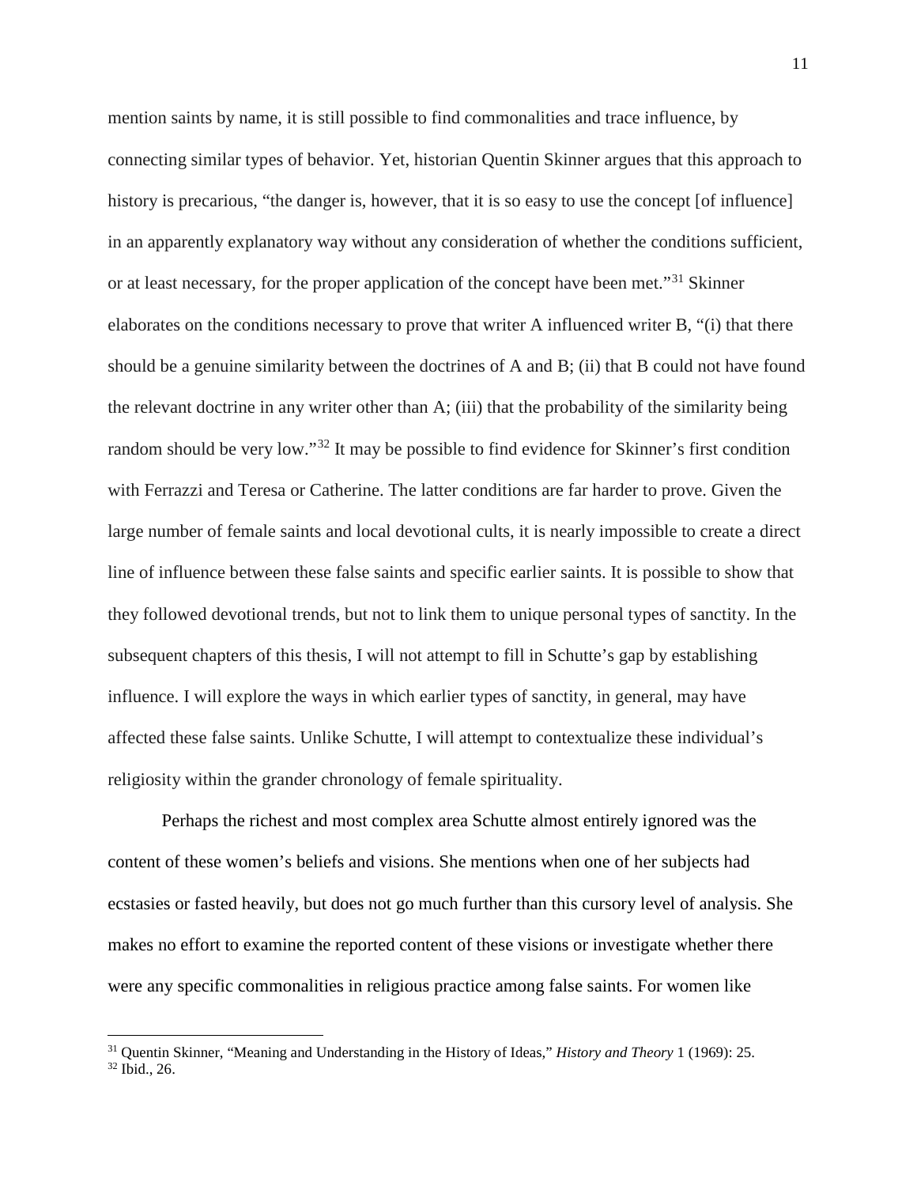mention saints by name, it is still possible to find commonalities and trace influence, by connecting similar types of behavior. Yet, historian Quentin Skinner argues that this approach to history is precarious, "the danger is, however, that it is so easy to use the concept [of influence] in an apparently explanatory way without any consideration of whether the conditions sufficient, or at least necessary, for the proper application of the concept have been met."[31] Skinner elaborates on the conditions necessary to prove that writer A influenced writer B, "(i) that there should be a genuine similarity between the doctrines of A and B; (ii) that B could not have found the relevant doctrine in any writer other than A; (iii) that the probability of the similarity being random should be very low."[32] It may be possible to find evidence for Skinner's first condition with Ferrazzi and Teresa or Catherine. The latter conditions are far harder to prove. Given the large number of female saints and local devotional cults, it is nearly impossible to create a direct line of influence between these false saints and specific earlier saints. It is possible to show that they followed devotional trends, but not to link them to unique personal types of sanctity. In the subsequent chapters of this thesis, I will not attempt to fill in Schutte's gap by establishing influence. I will explore the ways in which earlier types of sanctity, in general, may have affected these false saints. Unlike Schutte, I will attempt to contextualize these individual's religiosity within the grander chronology of female spirituality.

Perhaps the richest and most complex area Schutte almost entirely ignored was the content of these women's beliefs and visions. She mentions when one of her subjects had ecstasies or fasted heavily, but does not go much further than this cursory level of analysis. She makes no effort to examine the reported content of these visions or investigate whether there were any specific commonalities in religious practice among false saints. For women like

---

[31] Quentin Skinner, "Meaning and Understanding in the History of Ideas," *History and Theory* 1 (1969): 25.

[32] Ibid., 26.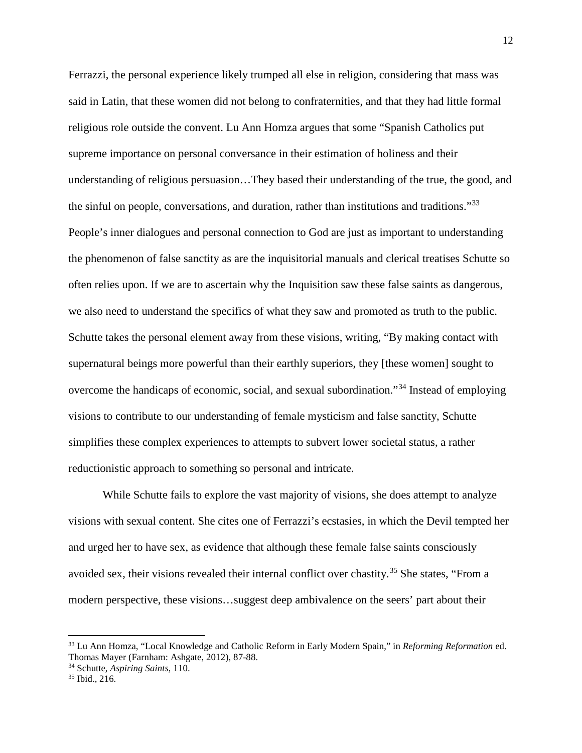Ferrazzi, the personal experience likely trumped all else in religion, considering that mass was said in Latin, that these women did not belong to confraternities, and that they had little formal religious role outside the convent. Lu Ann Homza argues that some "Spanish Catholics put supreme importance on personal conversance in their estimation of holiness and their understanding of religious persuasion…They based their understanding of the true, the good, and the sinful on people, conversations, and duration, rather than institutions and traditions."[33] People's inner dialogues and personal connection to God are just as important to understanding the phenomenon of false sanctity as are the inquisitorial manuals and clerical treatises Schutte so often relies upon. If we are to ascertain why the Inquisition saw these false saints as dangerous, we also need to understand the specifics of what they saw and promoted as truth to the public. Schutte takes the personal element away from these visions, writing, "By making contact with supernatural beings more powerful than their earthly superiors, they [these women] sought to overcome the handicaps of economic, social, and sexual subordination."[34] Instead of employing visions to contribute to our understanding of female mysticism and false sanctity, Schutte simplifies these complex experiences to attempts to subvert lower societal status, a rather reductionistic approach to something so personal and intricate.

While Schutte fails to explore the vast majority of visions, she does attempt to analyze visions with sexual content. She cites one of Ferrazzi's ecstasies, in which the Devil tempted her and urged her to have sex, as evidence that although these female false saints consciously avoided sex, their visions revealed their internal conflict over chastity.[35] She states, "From a modern perspective, these visions…suggest deep ambivalence on the seers' part about their

---

[33] Lu Ann Homza, "Local Knowledge and Catholic Reform in Early Modern Spain," in *Reforming Reformation* ed. Thomas Mayer (Farnham: Ashgate, 2012), 87-88.

[34] Schutte, *Aspiring Saints*, 110.

[35] Ibid., 216.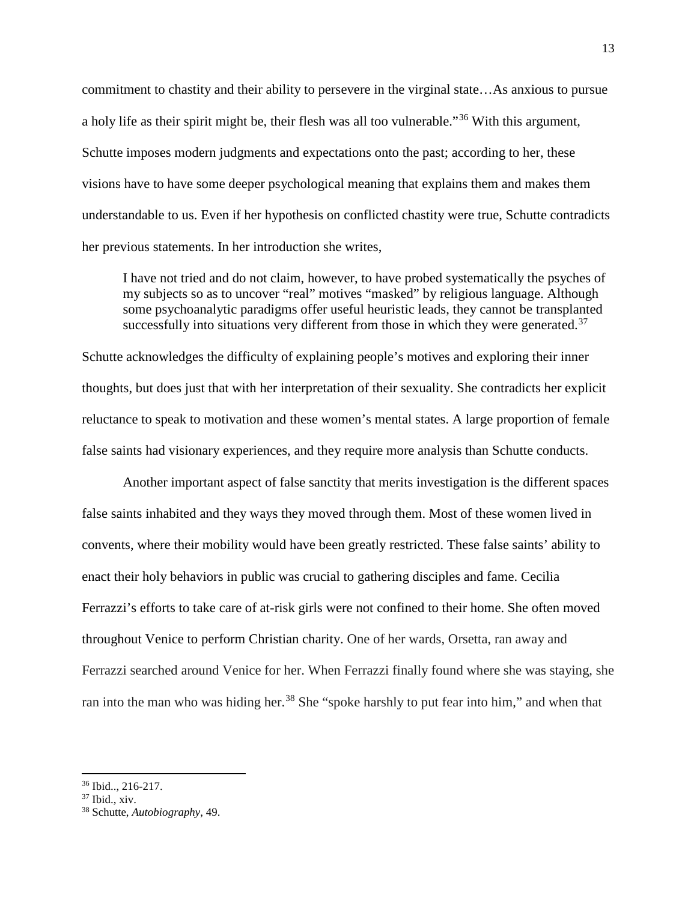commitment to chastity and their ability to persevere in the virginal state…As anxious to pursue a holy life as their spirit might be, their flesh was all too vulnerable."[36] With this argument, Schutte imposes modern judgments and expectations onto the past; according to her, these visions have to have some deeper psychological meaning that explains them and makes them understandable to us. Even if her hypothesis on conflicted chastity were true, Schutte contradicts her previous statements. In her introduction she writes,

> I have not tried and do not claim, however, to have probed systematically the psyches of my subjects so as to uncover "real" motives "masked" by religious language. Although some psychoanalytic paradigms offer useful heuristic leads, they cannot be transplanted successfully into situations very different from those in which they were generated.[37]

Schutte acknowledges the difficulty of explaining people's motives and exploring their inner thoughts, but does just that with her interpretation of their sexuality. She contradicts her explicit reluctance to speak to motivation and these women's mental states. A large proportion of female false saints had visionary experiences, and they require more analysis than Schutte conducts.

Another important aspect of false sanctity that merits investigation is the different spaces false saints inhabited and they ways they moved through them. Most of these women lived in convents, where their mobility would have been greatly restricted. These false saints' ability to enact their holy behaviors in public was crucial to gathering disciples and fame. Cecilia Ferrazzi's efforts to take care of at-risk girls were not confined to their home. She often moved throughout Venice to perform Christian charity. One of her wards, Orsetta, ran away and Ferrazzi searched around Venice for her. When Ferrazzi finally found where she was staying, she ran into the man who was hiding her.[38] She "spoke harshly to put fear into him," and when that

---

[36] Ibid.., 216-217.
[37] Ibid., xiv.
[38] Schutte, *Autobiography*, 49.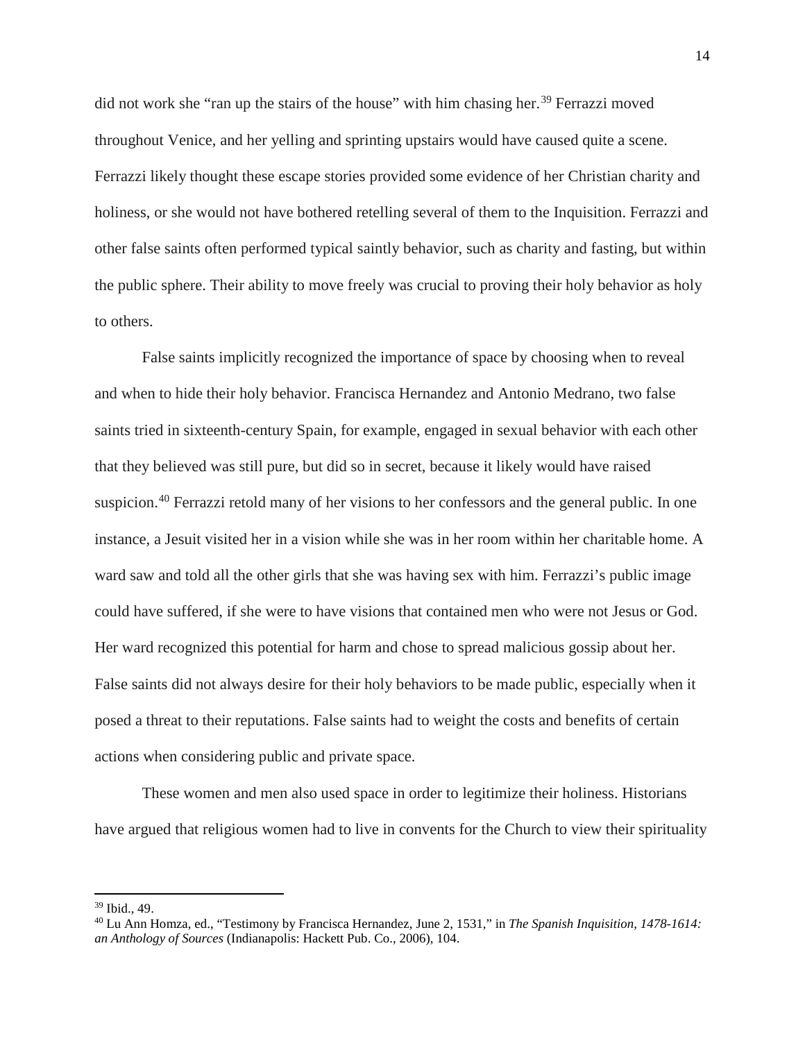did not work she "ran up the stairs of the house" with him chasing her.[39] Ferrazzi moved throughout Venice, and her yelling and sprinting upstairs would have caused quite a scene. Ferrazzi likely thought these escape stories provided some evidence of her Christian charity and holiness, or she would not have bothered retelling several of them to the Inquisition. Ferrazzi and other false saints often performed typical saintly behavior, such as charity and fasting, but within the public sphere. Their ability to move freely was crucial to proving their holy behavior as holy to others.

False saints implicitly recognized the importance of space by choosing when to reveal and when to hide their holy behavior. Francisca Hernandez and Antonio Medrano, two false saints tried in sixteenth-century Spain, for example, engaged in sexual behavior with each other that they believed was still pure, but did so in secret, because it likely would have raised suspicion.[40] Ferrazzi retold many of her visions to her confessors and the general public. In one instance, a Jesuit visited her in a vision while she was in her room within her charitable home. A ward saw and told all the other girls that she was having sex with him. Ferrazzi's public image could have suffered, if she were to have visions that contained men who were not Jesus or God. Her ward recognized this potential for harm and chose to spread malicious gossip about her. False saints did not always desire for their holy behaviors to be made public, especially when it posed a threat to their reputations. False saints had to weight the costs and benefits of certain actions when considering public and private space.

These women and men also used space in order to legitimize their holiness. Historians have argued that religious women had to live in convents for the Church to view their spirituality

---

[39] Ibid., 49.

[40] Lu Ann Homza, ed., "Testimony by Francisca Hernandez, June 2, 1531," in *The Spanish Inquisition, 1478-1614: an Anthology of Sources* (Indianapolis: Hackett Pub. Co., 2006), 104.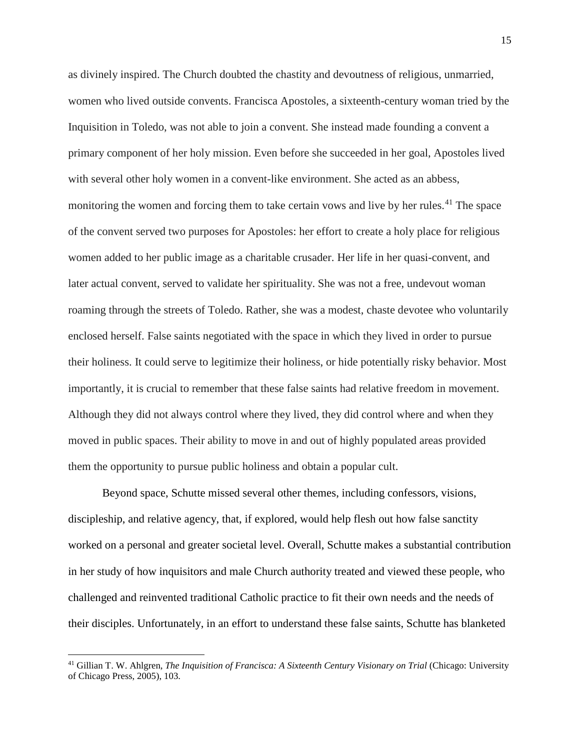as divinely inspired. The Church doubted the chastity and devoutness of religious, unmarried, women who lived outside convents. Francisca Apostoles, a sixteenth-century woman tried by the Inquisition in Toledo, was not able to join a convent. She instead made founding a convent a primary component of her holy mission. Even before she succeeded in her goal, Apostoles lived with several other holy women in a convent-like environment. She acted as an abbess, monitoring the women and forcing them to take certain vows and live by her rules.[41] The space of the convent served two purposes for Apostoles: her effort to create a holy place for religious women added to her public image as a charitable crusader. Her life in her quasi-convent, and later actual convent, served to validate her spirituality. She was not a free, undevout woman roaming through the streets of Toledo. Rather, she was a modest, chaste devotee who voluntarily enclosed herself. False saints negotiated with the space in which they lived in order to pursue their holiness. It could serve to legitimize their holiness, or hide potentially risky behavior. Most importantly, it is crucial to remember that these false saints had relative freedom in movement. Although they did not always control where they lived, they did control where and when they moved in public spaces. Their ability to move in and out of highly populated areas provided them the opportunity to pursue public holiness and obtain a popular cult.

Beyond space, Schutte missed several other themes, including confessors, visions, discipleship, and relative agency, that, if explored, would help flesh out how false sanctity worked on a personal and greater societal level. Overall, Schutte makes a substantial contribution in her study of how inquisitors and male Church authority treated and viewed these people, who challenged and reinvented traditional Catholic practice to fit their own needs and the needs of their disciples. Unfortunately, in an effort to understand these false saints, Schutte has blanketed

---

[41] Gillian T. W. Ahlgren, *The Inquisition of Francisca: A Sixteenth Century Visionary on Trial* (Chicago: University of Chicago Press, 2005), 103.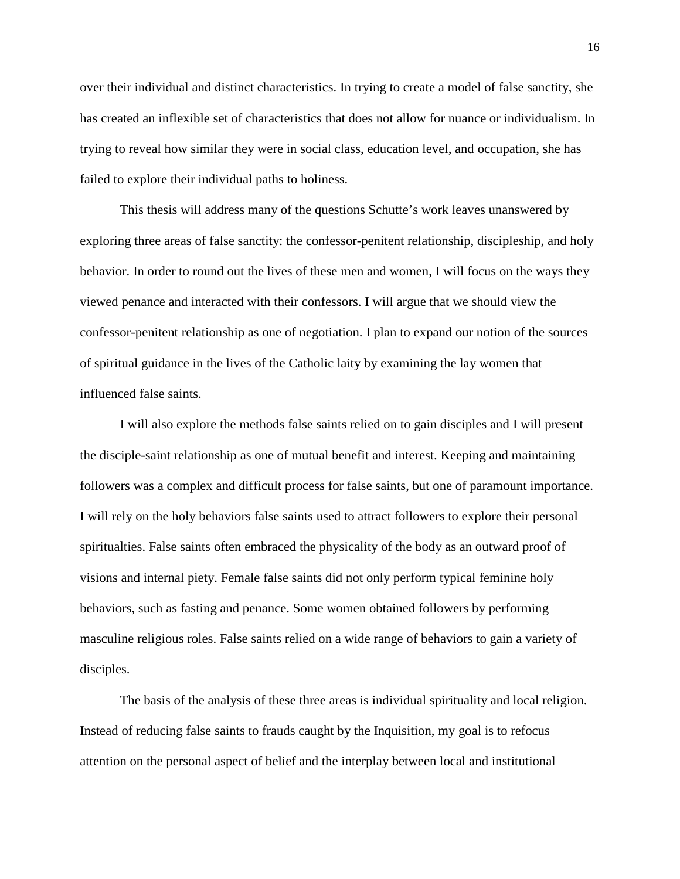over their individual and distinct characteristics. In trying to create a model of false sanctity, she has created an inflexible set of characteristics that does not allow for nuance or individualism. In trying to reveal how similar they were in social class, education level, and occupation, she has failed to explore their individual paths to holiness.

This thesis will address many of the questions Schutte's work leaves unanswered by exploring three areas of false sanctity: the confessor-penitent relationship, discipleship, and holy behavior. In order to round out the lives of these men and women, I will focus on the ways they viewed penance and interacted with their confessors. I will argue that we should view the confessor-penitent relationship as one of negotiation. I plan to expand our notion of the sources of spiritual guidance in the lives of the Catholic laity by examining the lay women that influenced false saints.

I will also explore the methods false saints relied on to gain disciples and I will present the disciple-saint relationship as one of mutual benefit and interest. Keeping and maintaining followers was a complex and difficult process for false saints, but one of paramount importance. I will rely on the holy behaviors false saints used to attract followers to explore their personal spiritualties. False saints often embraced the physicality of the body as an outward proof of visions and internal piety. Female false saints did not only perform typical feminine holy behaviors, such as fasting and penance. Some women obtained followers by performing masculine religious roles. False saints relied on a wide range of behaviors to gain a variety of disciples.

The basis of the analysis of these three areas is individual spirituality and local religion. Instead of reducing false saints to frauds caught by the Inquisition, my goal is to refocus attention on the personal aspect of belief and the interplay between local and institutional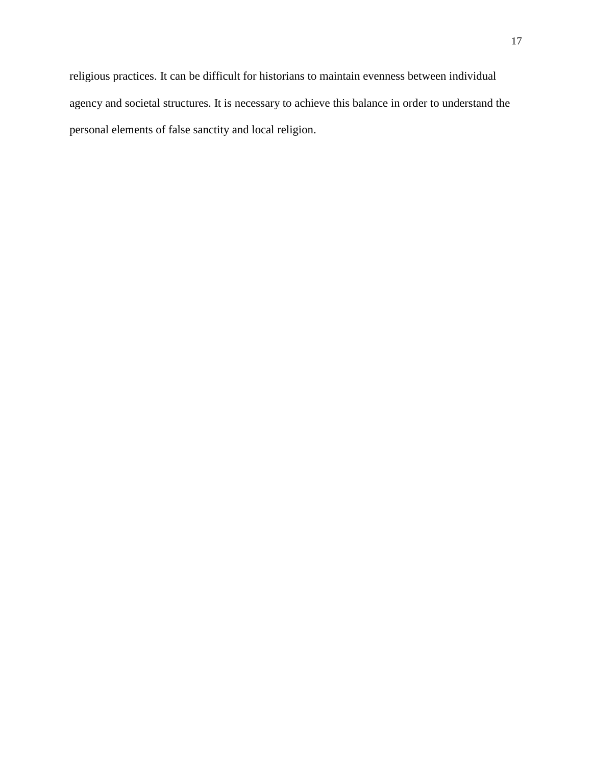religious practices. It can be difficult for historians to maintain evenness between individual agency and societal structures. It is necessary to achieve this balance in order to understand the personal elements of false sanctity and local religion.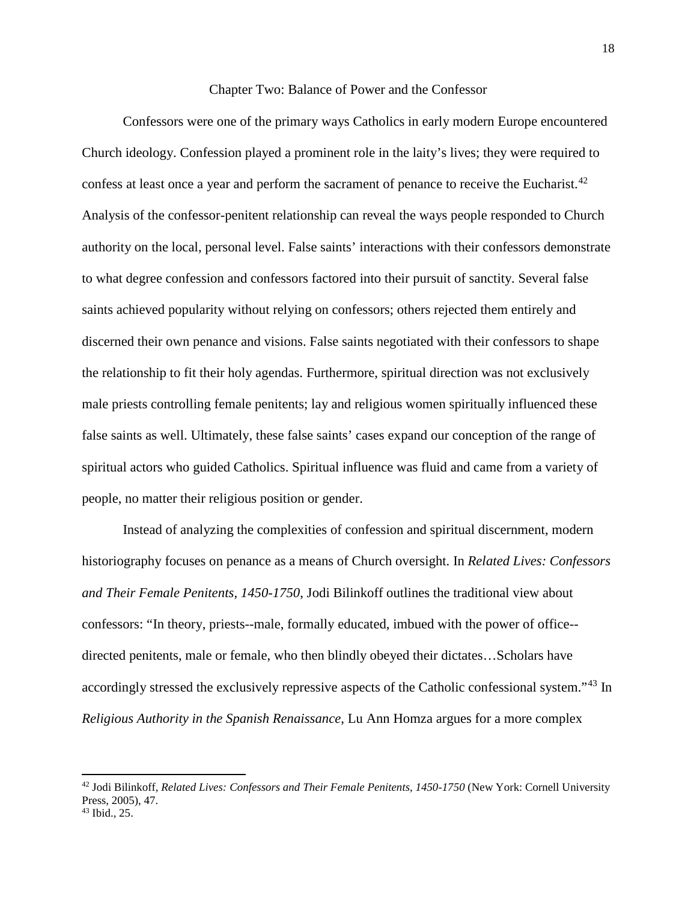## Chapter Two: Balance of Power and the Confessor

Confessors were one of the primary ways Catholics in early modern Europe encountered Church ideology. Confession played a prominent role in the laity's lives; they were required to confess at least once a year and perform the sacrament of penance to receive the Eucharist.[42] Analysis of the confessor-penitent relationship can reveal the ways people responded to Church authority on the local, personal level. False saints' interactions with their confessors demonstrate to what degree confession and confessors factored into their pursuit of sanctity. Several false saints achieved popularity without relying on confessors; others rejected them entirely and discerned their own penance and visions. False saints negotiated with their confessors to shape the relationship to fit their holy agendas. Furthermore, spiritual direction was not exclusively male priests controlling female penitents; lay and religious women spiritually influenced these false saints as well. Ultimately, these false saints' cases expand our conception of the range of spiritual actors who guided Catholics. Spiritual influence was fluid and came from a variety of people, no matter their religious position or gender.

Instead of analyzing the complexities of confession and spiritual discernment, modern historiography focuses on penance as a means of Church oversight. In *Related Lives: Confessors and Their Female Penitents, 1450-1750*, Jodi Bilinkoff outlines the traditional view about confessors: "In theory, priests--male, formally educated, imbued with the power of office--directed penitents, male or female, who then blindly obeyed their dictates…Scholars have accordingly stressed the exclusively repressive aspects of the Catholic confessional system."[43] In *Religious Authority in the Spanish Renaissance*, Lu Ann Homza argues for a more complex

---

[42] Jodi Bilinkoff, *Related Lives: Confessors and Their Female Penitents, 1450-1750* (New York: Cornell University Press, 2005), 47.

[43] Ibid., 25.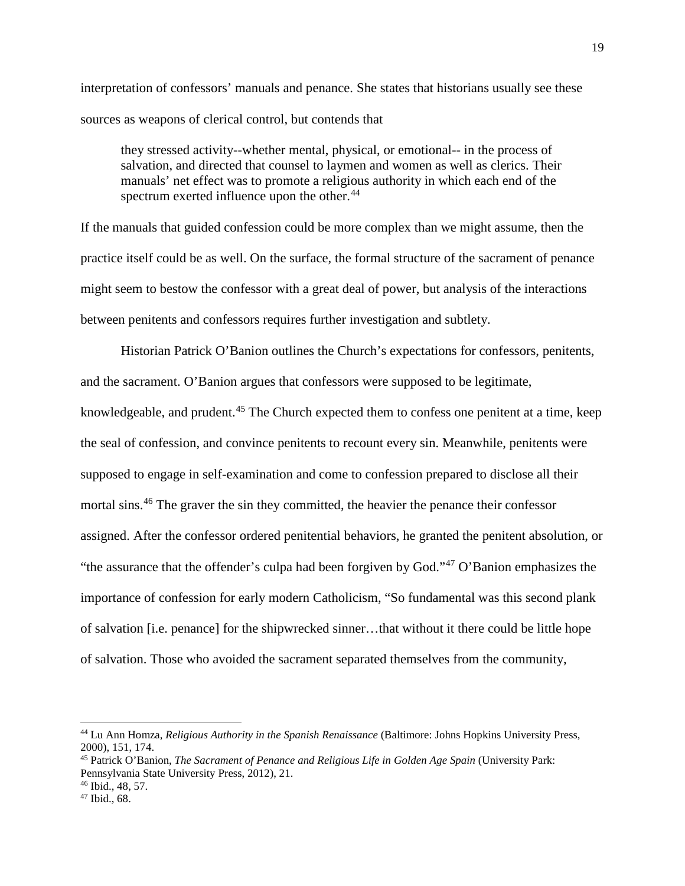interpretation of confessors' manuals and penance. She states that historians usually see these sources as weapons of clerical control, but contends that

> they stressed activity--whether mental, physical, or emotional-- in the process of salvation, and directed that counsel to laymen and women as well as clerics. Their manuals' net effect was to promote a religious authority in which each end of the spectrum exerted influence upon the other.[44]

If the manuals that guided confession could be more complex than we might assume, then the practice itself could be as well. On the surface, the formal structure of the sacrament of penance might seem to bestow the confessor with a great deal of power, but analysis of the interactions between penitents and confessors requires further investigation and subtlety.

Historian Patrick O'Banion outlines the Church's expectations for confessors, penitents, and the sacrament. O'Banion argues that confessors were supposed to be legitimate, knowledgeable, and prudent.[45] The Church expected them to confess one penitent at a time, keep the seal of confession, and convince penitents to recount every sin. Meanwhile, penitents were supposed to engage in self-examination and come to confession prepared to disclose all their mortal sins.[46] The graver the sin they committed, the heavier the penance their confessor assigned. After the confessor ordered penitential behaviors, he granted the penitent absolution, or "the assurance that the offender's culpa had been forgiven by God."[47] O'Banion emphasizes the importance of confession for early modern Catholicism, "So fundamental was this second plank of salvation [i.e. penance] for the shipwrecked sinner…that without it there could be little hope of salvation. Those who avoided the sacrament separated themselves from the community,

---

[44] Lu Ann Homza, *Religious Authority in the Spanish Renaissance* (Baltimore: Johns Hopkins University Press, 2000), 151, 174.

[45] Patrick O'Banion, *The Sacrament of Penance and Religious Life in Golden Age Spain* (University Park: Pennsylvania State University Press, 2012), 21.

[46] Ibid., 48, 57.

[47] Ibid., 68.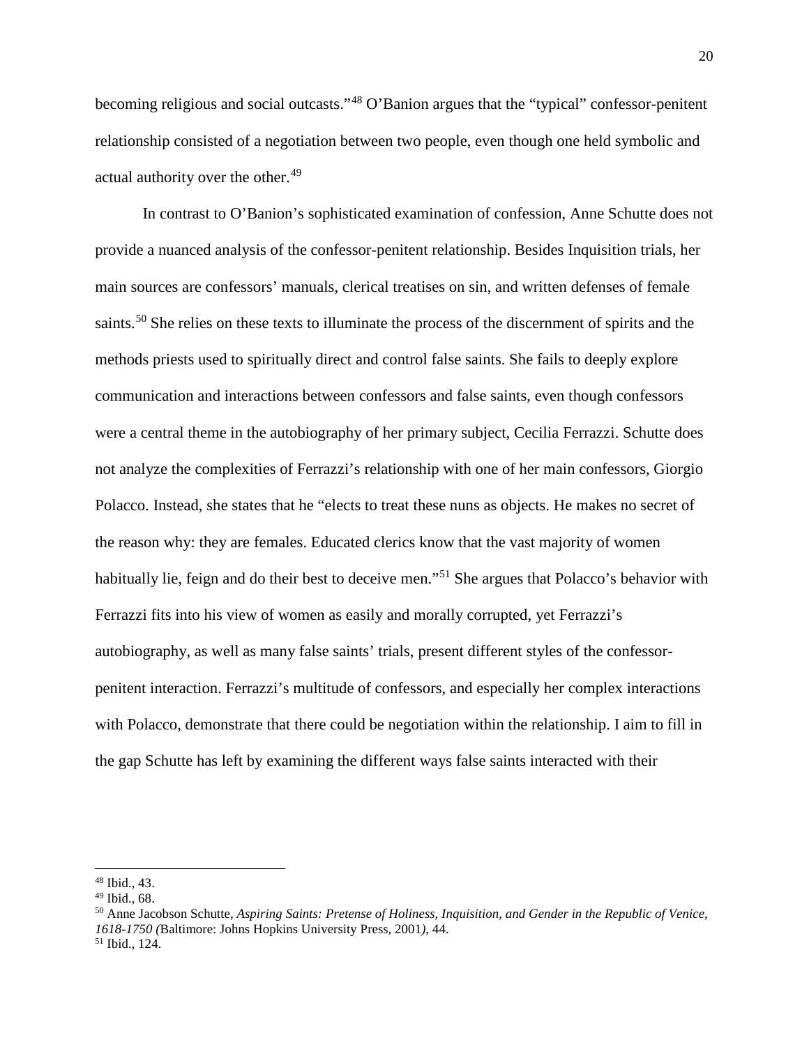becoming religious and social outcasts."[48] O'Banion argues that the "typical" confessor-penitent relationship consisted of a negotiation between two people, even though one held symbolic and actual authority over the other.[49]

In contrast to O'Banion's sophisticated examination of confession, Anne Schutte does not provide a nuanced analysis of the confessor-penitent relationship. Besides Inquisition trials, her main sources are confessors' manuals, clerical treatises on sin, and written defenses of female saints.[50] She relies on these texts to illuminate the process of the discernment of spirits and the methods priests used to spiritually direct and control false saints. She fails to deeply explore communication and interactions between confessors and false saints, even though confessors were a central theme in the autobiography of her primary subject, Cecilia Ferrazzi. Schutte does not analyze the complexities of Ferrazzi's relationship with one of her main confessors, Giorgio Polacco. Instead, she states that he "elects to treat these nuns as objects. He makes no secret of the reason why: they are females. Educated clerics know that the vast majority of women habitually lie, feign and do their best to deceive men."[51] She argues that Polacco's behavior with Ferrazzi fits into his view of women as easily and morally corrupted, yet Ferrazzi's autobiography, as well as many false saints' trials, present different styles of the confessor-penitent interaction. Ferrazzi's multitude of confessors, and especially her complex interactions with Polacco, demonstrate that there could be negotiation within the relationship. I aim to fill in the gap Schutte has left by examining the different ways false saints interacted with their

---

[48] Ibid., 43.
[49] Ibid., 68.
[50] Anne Jacobson Schutte, *Aspiring Saints: Pretense of Holiness, Inquisition, and Gender in the Republic of Venice, 1618-1750 (*Baltimore: Johns Hopkins University Press, 2001*)*, 44.
[51] Ibid., 124.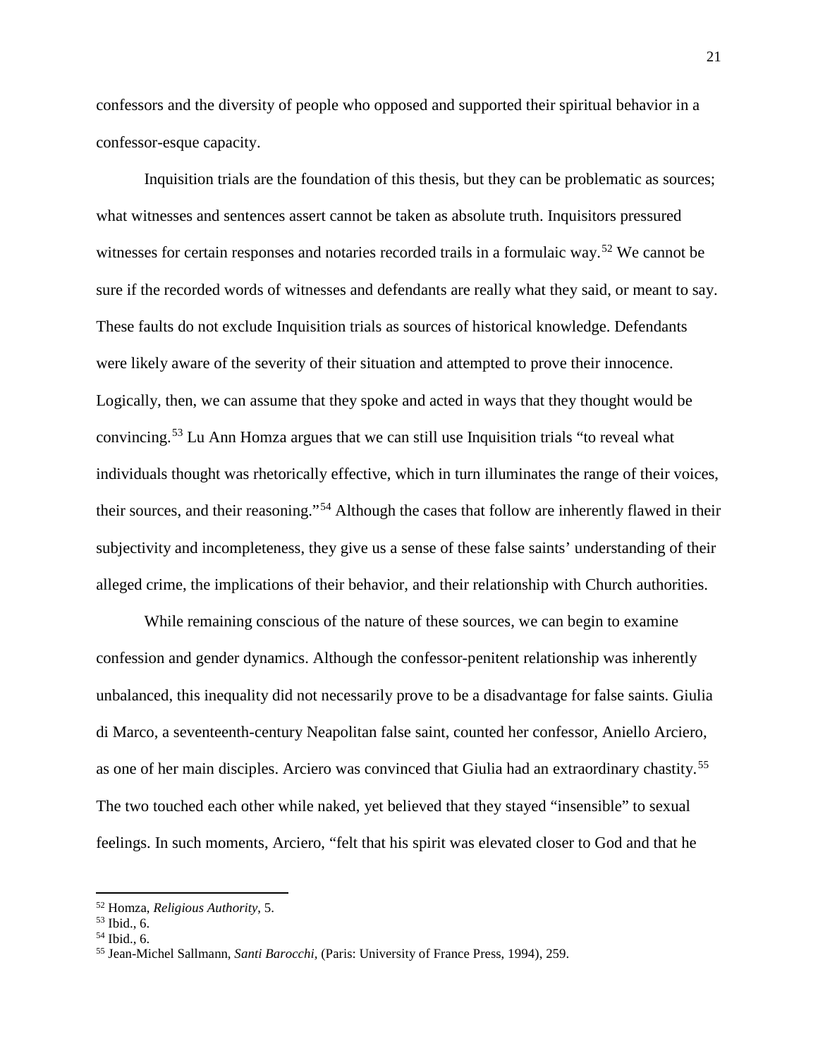confessors and the diversity of people who opposed and supported their spiritual behavior in a confessor-esque capacity.

Inquisition trials are the foundation of this thesis, but they can be problematic as sources; what witnesses and sentences assert cannot be taken as absolute truth. Inquisitors pressured witnesses for certain responses and notaries recorded trails in a formulaic way.[52] We cannot be sure if the recorded words of witnesses and defendants are really what they said, or meant to say. These faults do not exclude Inquisition trials as sources of historical knowledge. Defendants were likely aware of the severity of their situation and attempted to prove their innocence. Logically, then, we can assume that they spoke and acted in ways that they thought would be convincing.[53] Lu Ann Homza argues that we can still use Inquisition trials "to reveal what individuals thought was rhetorically effective, which in turn illuminates the range of their voices, their sources, and their reasoning."[54] Although the cases that follow are inherently flawed in their subjectivity and incompleteness, they give us a sense of these false saints' understanding of their alleged crime, the implications of their behavior, and their relationship with Church authorities.

While remaining conscious of the nature of these sources, we can begin to examine confession and gender dynamics. Although the confessor-penitent relationship was inherently unbalanced, this inequality did not necessarily prove to be a disadvantage for false saints. Giulia di Marco, a seventeenth-century Neapolitan false saint, counted her confessor, Aniello Arciero, as one of her main disciples. Arciero was convinced that Giulia had an extraordinary chastity.[55] The two touched each other while naked, yet believed that they stayed "insensible" to sexual feelings. In such moments, Arciero, "felt that his spirit was elevated closer to God and that he

---

[52] Homza, *Religious Authority*, 5.

[53] Ibid., 6.

[54] Ibid., 6.

[55] Jean-Michel Sallmann, *Santi Barocchi*, (Paris: University of France Press, 1994), 259.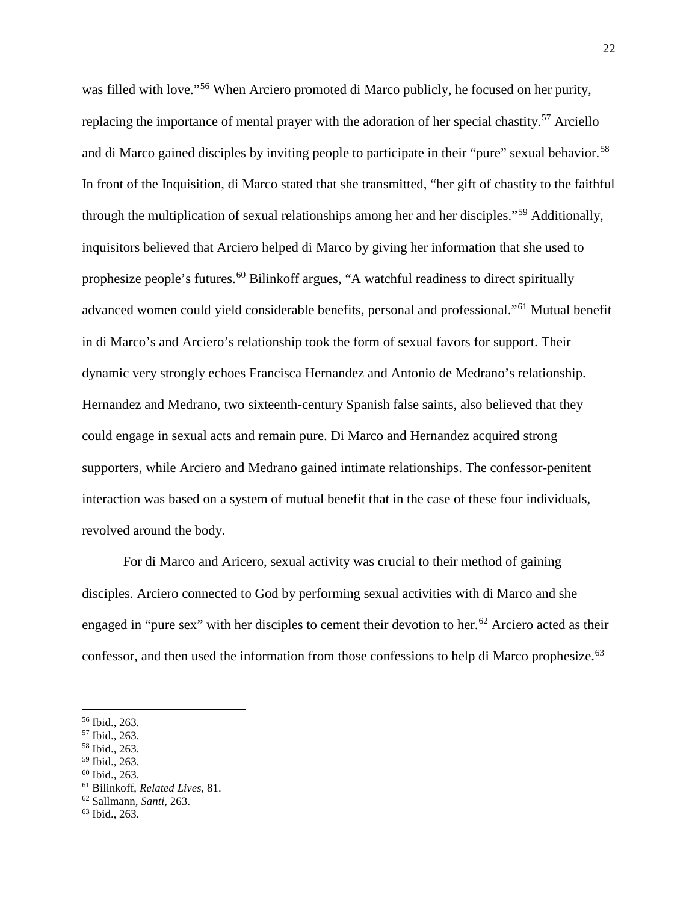was filled with love."[56] When Arciero promoted di Marco publicly, he focused on her purity, replacing the importance of mental prayer with the adoration of her special chastity.[57] Arciello and di Marco gained disciples by inviting people to participate in their "pure" sexual behavior.[58] In front of the Inquisition, di Marco stated that she transmitted, "her gift of chastity to the faithful through the multiplication of sexual relationships among her and her disciples."[59] Additionally, inquisitors believed that Arciero helped di Marco by giving her information that she used to prophesize people's futures.[60] Bilinkoff argues, "A watchful readiness to direct spiritually advanced women could yield considerable benefits, personal and professional."[61] Mutual benefit in di Marco's and Arciero's relationship took the form of sexual favors for support. Their dynamic very strongly echoes Francisca Hernandez and Antonio de Medrano's relationship. Hernandez and Medrano, two sixteenth-century Spanish false saints, also believed that they could engage in sexual acts and remain pure. Di Marco and Hernandez acquired strong supporters, while Arciero and Medrano gained intimate relationships. The confessor-penitent interaction was based on a system of mutual benefit that in the case of these four individuals, revolved around the body.

For di Marco and Aricero, sexual activity was crucial to their method of gaining disciples. Arciero connected to God by performing sexual activities with di Marco and she engaged in "pure sex" with her disciples to cement their devotion to her.[62] Arciero acted as their confessor, and then used the information from those confessions to help di Marco prophesize.[63]

---

[56] Ibid., 263.
[57] Ibid., 263.
[58] Ibid., 263.
[59] Ibid., 263.
[60] Ibid., 263.
[61] Bilinkoff, *Related Lives*, 81.
[62] Sallmann, *Santi*, 263.
[63] Ibid., 263.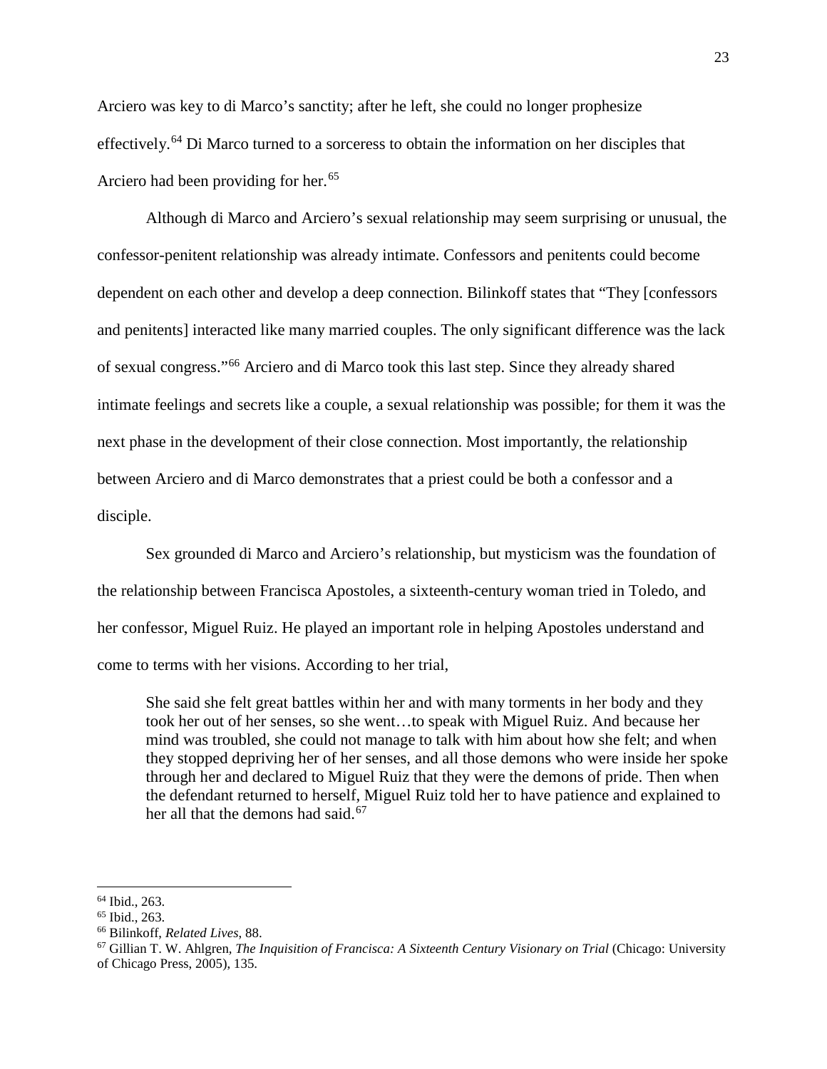Arciero was key to di Marco's sanctity; after he left, she could no longer prophesize effectively.[64] Di Marco turned to a sorceress to obtain the information on her disciples that Arciero had been providing for her.[65]

Although di Marco and Arciero's sexual relationship may seem surprising or unusual, the confessor-penitent relationship was already intimate. Confessors and penitents could become dependent on each other and develop a deep connection. Bilinkoff states that "They [confessors and penitents] interacted like many married couples. The only significant difference was the lack of sexual congress."[66] Arciero and di Marco took this last step. Since they already shared intimate feelings and secrets like a couple, a sexual relationship was possible; for them it was the next phase in the development of their close connection. Most importantly, the relationship between Arciero and di Marco demonstrates that a priest could be both a confessor and a disciple.

Sex grounded di Marco and Arciero's relationship, but mysticism was the foundation of the relationship between Francisca Apostoles, a sixteenth-century woman tried in Toledo, and her confessor, Miguel Ruiz. He played an important role in helping Apostoles understand and come to terms with her visions. According to her trial,

> She said she felt great battles within her and with many torments in her body and they took her out of her senses, so she went…to speak with Miguel Ruiz. And because her mind was troubled, she could not manage to talk with him about how she felt; and when they stopped depriving her of her senses, and all those demons who were inside her spoke through her and declared to Miguel Ruiz that they were the demons of pride. Then when the defendant returned to herself, Miguel Ruiz told her to have patience and explained to her all that the demons had said.[67]

---

[64] Ibid., 263.

[65] Ibid., 263.

[66] Bilinkoff, *Related Lives*, 88.

[67] Gillian T. W. Ahlgren, *The Inquisition of Francisca: A Sixteenth Century Visionary on Trial* (Chicago: University of Chicago Press, 2005), 135.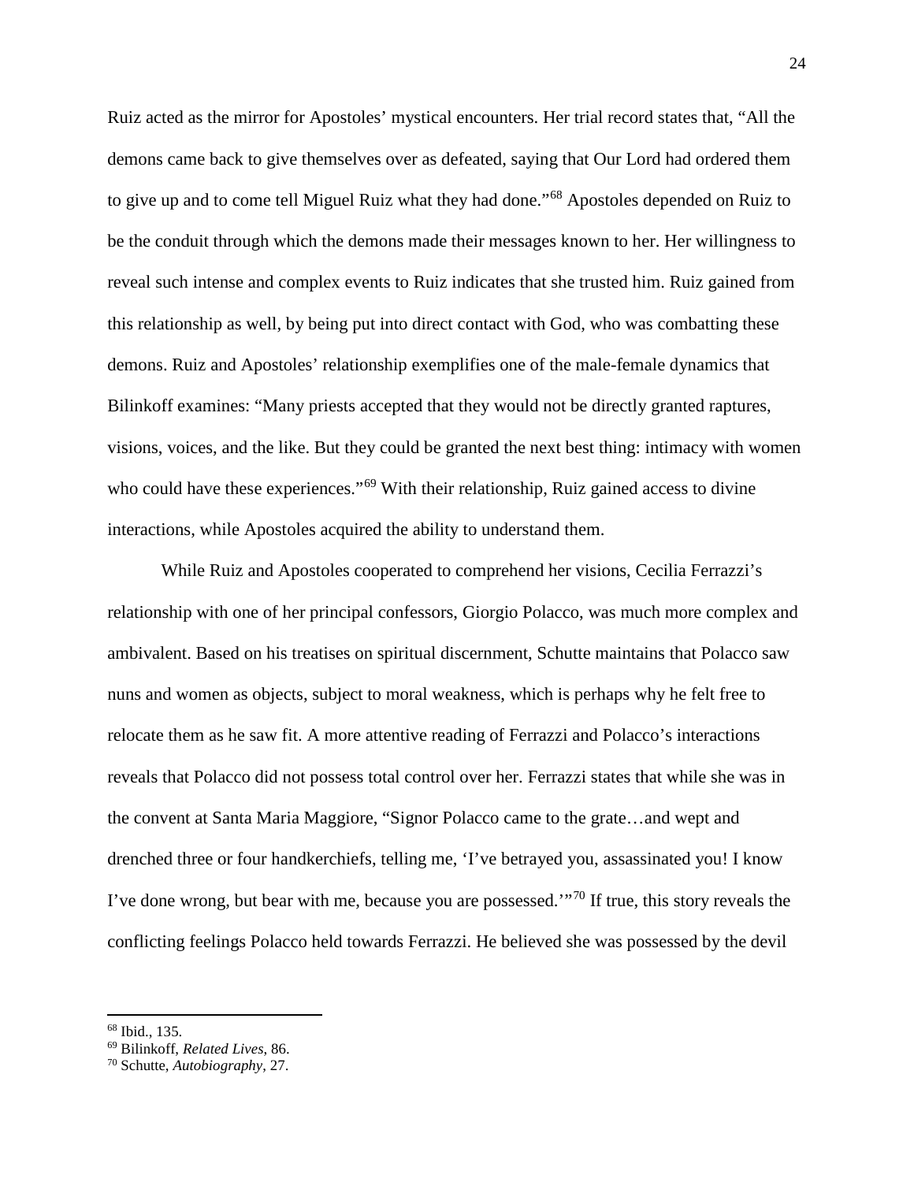Ruiz acted as the mirror for Apostoles' mystical encounters. Her trial record states that, "All the demons came back to give themselves over as defeated, saying that Our Lord had ordered them to give up and to come tell Miguel Ruiz what they had done."[68] Apostoles depended on Ruiz to be the conduit through which the demons made their messages known to her. Her willingness to reveal such intense and complex events to Ruiz indicates that she trusted him. Ruiz gained from this relationship as well, by being put into direct contact with God, who was combatting these demons. Ruiz and Apostoles' relationship exemplifies one of the male-female dynamics that Bilinkoff examines: "Many priests accepted that they would not be directly granted raptures, visions, voices, and the like. But they could be granted the next best thing: intimacy with women who could have these experiences."[69] With their relationship, Ruiz gained access to divine interactions, while Apostoles acquired the ability to understand them.

While Ruiz and Apostoles cooperated to comprehend her visions, Cecilia Ferrazzi's relationship with one of her principal confessors, Giorgio Polacco, was much more complex and ambivalent. Based on his treatises on spiritual discernment, Schutte maintains that Polacco saw nuns and women as objects, subject to moral weakness, which is perhaps why he felt free to relocate them as he saw fit. A more attentive reading of Ferrazzi and Polacco's interactions reveals that Polacco did not possess total control over her. Ferrazzi states that while she was in the convent at Santa Maria Maggiore, "Signor Polacco came to the grate…and wept and drenched three or four handkerchiefs, telling me, 'I've betrayed you, assassinated you! I know I've done wrong, but bear with me, because you are possessed.'"[70] If true, this story reveals the conflicting feelings Polacco held towards Ferrazzi. He believed she was possessed by the devil

---

[68] Ibid., 135.
[69] Bilinkoff, *Related Lives*, 86.
[70] Schutte, *Autobiography*, 27.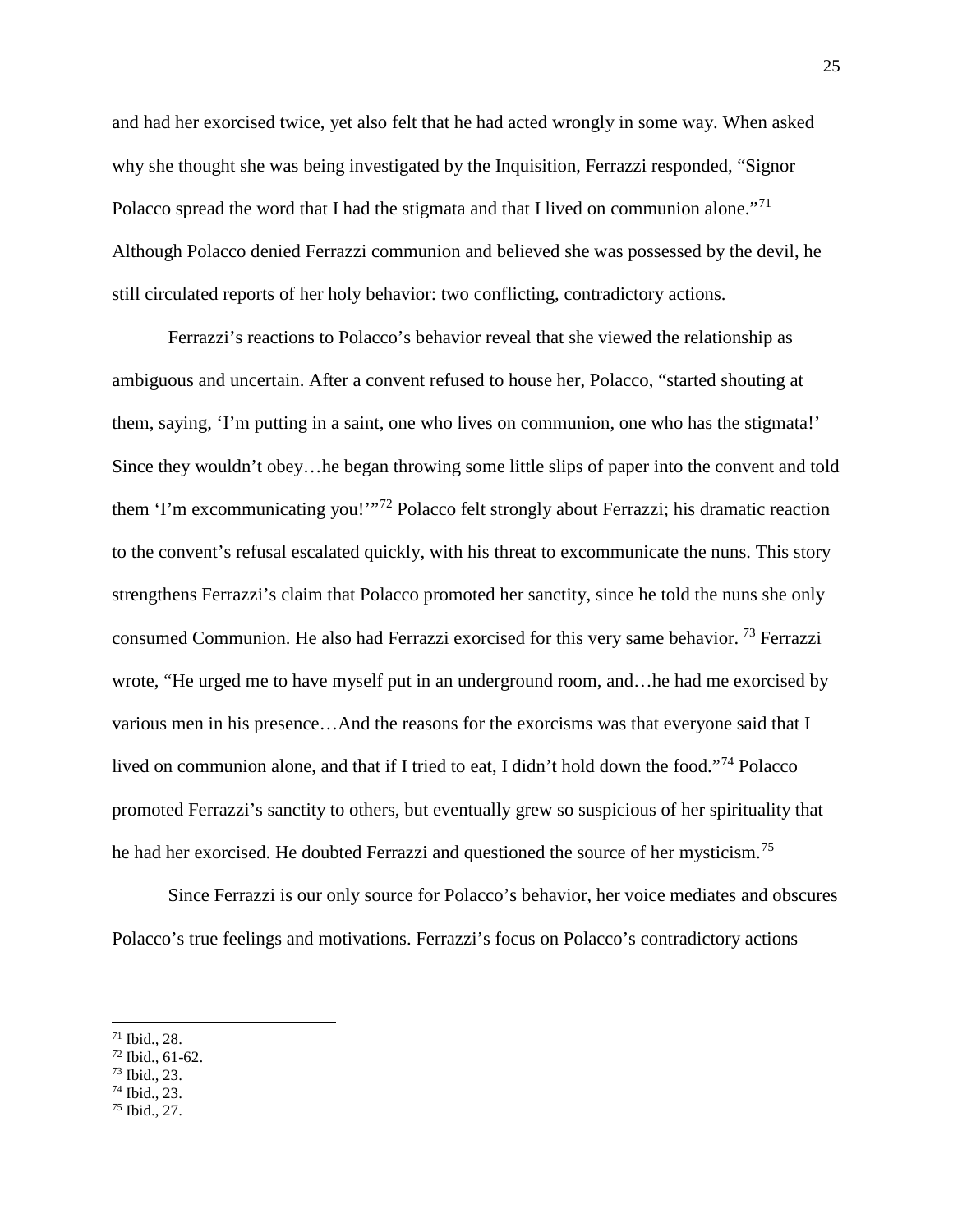and had her exorcised twice, yet also felt that he had acted wrongly in some way. When asked why she thought she was being investigated by the Inquisition, Ferrazzi responded, "Signor Polacco spread the word that I had the stigmata and that I lived on communion alone."[71] Although Polacco denied Ferrazzi communion and believed she was possessed by the devil, he still circulated reports of her holy behavior: two conflicting, contradictory actions.

Ferrazzi's reactions to Polacco's behavior reveal that she viewed the relationship as ambiguous and uncertain. After a convent refused to house her, Polacco, "started shouting at them, saying, 'I'm putting in a saint, one who lives on communion, one who has the stigmata!' Since they wouldn't obey…he began throwing some little slips of paper into the convent and told them 'I'm excommunicating you!'"[72] Polacco felt strongly about Ferrazzi; his dramatic reaction to the convent's refusal escalated quickly, with his threat to excommunicate the nuns. This story strengthens Ferrazzi's claim that Polacco promoted her sanctity, since he told the nuns she only consumed Communion. He also had Ferrazzi exorcised for this very same behavior. [73] Ferrazzi wrote, "He urged me to have myself put in an underground room, and…he had me exorcised by various men in his presence…And the reasons for the exorcisms was that everyone said that I lived on communion alone, and that if I tried to eat, I didn't hold down the food."[74] Polacco promoted Ferrazzi's sanctity to others, but eventually grew so suspicious of her spirituality that he had her exorcised. He doubted Ferrazzi and questioned the source of her mysticism.[75]

Since Ferrazzi is our only source for Polacco's behavior, her voice mediates and obscures Polacco's true feelings and motivations. Ferrazzi's focus on Polacco's contradictory actions

---

[71] Ibid., 28.
[72] Ibid., 61-62.
[73] Ibid., 23.
[74] Ibid., 23.
[75] Ibid., 27.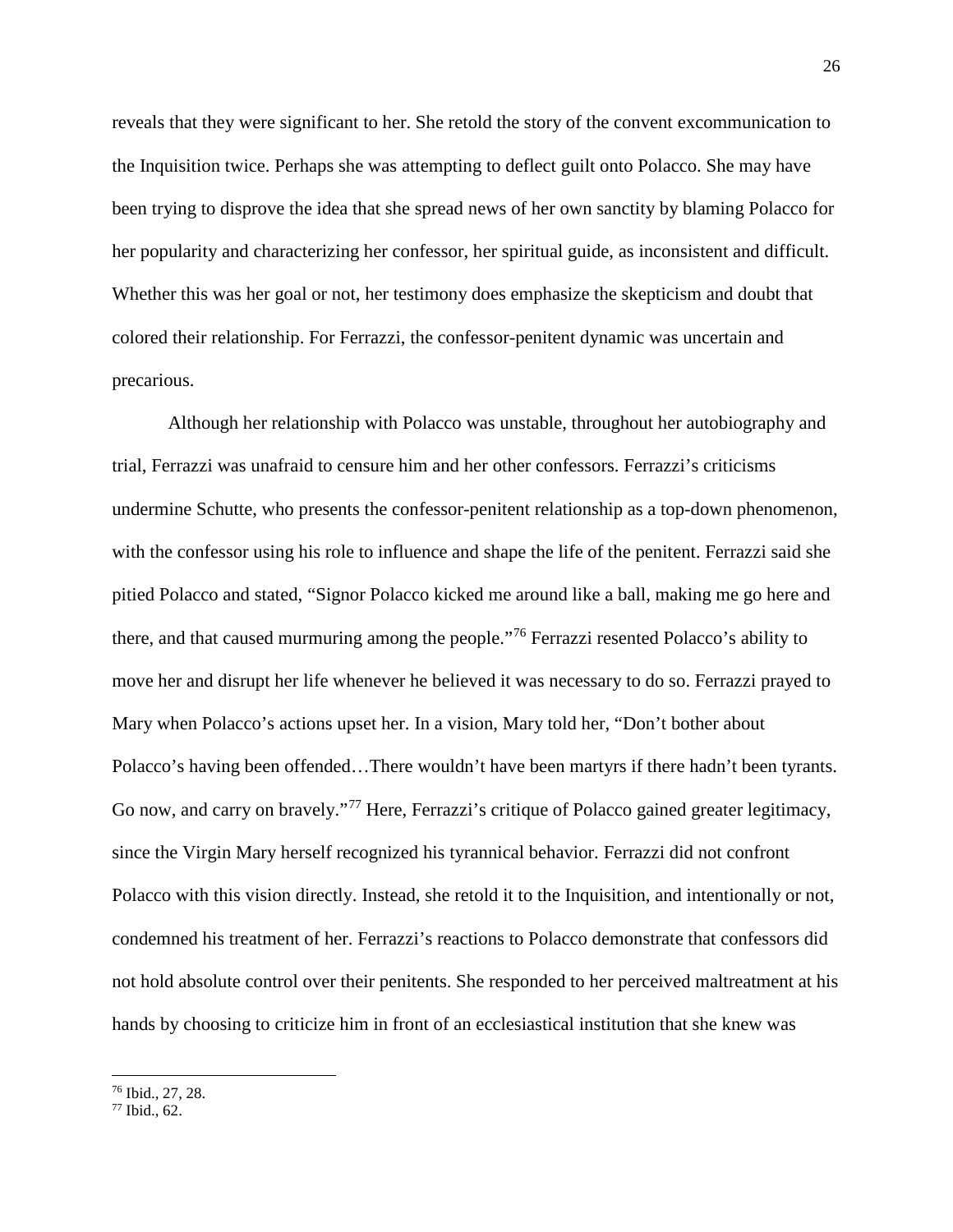reveals that they were significant to her. She retold the story of the convent excommunication to the Inquisition twice. Perhaps she was attempting to deflect guilt onto Polacco. She may have been trying to disprove the idea that she spread news of her own sanctity by blaming Polacco for her popularity and characterizing her confessor, her spiritual guide, as inconsistent and difficult. Whether this was her goal or not, her testimony does emphasize the skepticism and doubt that colored their relationship. For Ferrazzi, the confessor-penitent dynamic was uncertain and precarious.

Although her relationship with Polacco was unstable, throughout her autobiography and trial, Ferrazzi was unafraid to censure him and her other confessors. Ferrazzi's criticisms undermine Schutte, who presents the confessor-penitent relationship as a top-down phenomenon, with the confessor using his role to influence and shape the life of the penitent. Ferrazzi said she pitied Polacco and stated, "Signor Polacco kicked me around like a ball, making me go here and there, and that caused murmuring among the people."[76] Ferrazzi resented Polacco's ability to move her and disrupt her life whenever he believed it was necessary to do so. Ferrazzi prayed to Mary when Polacco's actions upset her. In a vision, Mary told her, "Don't bother about Polacco's having been offended…There wouldn't have been martyrs if there hadn't been tyrants. Go now, and carry on bravely."[77] Here, Ferrazzi's critique of Polacco gained greater legitimacy, since the Virgin Mary herself recognized his tyrannical behavior. Ferrazzi did not confront Polacco with this vision directly. Instead, she retold it to the Inquisition, and intentionally or not, condemned his treatment of her. Ferrazzi's reactions to Polacco demonstrate that confessors did not hold absolute control over their penitents. She responded to her perceived maltreatment at his hands by choosing to criticize him in front of an ecclesiastical institution that she knew was

---

[76] Ibid., 27, 28.

[77] Ibid., 62.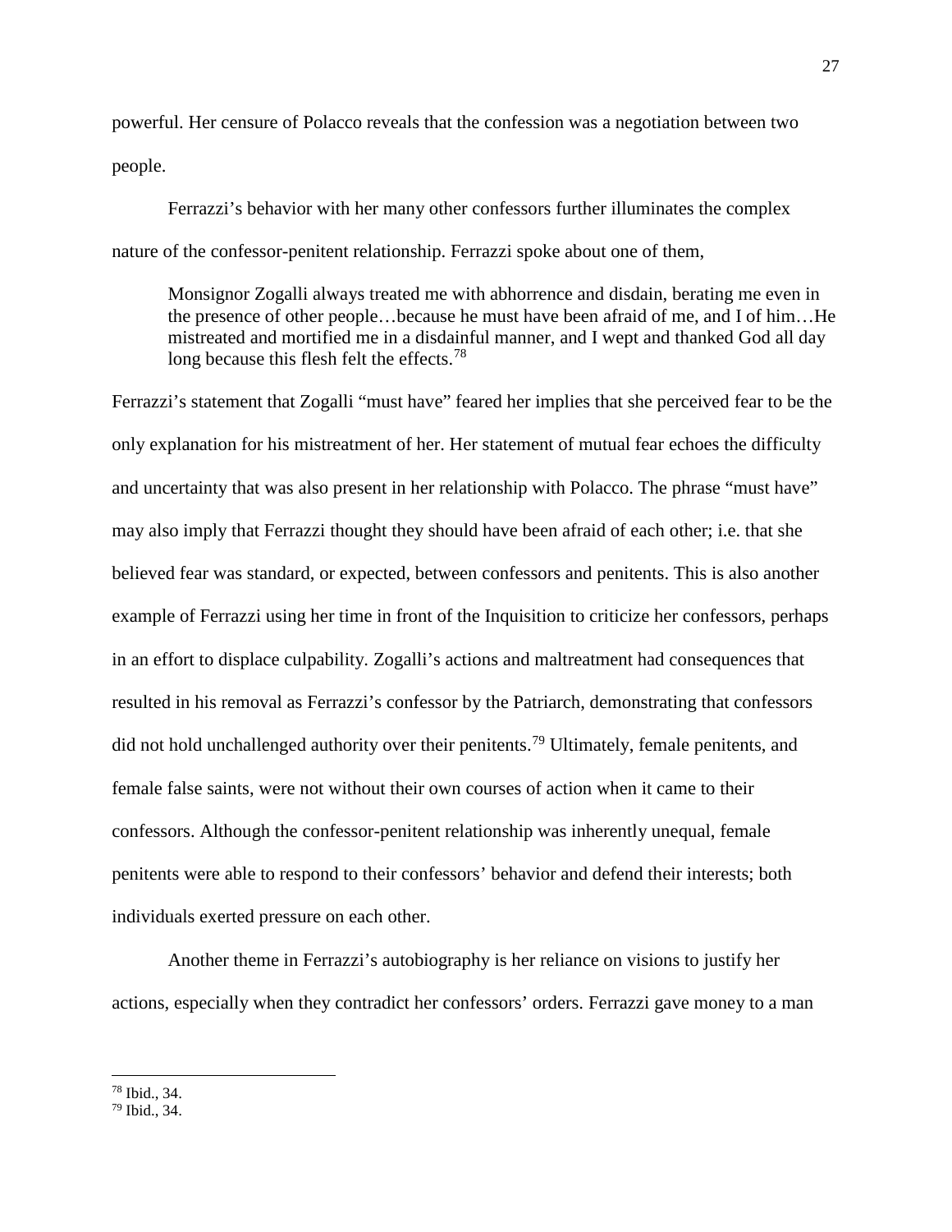powerful. Her censure of Polacco reveals that the confession was a negotiation between two people.

Ferrazzi's behavior with her many other confessors further illuminates the complex nature of the confessor-penitent relationship. Ferrazzi spoke about one of them,

> Monsignor Zogalli always treated me with abhorrence and disdain, berating me even in the presence of other people…because he must have been afraid of me, and I of him…He mistreated and mortified me in a disdainful manner, and I wept and thanked God all day long because this flesh felt the effects.[78]

Ferrazzi's statement that Zogalli "must have" feared her implies that she perceived fear to be the only explanation for his mistreatment of her. Her statement of mutual fear echoes the difficulty and uncertainty that was also present in her relationship with Polacco. The phrase "must have" may also imply that Ferrazzi thought they should have been afraid of each other; i.e. that she believed fear was standard, or expected, between confessors and penitents. This is also another example of Ferrazzi using her time in front of the Inquisition to criticize her confessors, perhaps in an effort to displace culpability. Zogalli's actions and maltreatment had consequences that resulted in his removal as Ferrazzi's confessor by the Patriarch, demonstrating that confessors did not hold unchallenged authority over their penitents.[79] Ultimately, female penitents, and female false saints, were not without their own courses of action when it came to their confessors. Although the confessor-penitent relationship was inherently unequal, female penitents were able to respond to their confessors' behavior and defend their interests; both individuals exerted pressure on each other.

Another theme in Ferrazzi's autobiography is her reliance on visions to justify her actions, especially when they contradict her confessors' orders. Ferrazzi gave money to a man

[78] Ibid., 34.
[79] Ibid., 34.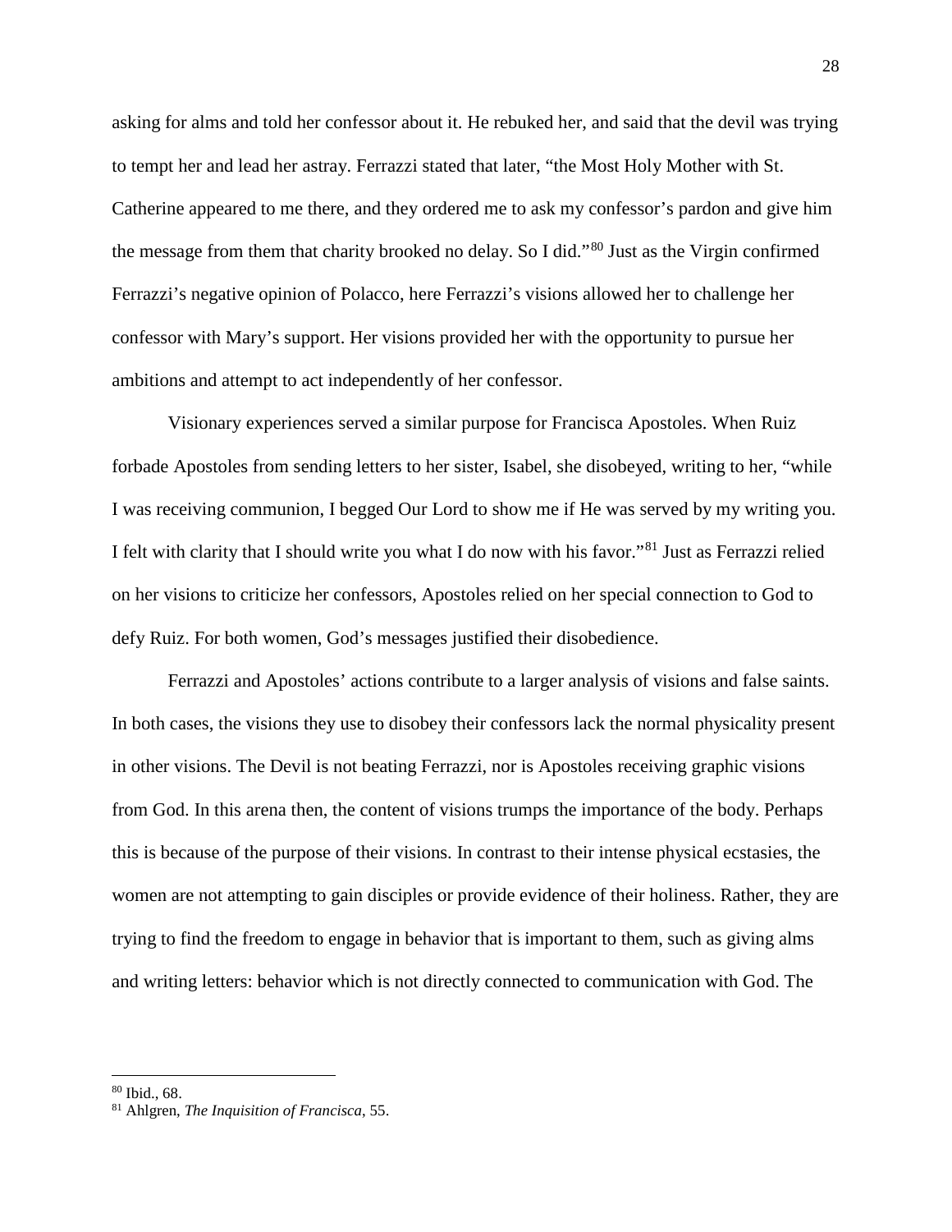asking for alms and told her confessor about it. He rebuked her, and said that the devil was trying to tempt her and lead her astray. Ferrazzi stated that later, "the Most Holy Mother with St. Catherine appeared to me there, and they ordered me to ask my confessor's pardon and give him the message from them that charity brooked no delay. So I did."[80] Just as the Virgin confirmed Ferrazzi's negative opinion of Polacco, here Ferrazzi's visions allowed her to challenge her confessor with Mary's support. Her visions provided her with the opportunity to pursue her ambitions and attempt to act independently of her confessor.

Visionary experiences served a similar purpose for Francisca Apostoles. When Ruiz forbade Apostoles from sending letters to her sister, Isabel, she disobeyed, writing to her, "while I was receiving communion, I begged Our Lord to show me if He was served by my writing you. I felt with clarity that I should write you what I do now with his favor."[81] Just as Ferrazzi relied on her visions to criticize her confessors, Apostoles relied on her special connection to God to defy Ruiz. For both women, God's messages justified their disobedience.

Ferrazzi and Apostoles' actions contribute to a larger analysis of visions and false saints. In both cases, the visions they use to disobey their confessors lack the normal physicality present in other visions. The Devil is not beating Ferrazzi, nor is Apostoles receiving graphic visions from God. In this arena then, the content of visions trumps the importance of the body. Perhaps this is because of the purpose of their visions. In contrast to their intense physical ecstasies, the women are not attempting to gain disciples or provide evidence of their holiness. Rather, they are trying to find the freedom to engage in behavior that is important to them, such as giving alms and writing letters: behavior which is not directly connected to communication with God. The

---

[80] Ibid., 68.

[81] Ahlgren, *The Inquisition of Francisca*, 55.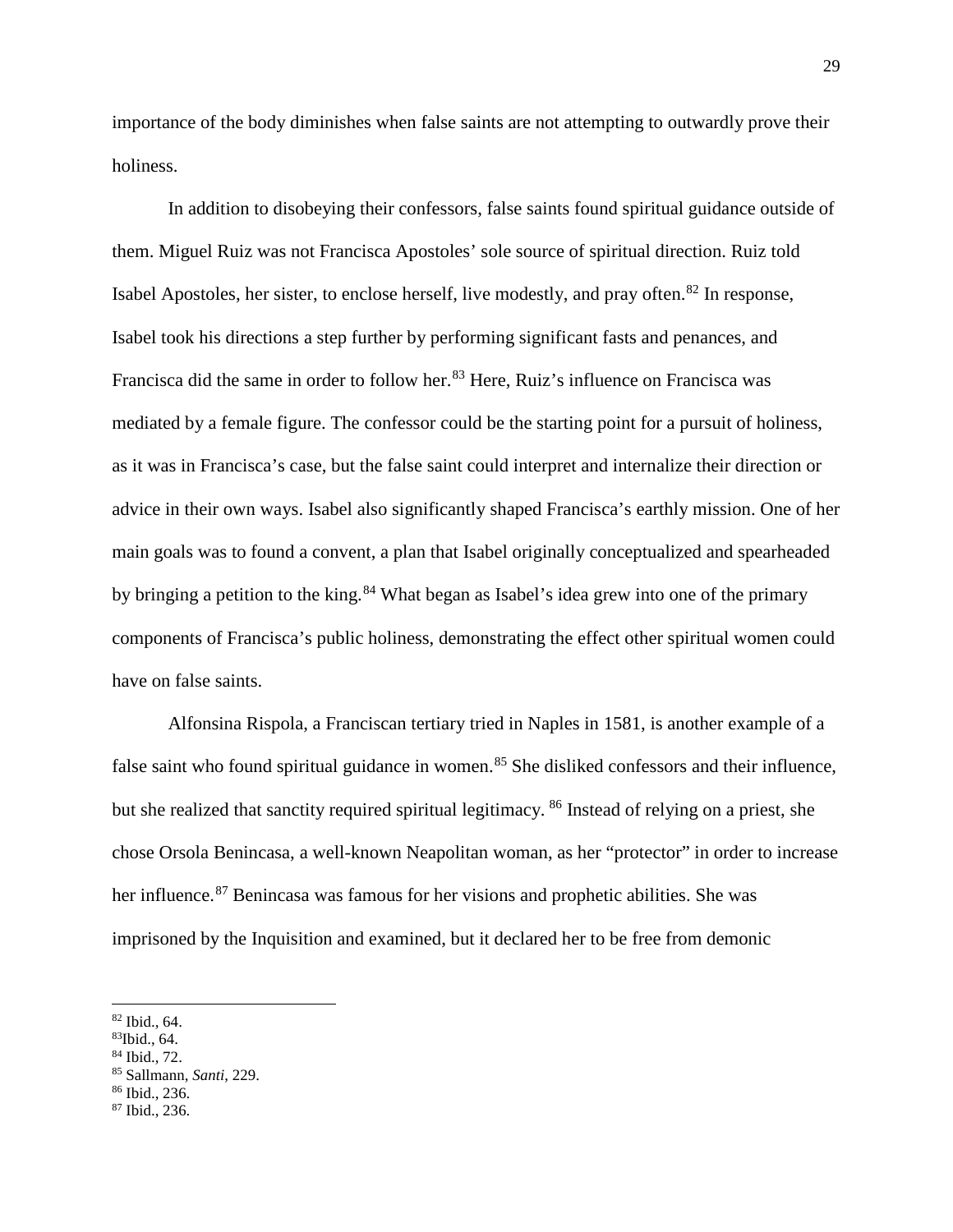importance of the body diminishes when false saints are not attempting to outwardly prove their holiness.

In addition to disobeying their confessors, false saints found spiritual guidance outside of them. Miguel Ruiz was not Francisca Apostoles' sole source of spiritual direction. Ruiz told Isabel Apostoles, her sister, to enclose herself, live modestly, and pray often.[82] In response, Isabel took his directions a step further by performing significant fasts and penances, and Francisca did the same in order to follow her.[83] Here, Ruiz's influence on Francisca was mediated by a female figure. The confessor could be the starting point for a pursuit of holiness, as it was in Francisca's case, but the false saint could interpret and internalize their direction or advice in their own ways. Isabel also significantly shaped Francisca's earthly mission. One of her main goals was to found a convent, a plan that Isabel originally conceptualized and spearheaded by bringing a petition to the king.[84] What began as Isabel's idea grew into one of the primary components of Francisca's public holiness, demonstrating the effect other spiritual women could have on false saints.

Alfonsina Rispola, a Franciscan tertiary tried in Naples in 1581, is another example of a false saint who found spiritual guidance in women.[85] She disliked confessors and their influence, but she realized that sanctity required spiritual legitimacy. [86] Instead of relying on a priest, she chose Orsola Benincasa, a well-known Neapolitan woman, as her "protector" in order to increase her influence.[87] Benincasa was famous for her visions and prophetic abilities. She was imprisoned by the Inquisition and examined, but it declared her to be free from demonic

---

[82] Ibid., 64.
[83] Ibid., 64.
[84] Ibid., 72.
[85] Sallmann, *Santi*, 229.
[86] Ibid., 236.
[87] Ibid., 236.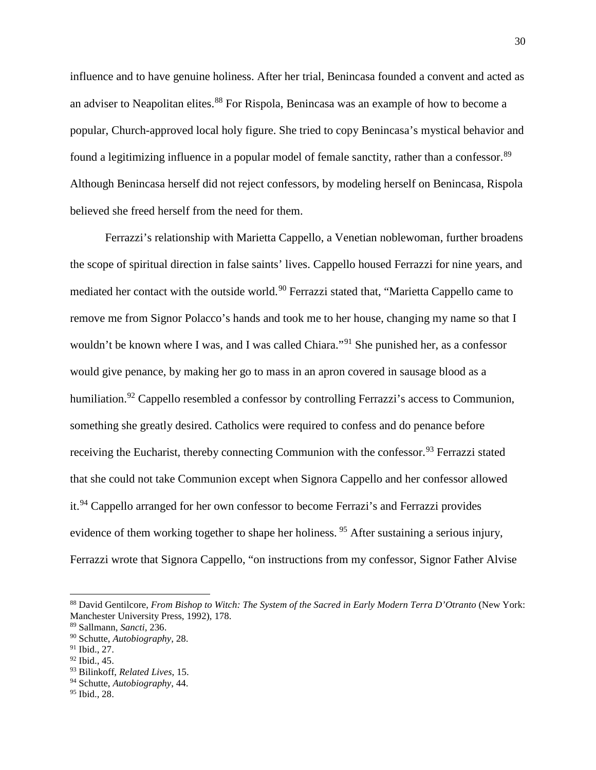influence and to have genuine holiness. After her trial, Benincasa founded a convent and acted as an adviser to Neapolitan elites.[88] For Rispola, Benincasa was an example of how to become a popular, Church-approved local holy figure. She tried to copy Benincasa's mystical behavior and found a legitimizing influence in a popular model of female sanctity, rather than a confessor.[89] Although Benincasa herself did not reject confessors, by modeling herself on Benincasa, Rispola believed she freed herself from the need for them.

Ferrazzi's relationship with Marietta Cappello, a Venetian noblewoman, further broadens the scope of spiritual direction in false saints' lives. Cappello housed Ferrazzi for nine years, and mediated her contact with the outside world.[90] Ferrazzi stated that, "Marietta Cappello came to remove me from Signor Polacco's hands and took me to her house, changing my name so that I wouldn't be known where I was, and I was called Chiara."[91] She punished her, as a confessor would give penance, by making her go to mass in an apron covered in sausage blood as a humiliation.[92] Cappello resembled a confessor by controlling Ferrazzi's access to Communion, something she greatly desired. Catholics were required to confess and do penance before receiving the Eucharist, thereby connecting Communion with the confessor.[93] Ferrazzi stated that she could not take Communion except when Signora Cappello and her confessor allowed it.[94] Cappello arranged for her own confessor to become Ferrazi's and Ferrazzi provides evidence of them working together to shape her holiness. [95] After sustaining a serious injury, Ferrazzi wrote that Signora Cappello, "on instructions from my confessor, Signor Father Alvise

---

[88] David Gentilcore, *From Bishop to Witch: The System of the Sacred in Early Modern Terra D'Otranto* (New York: Manchester University Press, 1992), 178.

[89] Sallmann, *Sancti*, 236.

[90] Schutte, *Autobiography*, 28.

[91] Ibid., 27.

[92] Ibid., 45.

[93] Bilinkoff, *Related Lives*, 15.

[94] Schutte, *Autobiography*, 44.

[95] Ibid., 28.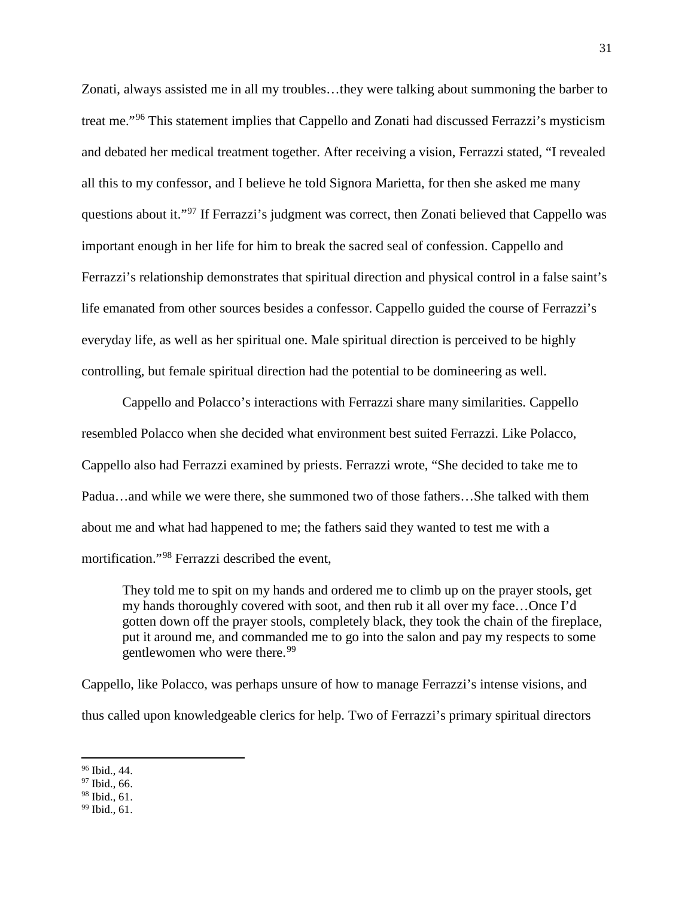Zonati, always assisted me in all my troubles…they were talking about summoning the barber to treat me."[96] This statement implies that Cappello and Zonati had discussed Ferrazzi's mysticism and debated her medical treatment together. After receiving a vision, Ferrazzi stated, "I revealed all this to my confessor, and I believe he told Signora Marietta, for then she asked me many questions about it."[97] If Ferrazzi's judgment was correct, then Zonati believed that Cappello was important enough in her life for him to break the sacred seal of confession. Cappello and Ferrazzi's relationship demonstrates that spiritual direction and physical control in a false saint's life emanated from other sources besides a confessor. Cappello guided the course of Ferrazzi's everyday life, as well as her spiritual one. Male spiritual direction is perceived to be highly controlling, but female spiritual direction had the potential to be domineering as well.

Cappello and Polacco's interactions with Ferrazzi share many similarities. Cappello resembled Polacco when she decided what environment best suited Ferrazzi. Like Polacco, Cappello also had Ferrazzi examined by priests. Ferrazzi wrote, "She decided to take me to Padua…and while we were there, she summoned two of those fathers…She talked with them about me and what had happened to me; the fathers said they wanted to test me with a mortification."[98] Ferrazzi described the event,

> They told me to spit on my hands and ordered me to climb up on the prayer stools, get my hands thoroughly covered with soot, and then rub it all over my face…Once I'd gotten down off the prayer stools, completely black, they took the chain of the fireplace, put it around me, and commanded me to go into the salon and pay my respects to some gentlewomen who were there.[99]

Cappello, like Polacco, was perhaps unsure of how to manage Ferrazzi's intense visions, and thus called upon knowledgeable clerics for help. Two of Ferrazzi's primary spiritual directors

---

[96] Ibid., 44.
[97] Ibid., 66.
[98] Ibid., 61.
[99] Ibid., 61.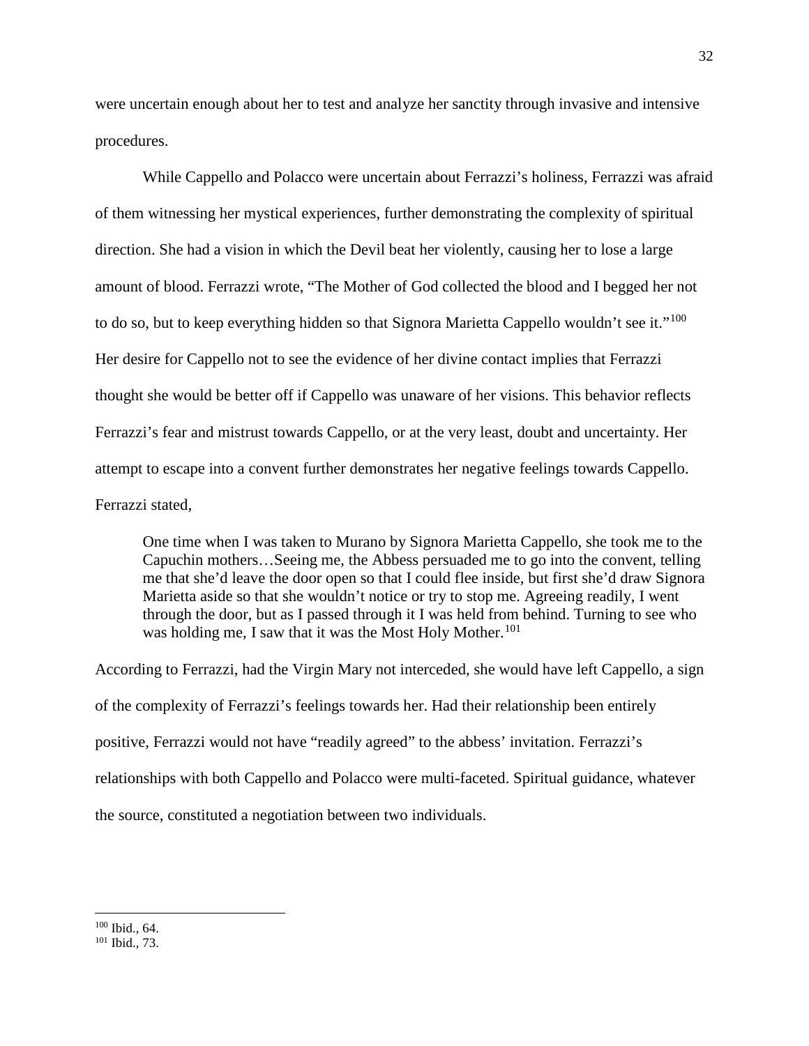were uncertain enough about her to test and analyze her sanctity through invasive and intensive procedures.

While Cappello and Polacco were uncertain about Ferrazzi's holiness, Ferrazzi was afraid of them witnessing her mystical experiences, further demonstrating the complexity of spiritual direction. She had a vision in which the Devil beat her violently, causing her to lose a large amount of blood. Ferrazzi wrote, "The Mother of God collected the blood and I begged her not to do so, but to keep everything hidden so that Signora Marietta Cappello wouldn't see it."[100] Her desire for Cappello not to see the evidence of her divine contact implies that Ferrazzi thought she would be better off if Cappello was unaware of her visions. This behavior reflects Ferrazzi's fear and mistrust towards Cappello, or at the very least, doubt and uncertainty. Her attempt to escape into a convent further demonstrates her negative feelings towards Cappello. Ferrazzi stated,

> One time when I was taken to Murano by Signora Marietta Cappello, she took me to the Capuchin mothers…Seeing me, the Abbess persuaded me to go into the convent, telling me that she'd leave the door open so that I could flee inside, but first she'd draw Signora Marietta aside so that she wouldn't notice or try to stop me. Agreeing readily, I went through the door, but as I passed through it I was held from behind. Turning to see who was holding me, I saw that it was the Most Holy Mother.[101]

According to Ferrazzi, had the Virgin Mary not interceded, she would have left Cappello, a sign of the complexity of Ferrazzi's feelings towards her. Had their relationship been entirely positive, Ferrazzi would not have "readily agreed" to the abbess' invitation. Ferrazzi's relationships with both Cappello and Polacco were multi-faceted. Spiritual guidance, whatever the source, constituted a negotiation between two individuals.

---

[100] Ibid., 64.

[101] Ibid., 73.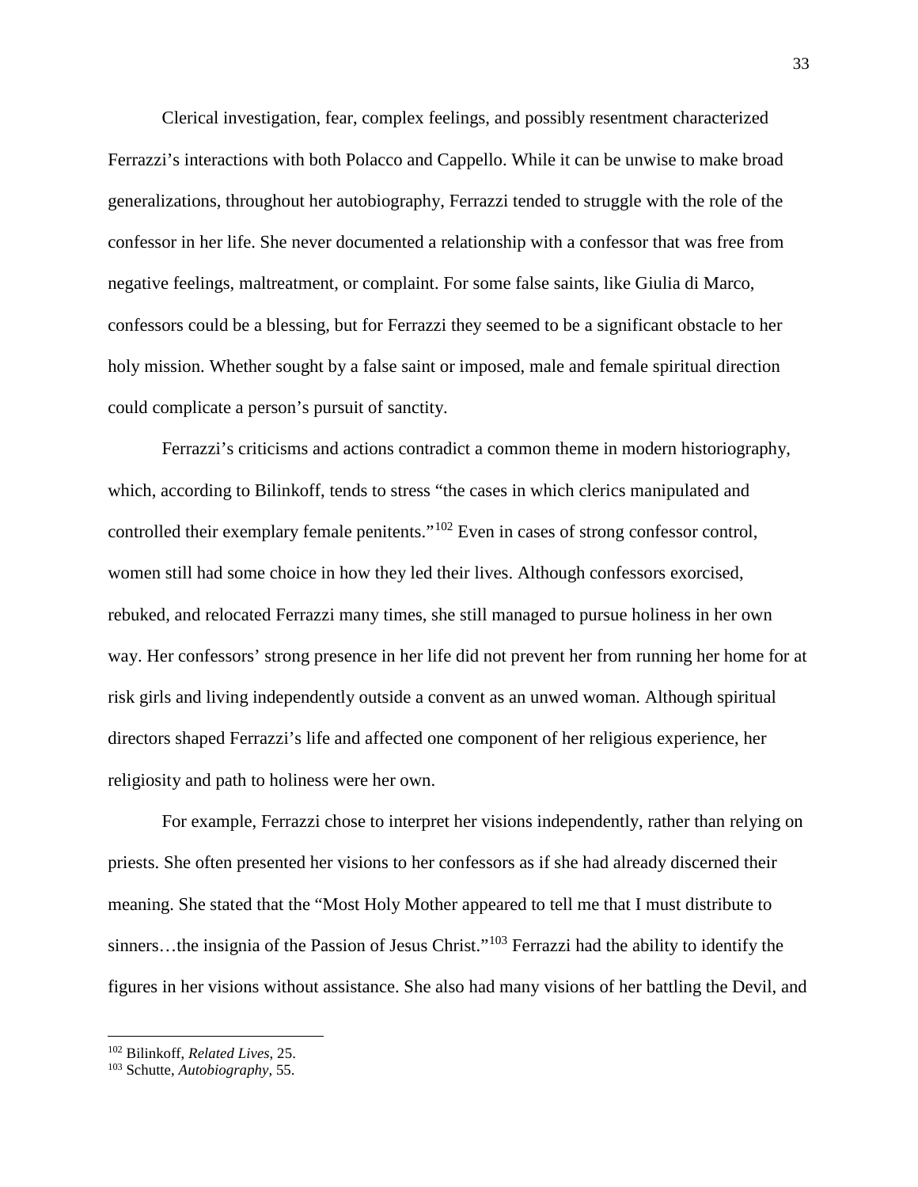Clerical investigation, fear, complex feelings, and possibly resentment characterized Ferrazzi's interactions with both Polacco and Cappello. While it can be unwise to make broad generalizations, throughout her autobiography, Ferrazzi tended to struggle with the role of the confessor in her life. She never documented a relationship with a confessor that was free from negative feelings, maltreatment, or complaint. For some false saints, like Giulia di Marco, confessors could be a blessing, but for Ferrazzi they seemed to be a significant obstacle to her holy mission. Whether sought by a false saint or imposed, male and female spiritual direction could complicate a person's pursuit of sanctity.

Ferrazzi's criticisms and actions contradict a common theme in modern historiography, which, according to Bilinkoff, tends to stress "the cases in which clerics manipulated and controlled their exemplary female penitents."[102] Even in cases of strong confessor control, women still had some choice in how they led their lives. Although confessors exorcised, rebuked, and relocated Ferrazzi many times, she still managed to pursue holiness in her own way. Her confessors' strong presence in her life did not prevent her from running her home for at risk girls and living independently outside a convent as an unwed woman. Although spiritual directors shaped Ferrazzi's life and affected one component of her religious experience, her religiosity and path to holiness were her own.

For example, Ferrazzi chose to interpret her visions independently, rather than relying on priests. She often presented her visions to her confessors as if she had already discerned their meaning. She stated that the "Most Holy Mother appeared to tell me that I must distribute to sinners…the insignia of the Passion of Jesus Christ."[103] Ferrazzi had the ability to identify the figures in her visions without assistance. She also had many visions of her battling the Devil, and

---

[102] Bilinkoff, *Related Lives*, 25.

[103] Schutte, *Autobiography*, 55.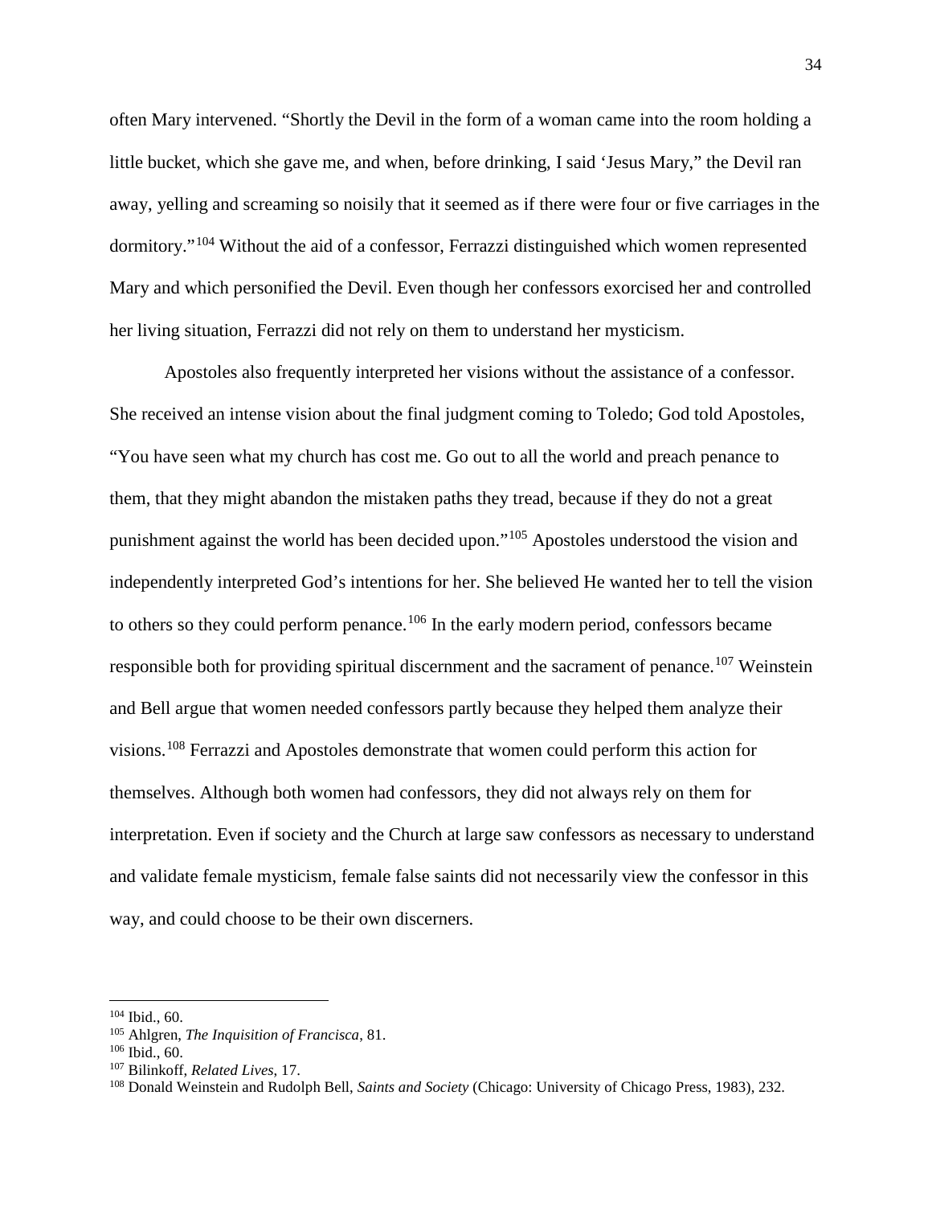often Mary intervened. "Shortly the Devil in the form of a woman came into the room holding a little bucket, which she gave me, and when, before drinking, I said 'Jesus Mary," the Devil ran away, yelling and screaming so noisily that it seemed as if there were four or five carriages in the dormitory."[104] Without the aid of a confessor, Ferrazzi distinguished which women represented Mary and which personified the Devil. Even though her confessors exorcised her and controlled her living situation, Ferrazzi did not rely on them to understand her mysticism.

Apostoles also frequently interpreted her visions without the assistance of a confessor. She received an intense vision about the final judgment coming to Toledo; God told Apostoles, "You have seen what my church has cost me. Go out to all the world and preach penance to them, that they might abandon the mistaken paths they tread, because if they do not a great punishment against the world has been decided upon."[105] Apostoles understood the vision and independently interpreted God's intentions for her. She believed He wanted her to tell the vision to others so they could perform penance.[106] In the early modern period, confessors became responsible both for providing spiritual discernment and the sacrament of penance.[107] Weinstein and Bell argue that women needed confessors partly because they helped them analyze their visions.[108] Ferrazzi and Apostoles demonstrate that women could perform this action for themselves. Although both women had confessors, they did not always rely on them for interpretation. Even if society and the Church at large saw confessors as necessary to understand and validate female mysticism, female false saints did not necessarily view the confessor in this way, and could choose to be their own discerners.

---

[104] Ibid., 60.

[105] Ahlgren, *The Inquisition of Francisca*, 81.

[106] Ibid., 60.

[107] Bilinkoff, *Related Lives*, 17.

[108] Donald Weinstein and Rudolph Bell, *Saints and Society* (Chicago: University of Chicago Press, 1983), 232.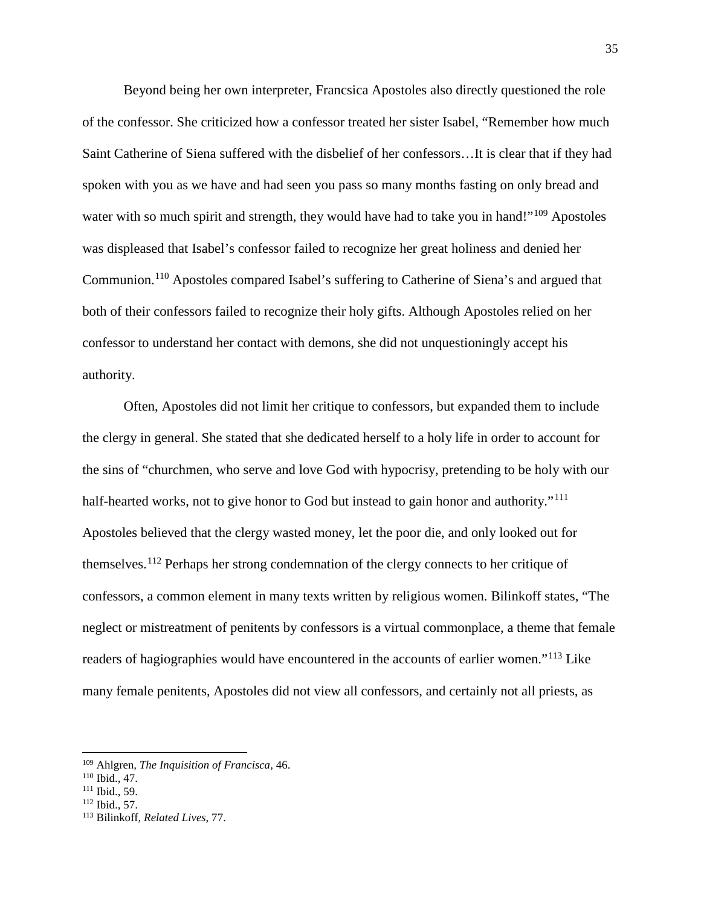Beyond being her own interpreter, Francsica Apostoles also directly questioned the role of the confessor. She criticized how a confessor treated her sister Isabel, "Remember how much Saint Catherine of Siena suffered with the disbelief of her confessors…It is clear that if they had spoken with you as we have and had seen you pass so many months fasting on only bread and water with so much spirit and strength, they would have had to take you in hand!"[109] Apostoles was displeased that Isabel's confessor failed to recognize her great holiness and denied her Communion.[110] Apostoles compared Isabel's suffering to Catherine of Siena's and argued that both of their confessors failed to recognize their holy gifts. Although Apostoles relied on her confessor to understand her contact with demons, she did not unquestioningly accept his authority.

Often, Apostoles did not limit her critique to confessors, but expanded them to include the clergy in general. She stated that she dedicated herself to a holy life in order to account for the sins of "churchmen, who serve and love God with hypocrisy, pretending to be holy with our half-hearted works, not to give honor to God but instead to gain honor and authority."[111] Apostoles believed that the clergy wasted money, let the poor die, and only looked out for themselves.[112] Perhaps her strong condemnation of the clergy connects to her critique of confessors, a common element in many texts written by religious women. Bilinkoff states, "The neglect or mistreatment of penitents by confessors is a virtual commonplace, a theme that female readers of hagiographies would have encountered in the accounts of earlier women."[113] Like many female penitents, Apostoles did not view all confessors, and certainly not all priests, as

---

[109] Ahlgren, *The Inquisition of Francisca*, 46.
[110] Ibid., 47.
[111] Ibid., 59.
[112] Ibid., 57.
[113] Bilinkoff, *Related Lives*, 77.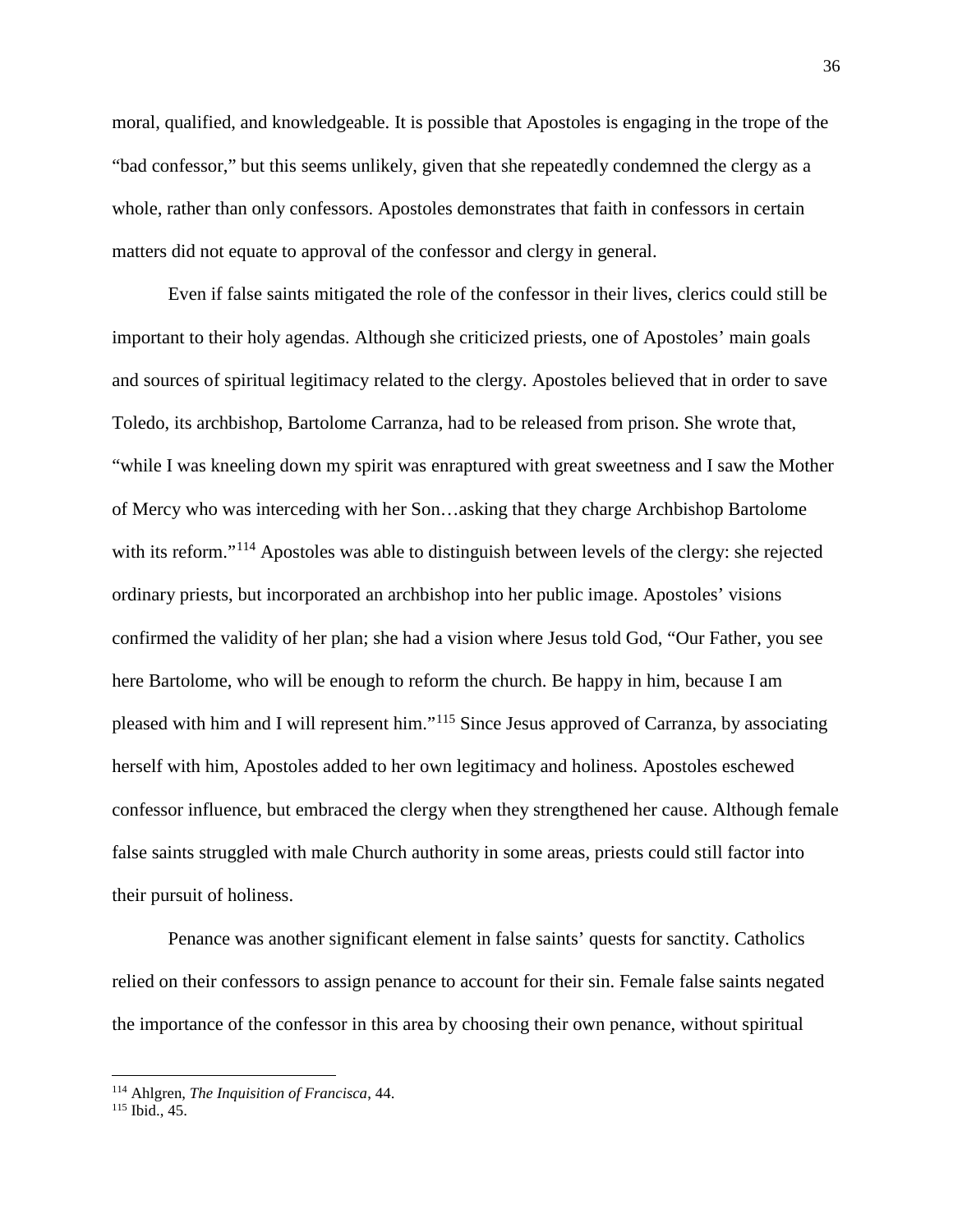moral, qualified, and knowledgeable. It is possible that Apostoles is engaging in the trope of the "bad confessor," but this seems unlikely, given that she repeatedly condemned the clergy as a whole, rather than only confessors. Apostoles demonstrates that faith in confessors in certain matters did not equate to approval of the confessor and clergy in general.

Even if false saints mitigated the role of the confessor in their lives, clerics could still be important to their holy agendas. Although she criticized priests, one of Apostoles' main goals and sources of spiritual legitimacy related to the clergy. Apostoles believed that in order to save Toledo, its archbishop, Bartolome Carranza, had to be released from prison. She wrote that, "while I was kneeling down my spirit was enraptured with great sweetness and I saw the Mother of Mercy who was interceding with her Son…asking that they charge Archbishop Bartolome with its reform."[114] Apostoles was able to distinguish between levels of the clergy: she rejected ordinary priests, but incorporated an archbishop into her public image. Apostoles' visions confirmed the validity of her plan; she had a vision where Jesus told God, "Our Father, you see here Bartolome, who will be enough to reform the church. Be happy in him, because I am pleased with him and I will represent him."[115] Since Jesus approved of Carranza, by associating herself with him, Apostoles added to her own legitimacy and holiness. Apostoles eschewed confessor influence, but embraced the clergy when they strengthened her cause. Although female false saints struggled with male Church authority in some areas, priests could still factor into their pursuit of holiness.

Penance was another significant element in false saints' quests for sanctity. Catholics relied on their confessors to assign penance to account for their sin. Female false saints negated the importance of the confessor in this area by choosing their own penance, without spiritual

[114] Ahlgren, *The Inquisition of Francisca*, 44.
[115] Ibid., 45.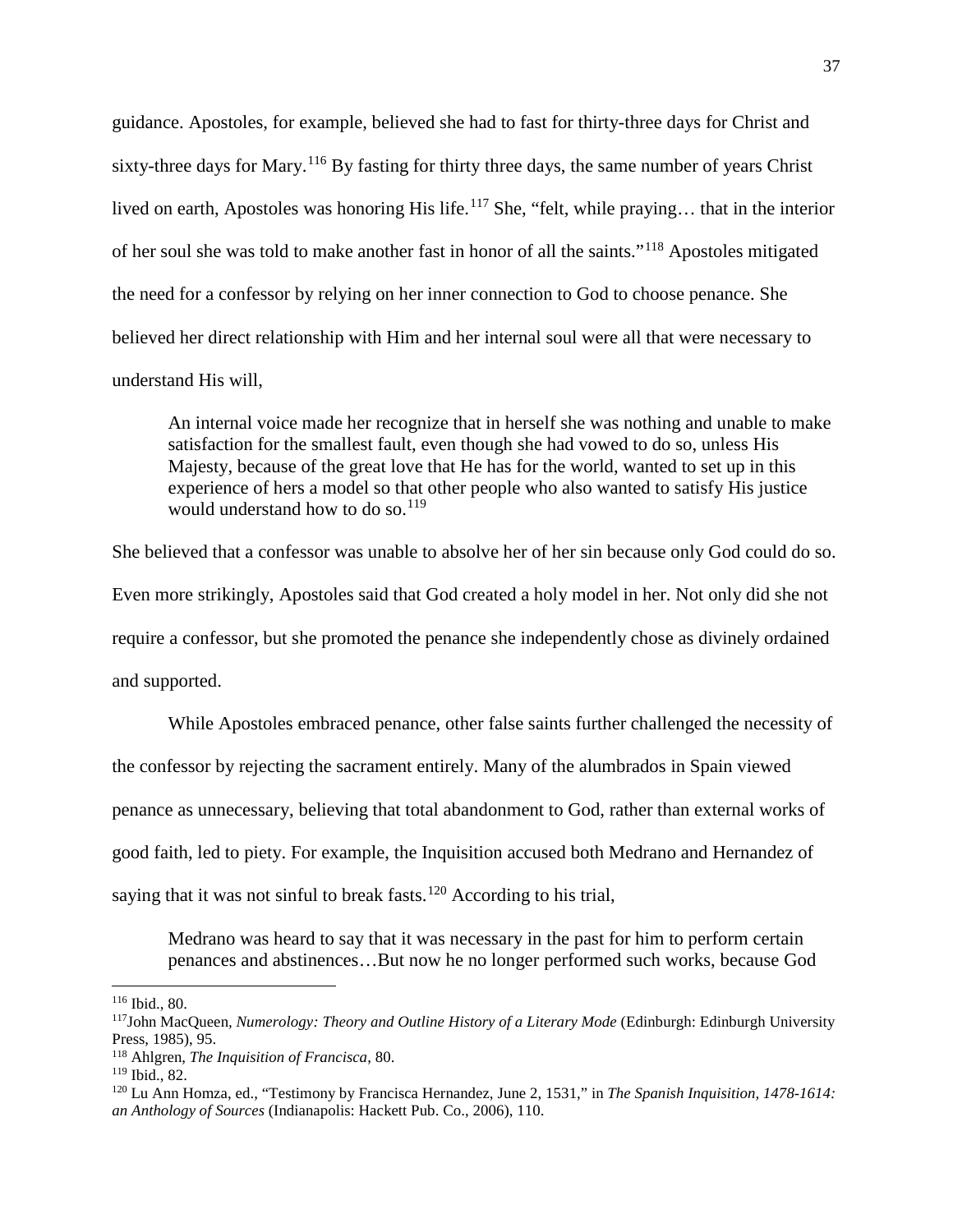guidance. Apostoles, for example, believed she had to fast for thirty-three days for Christ and sixty-three days for Mary.[116] By fasting for thirty three days, the same number of years Christ lived on earth, Apostoles was honoring His life.[117] She, "felt, while praying… that in the interior of her soul she was told to make another fast in honor of all the saints."[118] Apostoles mitigated the need for a confessor by relying on her inner connection to God to choose penance. She believed her direct relationship with Him and her internal soul were all that were necessary to understand His will,

> An internal voice made her recognize that in herself she was nothing and unable to make satisfaction for the smallest fault, even though she had vowed to do so, unless His Majesty, because of the great love that He has for the world, wanted to set up in this experience of hers a model so that other people who also wanted to satisfy His justice would understand how to do so.[119]

She believed that a confessor was unable to absolve her of her sin because only God could do so. Even more strikingly, Apostoles said that God created a holy model in her. Not only did she not require a confessor, but she promoted the penance she independently chose as divinely ordained and supported.

While Apostoles embraced penance, other false saints further challenged the necessity of the confessor by rejecting the sacrament entirely. Many of the alumbrados in Spain viewed penance as unnecessary, believing that total abandonment to God, rather than external works of good faith, led to piety. For example, the Inquisition accused both Medrano and Hernandez of saying that it was not sinful to break fasts.[120] According to his trial,

> Medrano was heard to say that it was necessary in the past for him to perform certain penances and abstinences…But now he no longer performed such works, because God

---

[116] Ibid., 80.

[117] John MacQueen, *Numerology: Theory and Outline History of a Literary Mode* (Edinburgh: Edinburgh University Press, 1985), 95.

[118] Ahlgren, *The Inquisition of Francisca*, 80.

[119] Ibid., 82.

[120] Lu Ann Homza, ed., "Testimony by Francisca Hernandez, June 2, 1531," in *The Spanish Inquisition, 1478-1614: an Anthology of Sources* (Indianapolis: Hackett Pub. Co., 2006), 110.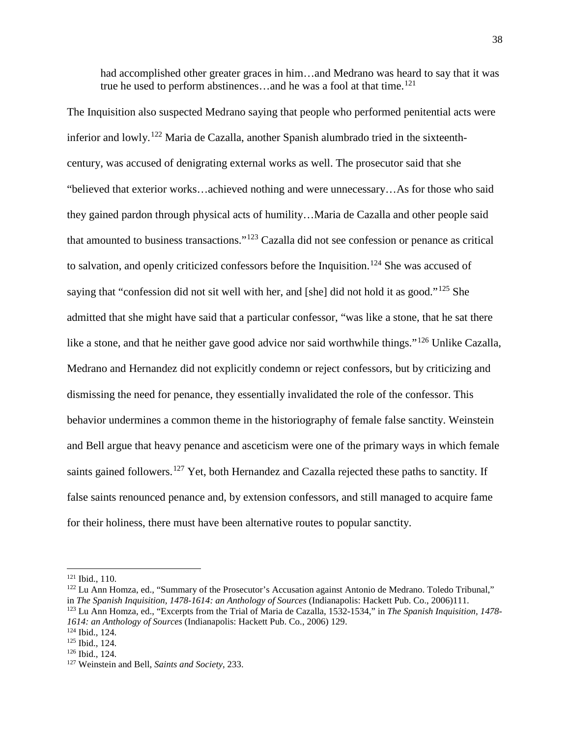> had accomplished other greater graces in him…and Medrano was heard to say that it was true he used to perform abstinences…and he was a fool at that time.[121]

The Inquisition also suspected Medrano saying that people who performed penitential acts were inferior and lowly.[122] Maria de Cazalla, another Spanish alumbrado tried in the sixteenth-century, was accused of denigrating external works as well. The prosecutor said that she "believed that exterior works…achieved nothing and were unnecessary…As for those who said they gained pardon through physical acts of humility…Maria de Cazalla and other people said that amounted to business transactions."[123] Cazalla did not see confession or penance as critical to salvation, and openly criticized confessors before the Inquisition.[124] She was accused of saying that "confession did not sit well with her, and [she] did not hold it as good."[125] She admitted that she might have said that a particular confessor, "was like a stone, that he sat there like a stone, and that he neither gave good advice nor said worthwhile things."[126] Unlike Cazalla, Medrano and Hernandez did not explicitly condemn or reject confessors, but by criticizing and dismissing the need for penance, they essentially invalidated the role of the confessor. This behavior undermines a common theme in the historiography of female false sanctity. Weinstein and Bell argue that heavy penance and asceticism were one of the primary ways in which female saints gained followers.[127] Yet, both Hernandez and Cazalla rejected these paths to sanctity. If false saints renounced penance and, by extension confessors, and still managed to acquire fame for their holiness, there must have been alternative routes to popular sanctity.

---

[121] Ibid., 110.

[122] Lu Ann Homza, ed., "Summary of the Prosecutor's Accusation against Antonio de Medrano. Toledo Tribunal," in *The Spanish Inquisition, 1478-1614: an Anthology of Sources* (Indianapolis: Hackett Pub. Co., 2006)111.

[123] Lu Ann Homza, ed., "Excerpts from the Trial of Maria de Cazalla, 1532-1534," in *The Spanish Inquisition, 1478-1614: an Anthology of Sources* (Indianapolis: Hackett Pub. Co., 2006) 129.

[124] Ibid., 124.

[125] Ibid., 124.

[126] Ibid., 124.

[127] Weinstein and Bell, *Saints and Society*, 233.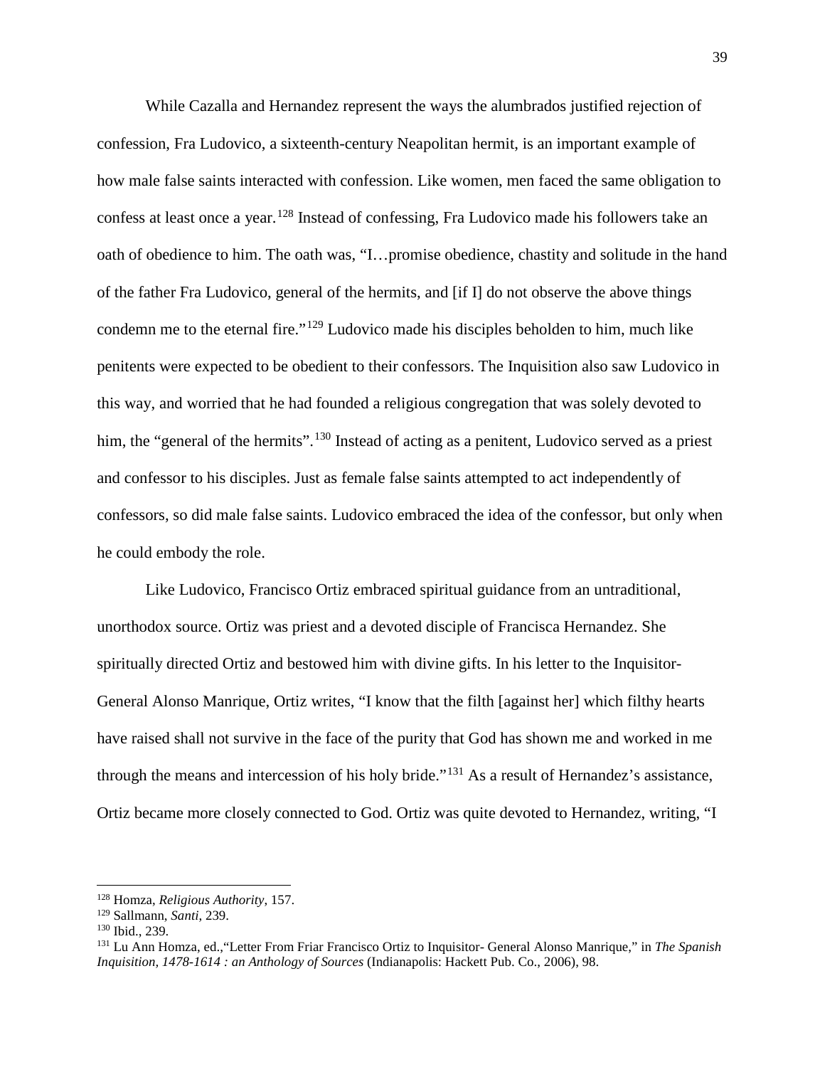While Cazalla and Hernandez represent the ways the alumbrados justified rejection of confession, Fra Ludovico, a sixteenth-century Neapolitan hermit, is an important example of how male false saints interacted with confession. Like women, men faced the same obligation to confess at least once a year.[128] Instead of confessing, Fra Ludovico made his followers take an oath of obedience to him. The oath was, "I…promise obedience, chastity and solitude in the hand of the father Fra Ludovico, general of the hermits, and [if I] do not observe the above things condemn me to the eternal fire."[129] Ludovico made his disciples beholden to him, much like penitents were expected to be obedient to their confessors. The Inquisition also saw Ludovico in this way, and worried that he had founded a religious congregation that was solely devoted to him, the "general of the hermits".[130] Instead of acting as a penitent, Ludovico served as a priest and confessor to his disciples. Just as female false saints attempted to act independently of confessors, so did male false saints. Ludovico embraced the idea of the confessor, but only when he could embody the role.

Like Ludovico, Francisco Ortiz embraced spiritual guidance from an untraditional, unorthodox source. Ortiz was priest and a devoted disciple of Francisca Hernandez. She spiritually directed Ortiz and bestowed him with divine gifts. In his letter to the Inquisitor-General Alonso Manrique, Ortiz writes, "I know that the filth [against her] which filthy hearts have raised shall not survive in the face of the purity that God has shown me and worked in me through the means and intercession of his holy bride."[131] As a result of Hernandez's assistance, Ortiz became more closely connected to God. Ortiz was quite devoted to Hernandez, writing, "I

---

[128] Homza, *Religious Authority*, 157.

[129] Sallmann, *Santi*, 239.

[130] Ibid., 239.

[131] Lu Ann Homza, ed.,"Letter From Friar Francisco Ortiz to Inquisitor- General Alonso Manrique," in *The Spanish Inquisition, 1478-1614 : an Anthology of Sources* (Indianapolis: Hackett Pub. Co., 2006), 98.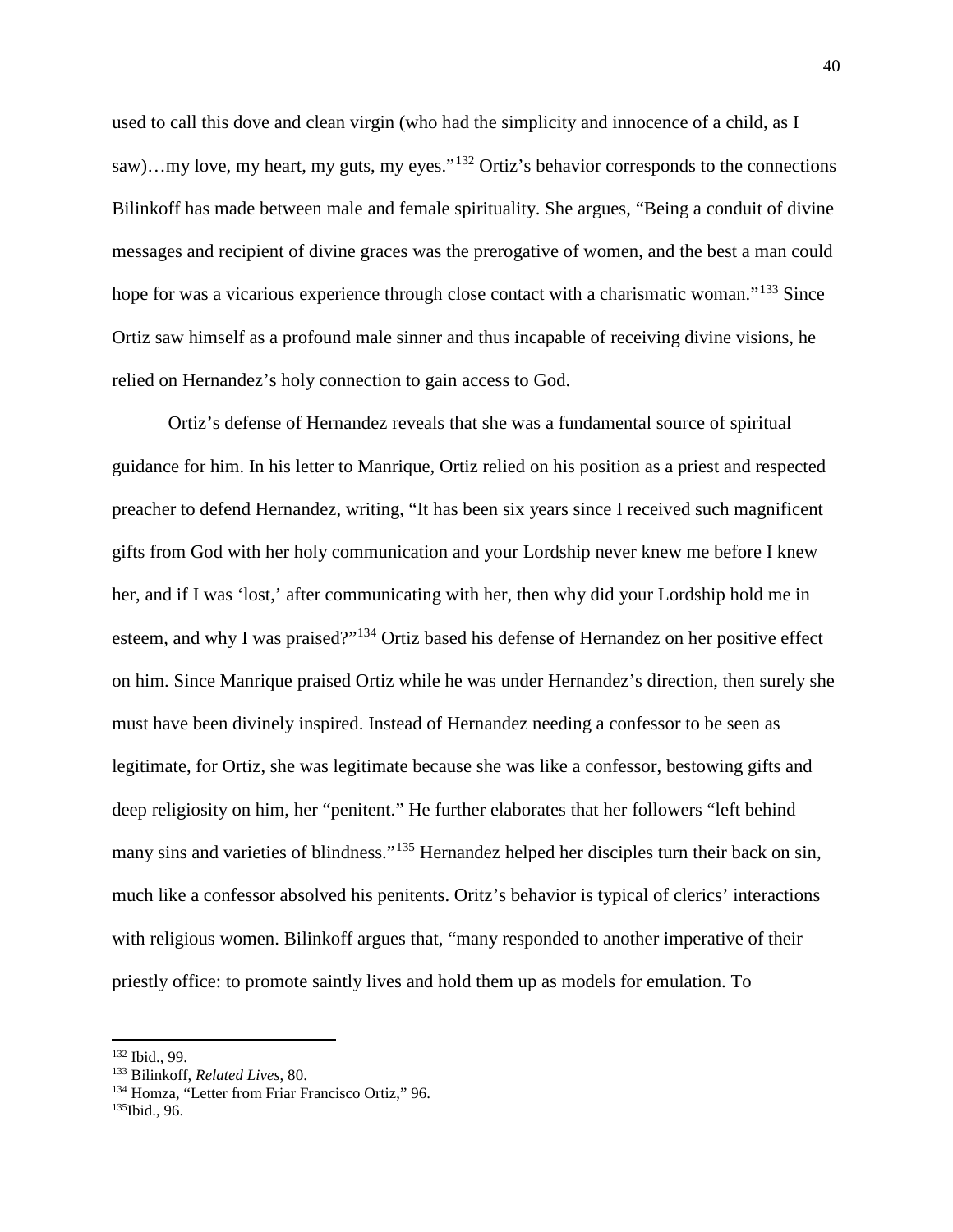used to call this dove and clean virgin (who had the simplicity and innocence of a child, as I saw)…my love, my heart, my guts, my eyes."[132] Ortiz's behavior corresponds to the connections Bilinkoff has made between male and female spirituality. She argues, "Being a conduit of divine messages and recipient of divine graces was the prerogative of women, and the best a man could hope for was a vicarious experience through close contact with a charismatic woman."[133] Since Ortiz saw himself as a profound male sinner and thus incapable of receiving divine visions, he relied on Hernandez's holy connection to gain access to God.

Ortiz's defense of Hernandez reveals that she was a fundamental source of spiritual guidance for him. In his letter to Manrique, Ortiz relied on his position as a priest and respected preacher to defend Hernandez, writing, "It has been six years since I received such magnificent gifts from God with her holy communication and your Lordship never knew me before I knew her, and if I was 'lost,' after communicating with her, then why did your Lordship hold me in esteem, and why I was praised?"[134] Ortiz based his defense of Hernandez on her positive effect on him. Since Manrique praised Ortiz while he was under Hernandez's direction, then surely she must have been divinely inspired. Instead of Hernandez needing a confessor to be seen as legitimate, for Ortiz, she was legitimate because she was like a confessor, bestowing gifts and deep religiosity on him, her "penitent." He further elaborates that her followers "left behind many sins and varieties of blindness."[135] Hernandez helped her disciples turn their back on sin, much like a confessor absolved his penitents. Oritz's behavior is typical of clerics' interactions with religious women. Bilinkoff argues that, "many responded to another imperative of their priestly office: to promote saintly lives and hold them up as models for emulation. To

---

[132] Ibid., 99.

[133] Bilinkoff, *Related Lives*, 80.

[134] Homza, "Letter from Friar Francisco Ortiz," 96.

[135] Ibid., 96.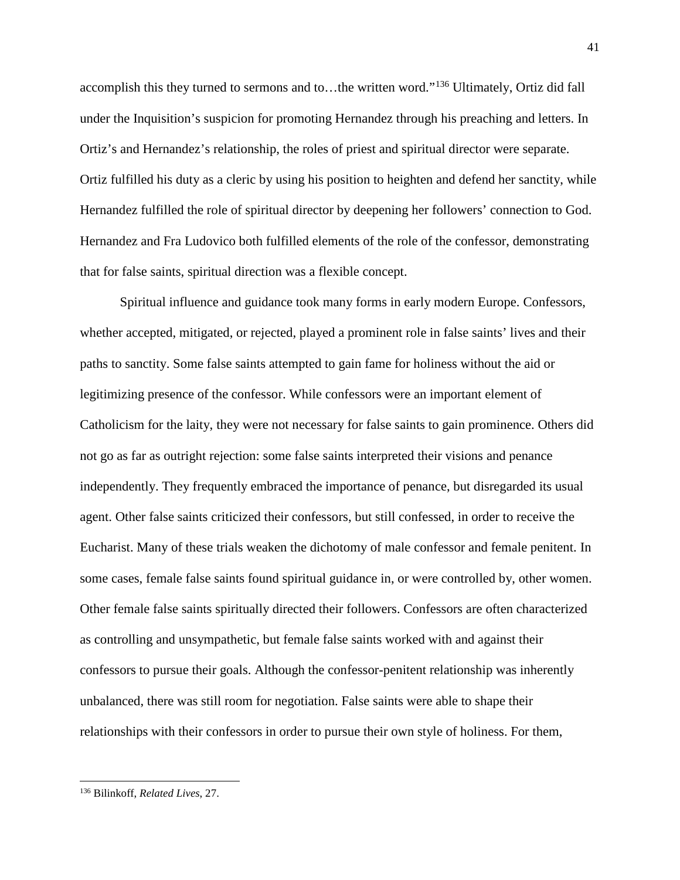accomplish this they turned to sermons and to…the written word."[136] Ultimately, Ortiz did fall under the Inquisition's suspicion for promoting Hernandez through his preaching and letters. In Ortiz's and Hernandez's relationship, the roles of priest and spiritual director were separate. Ortiz fulfilled his duty as a cleric by using his position to heighten and defend her sanctity, while Hernandez fulfilled the role of spiritual director by deepening her followers' connection to God. Hernandez and Fra Ludovico both fulfilled elements of the role of the confessor, demonstrating that for false saints, spiritual direction was a flexible concept.

Spiritual influence and guidance took many forms in early modern Europe. Confessors, whether accepted, mitigated, or rejected, played a prominent role in false saints' lives and their paths to sanctity. Some false saints attempted to gain fame for holiness without the aid or legitimizing presence of the confessor. While confessors were an important element of Catholicism for the laity, they were not necessary for false saints to gain prominence. Others did not go as far as outright rejection: some false saints interpreted their visions and penance independently. They frequently embraced the importance of penance, but disregarded its usual agent. Other false saints criticized their confessors, but still confessed, in order to receive the Eucharist. Many of these trials weaken the dichotomy of male confessor and female penitent. In some cases, female false saints found spiritual guidance in, or were controlled by, other women. Other female false saints spiritually directed their followers. Confessors are often characterized as controlling and unsympathetic, but female false saints worked with and against their confessors to pursue their goals. Although the confessor-penitent relationship was inherently unbalanced, there was still room for negotiation. False saints were able to shape their relationships with their confessors in order to pursue their own style of holiness. For them,

---

[136] Bilinkoff, *Related Lives*, 27.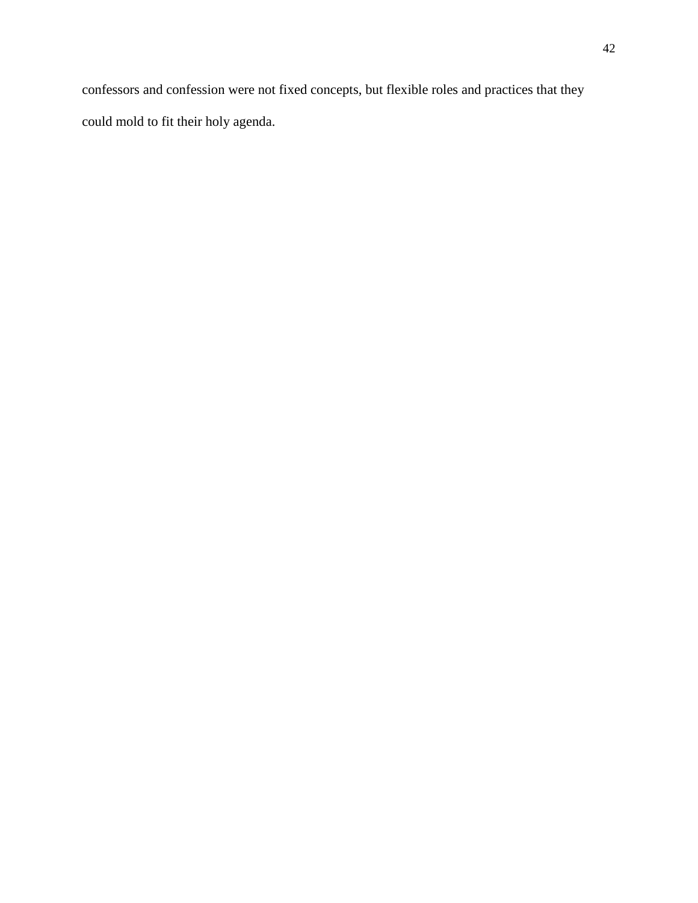confessors and confession were not fixed concepts, but flexible roles and practices that they could mold to fit their holy agenda.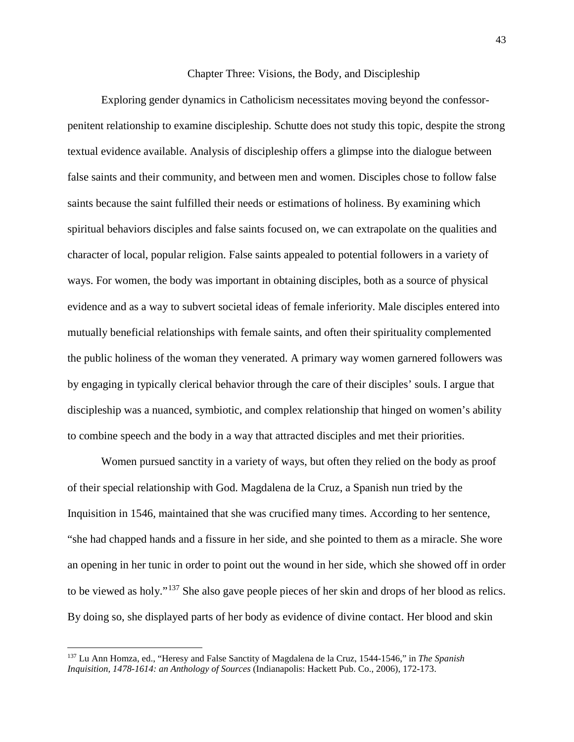## Chapter Three: Visions, the Body, and Discipleship

Exploring gender dynamics in Catholicism necessitates moving beyond the confessor-penitent relationship to examine discipleship. Schutte does not study this topic, despite the strong textual evidence available. Analysis of discipleship offers a glimpse into the dialogue between false saints and their community, and between men and women. Disciples chose to follow false saints because the saint fulfilled their needs or estimations of holiness. By examining which spiritual behaviors disciples and false saints focused on, we can extrapolate on the qualities and character of local, popular religion. False saints appealed to potential followers in a variety of ways. For women, the body was important in obtaining disciples, both as a source of physical evidence and as a way to subvert societal ideas of female inferiority. Male disciples entered into mutually beneficial relationships with female saints, and often their spirituality complemented the public holiness of the woman they venerated. A primary way women garnered followers was by engaging in typically clerical behavior through the care of their disciples' souls. I argue that discipleship was a nuanced, symbiotic, and complex relationship that hinged on women's ability to combine speech and the body in a way that attracted disciples and met their priorities.

Women pursued sanctity in a variety of ways, but often they relied on the body as proof of their special relationship with God. Magdalena de la Cruz, a Spanish nun tried by the Inquisition in 1546, maintained that she was crucified many times. According to her sentence, "she had chapped hands and a fissure in her side, and she pointed to them as a miracle. She wore an opening in her tunic in order to point out the wound in her side, which she showed off in order to be viewed as holy."[137] She also gave people pieces of her skin and drops of her blood as relics. By doing so, she displayed parts of her body as evidence of divine contact. Her blood and skin

[137] Lu Ann Homza, ed., "Heresy and False Sanctity of Magdalena de la Cruz, 1544-1546," in *The Spanish Inquisition, 1478-1614: an Anthology of Sources* (Indianapolis: Hackett Pub. Co., 2006), 172-173.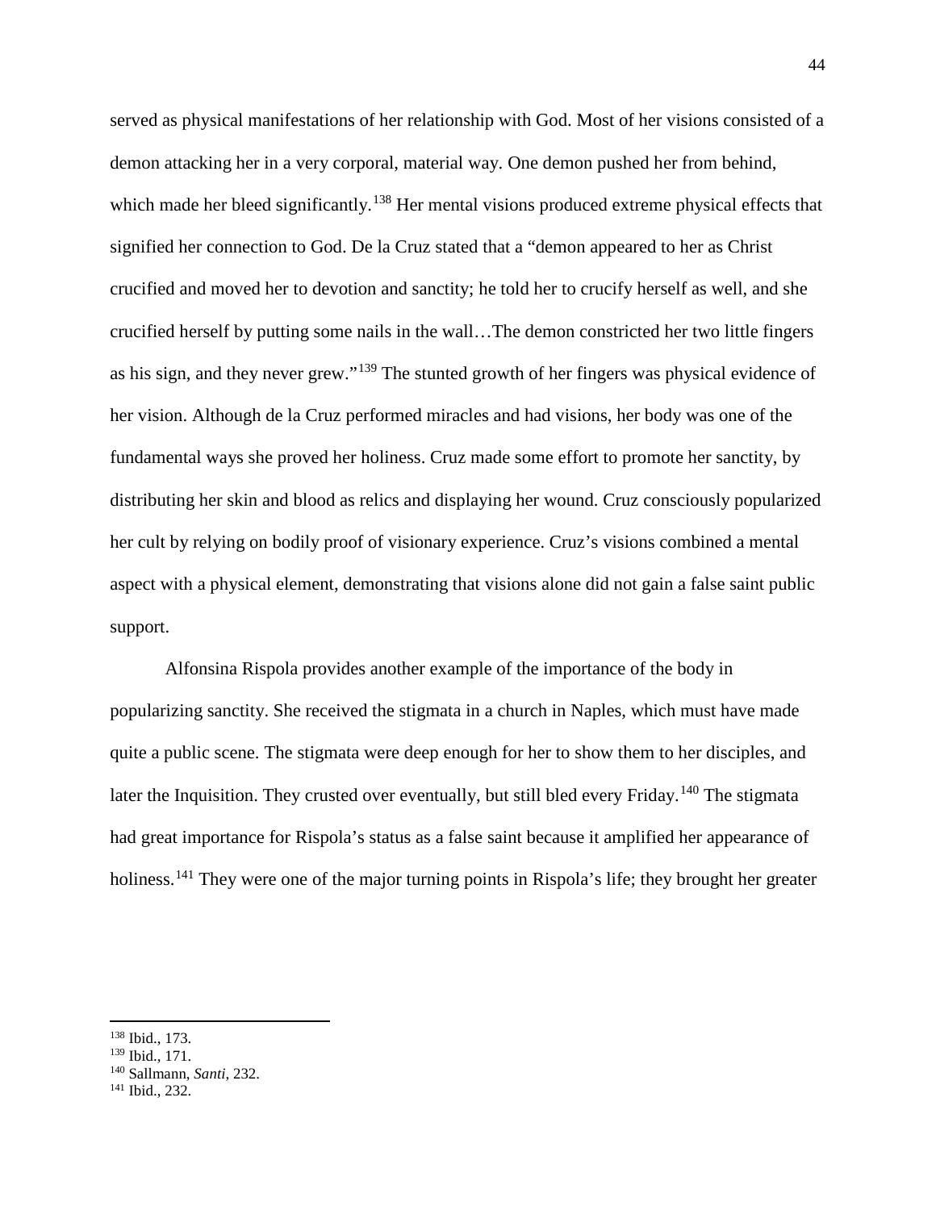served as physical manifestations of her relationship with God. Most of her visions consisted of a demon attacking her in a very corporal, material way. One demon pushed her from behind, which made her bleed significantly.[138] Her mental visions produced extreme physical effects that signified her connection to God. De la Cruz stated that a "demon appeared to her as Christ crucified and moved her to devotion and sanctity; he told her to crucify herself as well, and she crucified herself by putting some nails in the wall…The demon constricted her two little fingers as his sign, and they never grew."[139] The stunted growth of her fingers was physical evidence of her vision. Although de la Cruz performed miracles and had visions, her body was one of the fundamental ways she proved her holiness. Cruz made some effort to promote her sanctity, by distributing her skin and blood as relics and displaying her wound. Cruz consciously popularized her cult by relying on bodily proof of visionary experience. Cruz's visions combined a mental aspect with a physical element, demonstrating that visions alone did not gain a false saint public support.

Alfonsina Rispola provides another example of the importance of the body in popularizing sanctity. She received the stigmata in a church in Naples, which must have made quite a public scene. The stigmata were deep enough for her to show them to her disciples, and later the Inquisition. They crusted over eventually, but still bled every Friday.[140] The stigmata had great importance for Rispola's status as a false saint because it amplified her appearance of holiness.[141] They were one of the major turning points in Rispola's life; they brought her greater

---

[138] Ibid., 173.
[139] Ibid., 171.
[140] Sallmann, *Santi*, 232.
[141] Ibid., 232.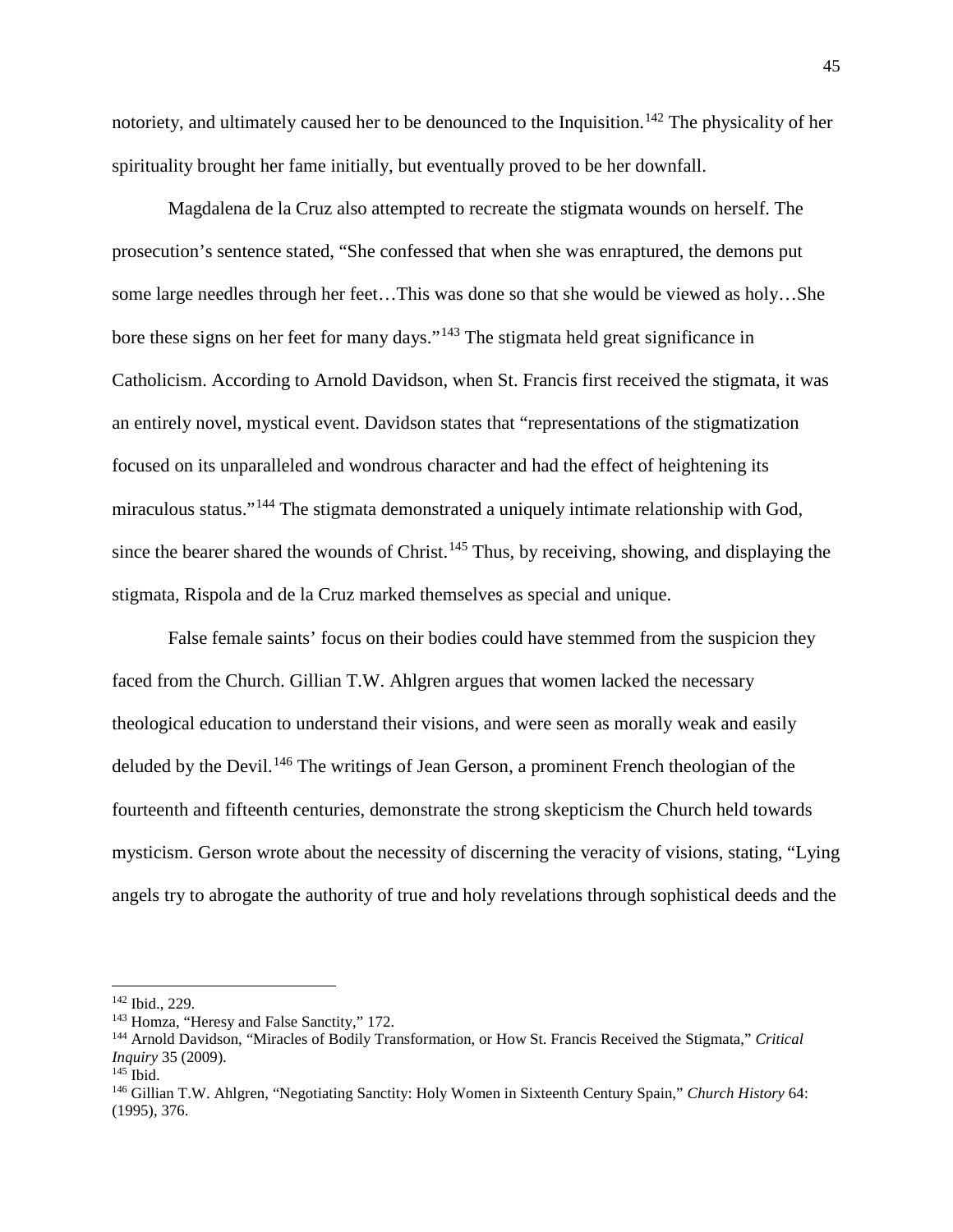notoriety, and ultimately caused her to be denounced to the Inquisition.[142] The physicality of her spirituality brought her fame initially, but eventually proved to be her downfall.

Magdalena de la Cruz also attempted to recreate the stigmata wounds on herself. The prosecution's sentence stated, "She confessed that when she was enraptured, the demons put some large needles through her feet…This was done so that she would be viewed as holy…She bore these signs on her feet for many days."[143] The stigmata held great significance in Catholicism. According to Arnold Davidson, when St. Francis first received the stigmata, it was an entirely novel, mystical event. Davidson states that "representations of the stigmatization focused on its unparalleled and wondrous character and had the effect of heightening its miraculous status."[144] The stigmata demonstrated a uniquely intimate relationship with God, since the bearer shared the wounds of Christ.[145] Thus, by receiving, showing, and displaying the stigmata, Rispola and de la Cruz marked themselves as special and unique.

False female saints' focus on their bodies could have stemmed from the suspicion they faced from the Church. Gillian T.W. Ahlgren argues that women lacked the necessary theological education to understand their visions, and were seen as morally weak and easily deluded by the Devil.[146] The writings of Jean Gerson, a prominent French theologian of the fourteenth and fifteenth centuries, demonstrate the strong skepticism the Church held towards mysticism. Gerson wrote about the necessity of discerning the veracity of visions, stating, "Lying angels try to abrogate the authority of true and holy revelations through sophistical deeds and the

---

[142] Ibid., 229.

[143] Homza, "Heresy and False Sanctity," 172.

[144] Arnold Davidson, "Miracles of Bodily Transformation, or How St. Francis Received the Stigmata," *Critical Inquiry* 35 (2009).

[145] Ibid.

[146] Gillian T.W. Ahlgren, "Negotiating Sanctity: Holy Women in Sixteenth Century Spain," *Church History* 64: (1995), 376.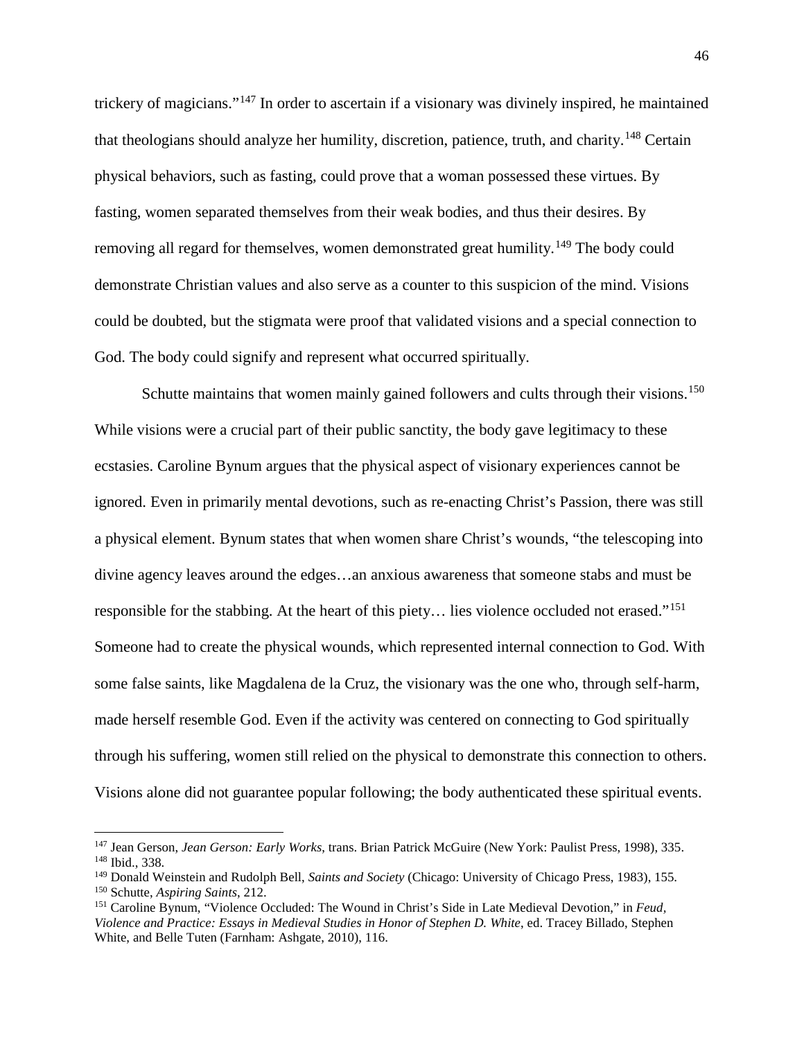trickery of magicians."[147] In order to ascertain if a visionary was divinely inspired, he maintained that theologians should analyze her humility, discretion, patience, truth, and charity.[148] Certain physical behaviors, such as fasting, could prove that a woman possessed these virtues. By fasting, women separated themselves from their weak bodies, and thus their desires. By removing all regard for themselves, women demonstrated great humility.[149] The body could demonstrate Christian values and also serve as a counter to this suspicion of the mind. Visions could be doubted, but the stigmata were proof that validated visions and a special connection to God. The body could signify and represent what occurred spiritually.

Schutte maintains that women mainly gained followers and cults through their visions.[150] While visions were a crucial part of their public sanctity, the body gave legitimacy to these ecstasies. Caroline Bynum argues that the physical aspect of visionary experiences cannot be ignored. Even in primarily mental devotions, such as re-enacting Christ's Passion, there was still a physical element. Bynum states that when women share Christ's wounds, "the telescoping into divine agency leaves around the edges…an anxious awareness that someone stabs and must be responsible for the stabbing. At the heart of this piety… lies violence occluded not erased."[151] Someone had to create the physical wounds, which represented internal connection to God. With some false saints, like Magdalena de la Cruz, the visionary was the one who, through self-harm, made herself resemble God. Even if the activity was centered on connecting to God spiritually through his suffering, women still relied on the physical to demonstrate this connection to others. Visions alone did not guarantee popular following; the body authenticated these spiritual events.

---

[147] Jean Gerson, *Jean Gerson: Early Works*, trans. Brian Patrick McGuire (New York: Paulist Press, 1998), 335.
[148] Ibid., 338.
[149] Donald Weinstein and Rudolph Bell, *Saints and Society* (Chicago: University of Chicago Press, 1983), 155.
[150] Schutte, *Aspiring Saints*, 212.
[151] Caroline Bynum, "Violence Occluded: The Wound in Christ's Side in Late Medieval Devotion," in *Feud, Violence and Practice: Essays in Medieval Studies in Honor of Stephen D. White*, ed. Tracey Billado, Stephen White, and Belle Tuten (Farnham: Ashgate, 2010), 116.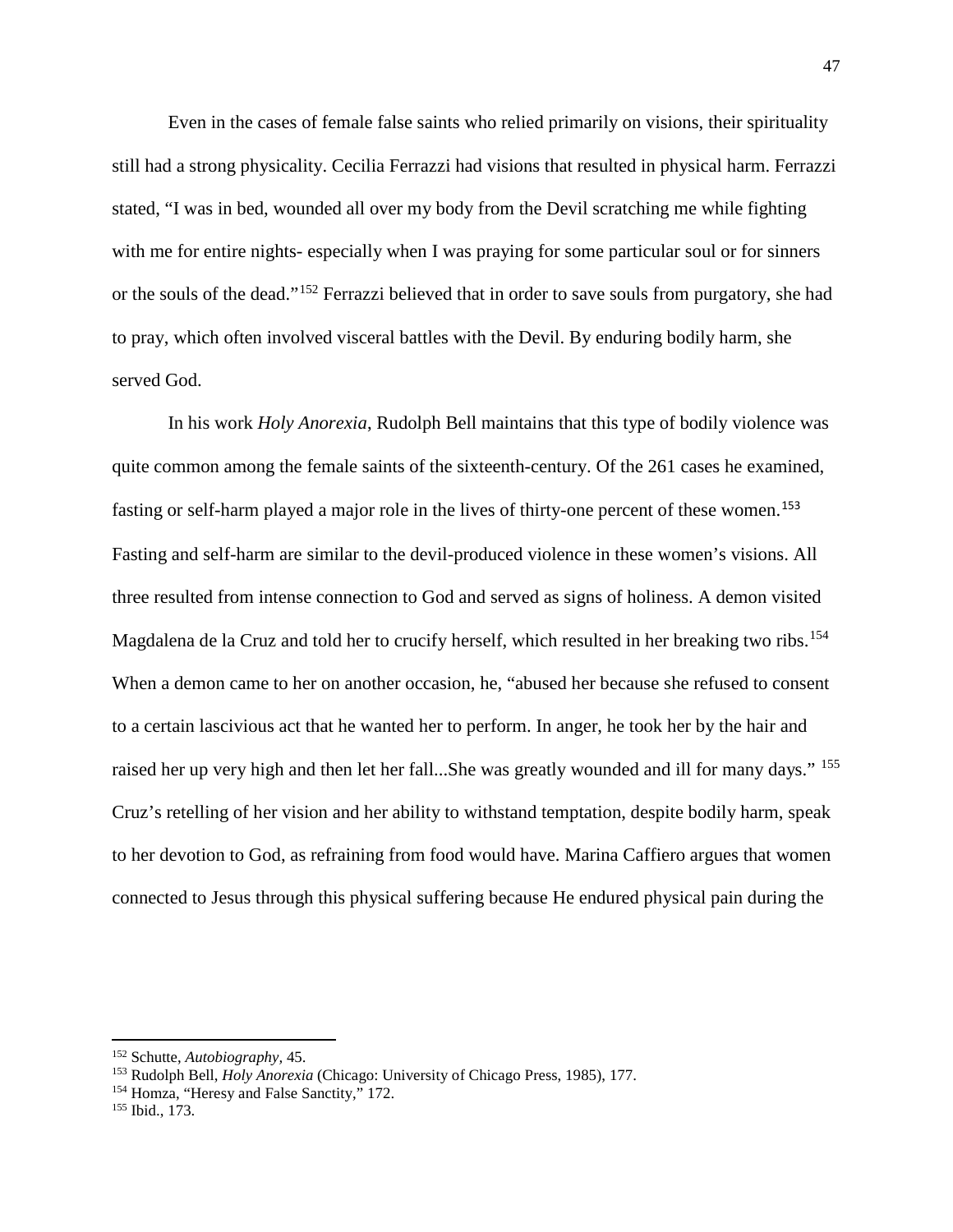Even in the cases of female false saints who relied primarily on visions, their spirituality still had a strong physicality. Cecilia Ferrazzi had visions that resulted in physical harm. Ferrazzi stated, "I was in bed, wounded all over my body from the Devil scratching me while fighting with me for entire nights- especially when I was praying for some particular soul or for sinners or the souls of the dead."[152] Ferrazzi believed that in order to save souls from purgatory, she had to pray, which often involved visceral battles with the Devil. By enduring bodily harm, she served God.

In his work *Holy Anorexia*, Rudolph Bell maintains that this type of bodily violence was quite common among the female saints of the sixteenth-century. Of the 261 cases he examined, fasting or self-harm played a major role in the lives of thirty-one percent of these women.[153] Fasting and self-harm are similar to the devil-produced violence in these women's visions. All three resulted from intense connection to God and served as signs of holiness. A demon visited Magdalena de la Cruz and told her to crucify herself, which resulted in her breaking two ribs.[154] When a demon came to her on another occasion, he, "abused her because she refused to consent to a certain lascivious act that he wanted her to perform. In anger, he took her by the hair and raised her up very high and then let her fall...She was greatly wounded and ill for many days." [155] Cruz's retelling of her vision and her ability to withstand temptation, despite bodily harm, speak to her devotion to God, as refraining from food would have. Marina Caffiero argues that women connected to Jesus through this physical suffering because He endured physical pain during the

---

[152] Schutte, *Autobiography,* 45.
[153] Rudolph Bell, *Holy Anorexia* (Chicago: University of Chicago Press, 1985), 177.
[154] Homza, "Heresy and False Sanctity," 172.
[155] Ibid., 173.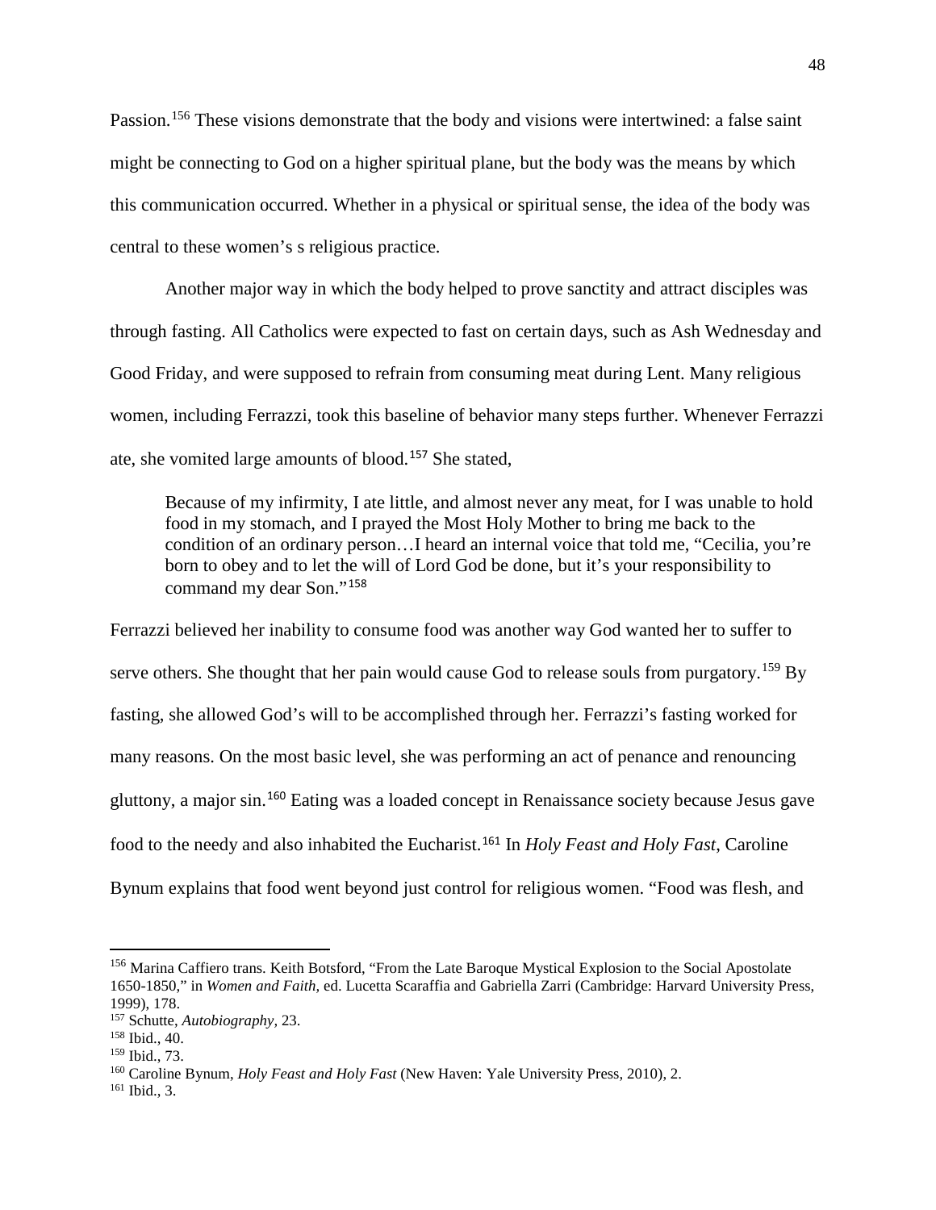Passion.[156] These visions demonstrate that the body and visions were intertwined: a false saint might be connecting to God on a higher spiritual plane, but the body was the means by which this communication occurred. Whether in a physical or spiritual sense, the idea of the body was central to these women's s religious practice.

Another major way in which the body helped to prove sanctity and attract disciples was through fasting. All Catholics were expected to fast on certain days, such as Ash Wednesday and Good Friday, and were supposed to refrain from consuming meat during Lent. Many religious women, including Ferrazzi, took this baseline of behavior many steps further. Whenever Ferrazzi ate, she vomited large amounts of blood.[157] She stated,

> Because of my infirmity, I ate little, and almost never any meat, for I was unable to hold food in my stomach, and I prayed the Most Holy Mother to bring me back to the condition of an ordinary person…I heard an internal voice that told me, "Cecilia, you're born to obey and to let the will of Lord God be done, but it's your responsibility to command my dear Son."[158]

Ferrazzi believed her inability to consume food was another way God wanted her to suffer to serve others. She thought that her pain would cause God to release souls from purgatory.[159] By fasting, she allowed God's will to be accomplished through her. Ferrazzi's fasting worked for many reasons. On the most basic level, she was performing an act of penance and renouncing gluttony, a major sin.[160] Eating was a loaded concept in Renaissance society because Jesus gave food to the needy and also inhabited the Eucharist.[161] In *Holy Feast and Holy Fast*, Caroline Bynum explains that food went beyond just control for religious women. "Food was flesh, and

---

[156] Marina Caffiero trans. Keith Botsford, "From the Late Baroque Mystical Explosion to the Social Apostolate 1650-1850," in *Women and Faith,* ed. Lucetta Scaraffia and Gabriella Zarri (Cambridge: Harvard University Press, 1999), 178.

[157] Schutte, *Autobiography*, 23.

[158] Ibid., 40.

[159] Ibid., 73.

[160] Caroline Bynum, *Holy Feast and Holy Fast* (New Haven: Yale University Press, 2010), 2.

[161] Ibid., 3.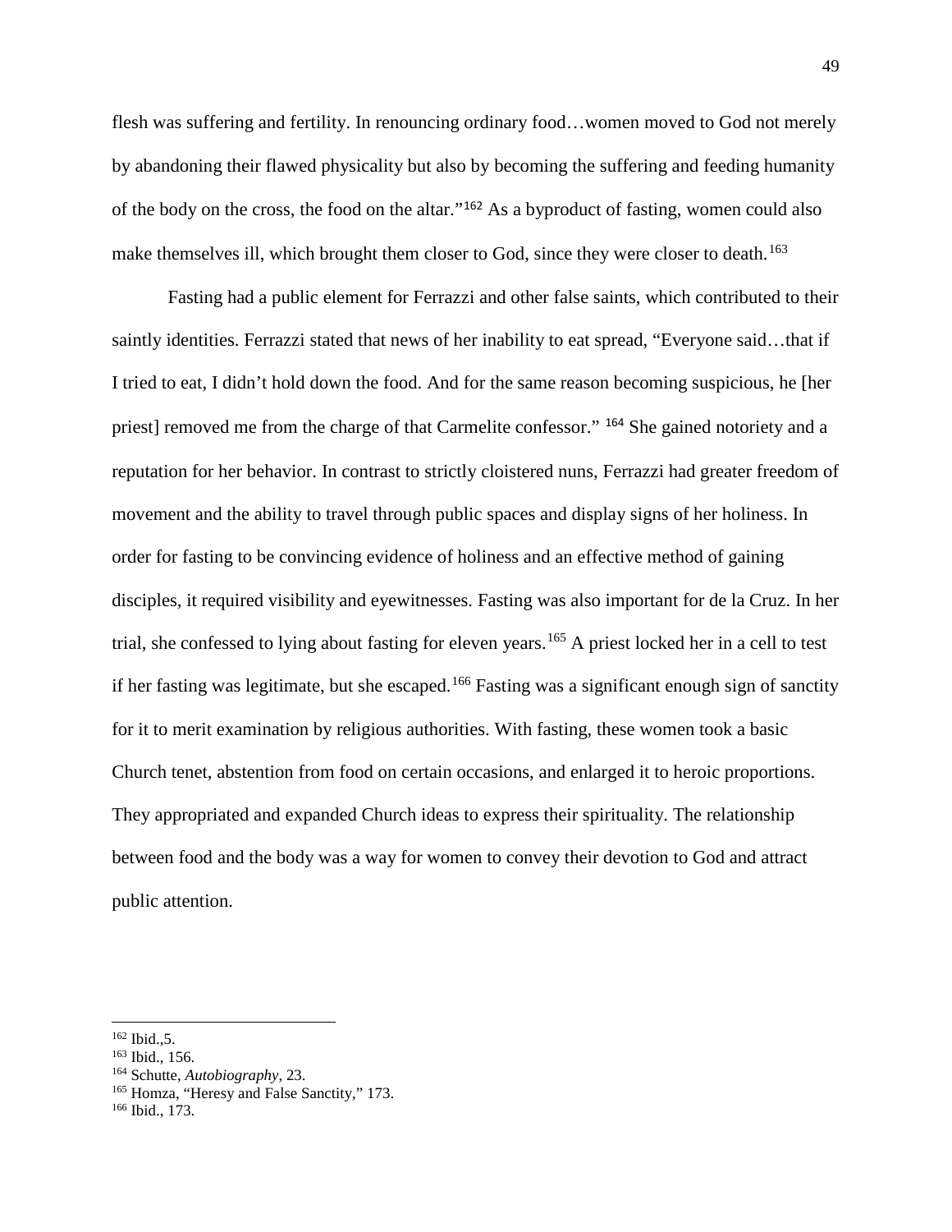flesh was suffering and fertility. In renouncing ordinary food…women moved to God not merely by abandoning their flawed physicality but also by becoming the suffering and feeding humanity of the body on the cross, the food on the altar."[162] As a byproduct of fasting, women could also make themselves ill, which brought them closer to God, since they were closer to death.[163]

Fasting had a public element for Ferrazzi and other false saints, which contributed to their saintly identities. Ferrazzi stated that news of her inability to eat spread, "Everyone said…that if I tried to eat, I didn't hold down the food. And for the same reason becoming suspicious, he [her priest] removed me from the charge of that Carmelite confessor." [164] She gained notoriety and a reputation for her behavior. In contrast to strictly cloistered nuns, Ferrazzi had greater freedom of movement and the ability to travel through public spaces and display signs of her holiness. In order for fasting to be convincing evidence of holiness and an effective method of gaining disciples, it required visibility and eyewitnesses. Fasting was also important for de la Cruz. In her trial, she confessed to lying about fasting for eleven years.[165] A priest locked her in a cell to test if her fasting was legitimate, but she escaped.[166] Fasting was a significant enough sign of sanctity for it to merit examination by religious authorities. With fasting, these women took a basic Church tenet, abstention from food on certain occasions, and enlarged it to heroic proportions. They appropriated and expanded Church ideas to express their spirituality. The relationship between food and the body was a way for women to convey their devotion to God and attract public attention.

---

[162] Ibid.,5.
[163] Ibid., 156.
[164] Schutte, *Autobiography,* 23.
[165] Homza, "Heresy and False Sanctity," 173.
[166] Ibid., 173.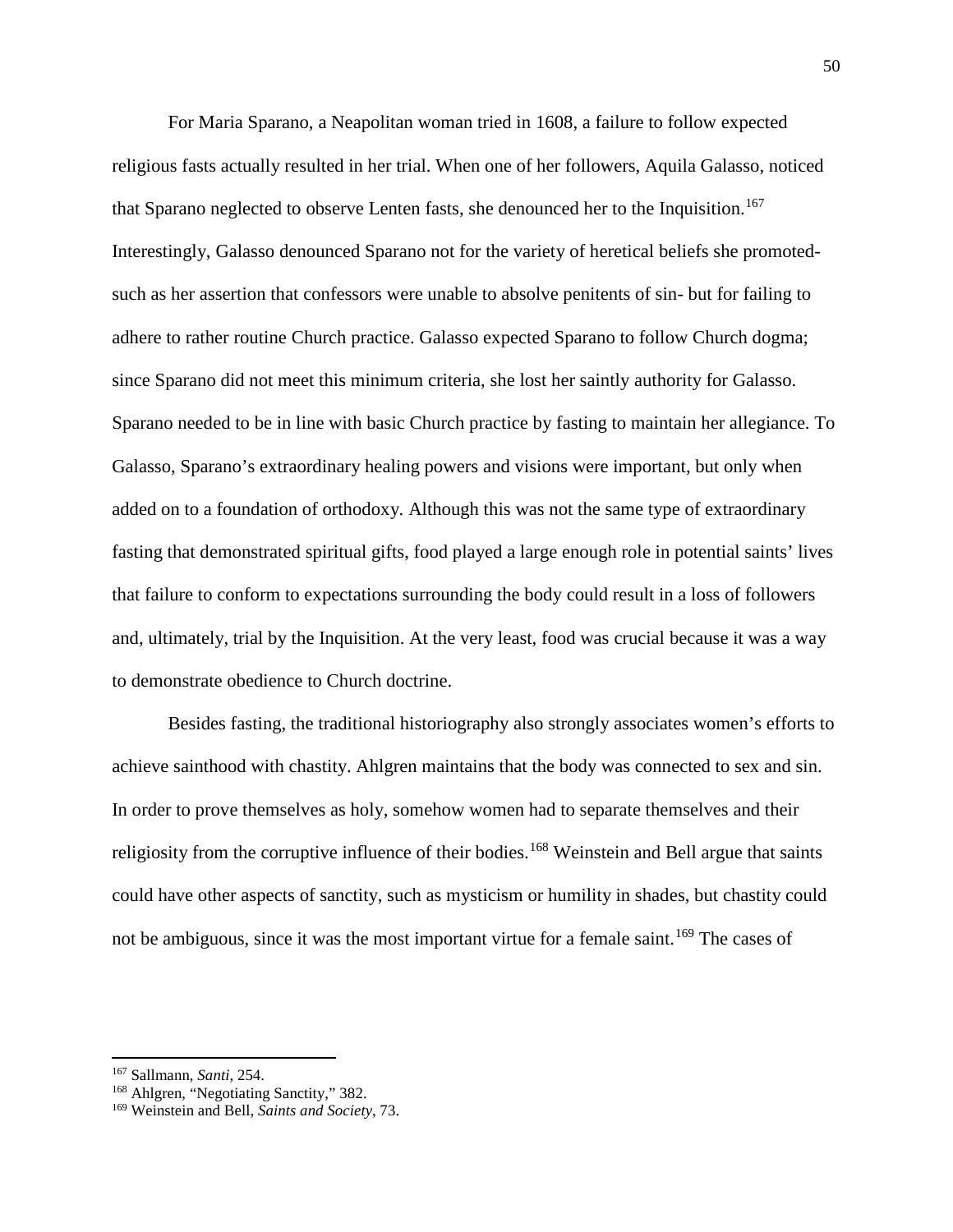For Maria Sparano, a Neapolitan woman tried in 1608, a failure to follow expected religious fasts actually resulted in her trial. When one of her followers, Aquila Galasso, noticed that Sparano neglected to observe Lenten fasts, she denounced her to the Inquisition.[167] Interestingly, Galasso denounced Sparano not for the variety of heretical beliefs she promoted- such as her assertion that confessors were unable to absolve penitents of sin- but for failing to adhere to rather routine Church practice. Galasso expected Sparano to follow Church dogma; since Sparano did not meet this minimum criteria, she lost her saintly authority for Galasso. Sparano needed to be in line with basic Church practice by fasting to maintain her allegiance. To Galasso, Sparano's extraordinary healing powers and visions were important, but only when added on to a foundation of orthodoxy. Although this was not the same type of extraordinary fasting that demonstrated spiritual gifts, food played a large enough role in potential saints' lives that failure to conform to expectations surrounding the body could result in a loss of followers and, ultimately, trial by the Inquisition. At the very least, food was crucial because it was a way to demonstrate obedience to Church doctrine.

Besides fasting, the traditional historiography also strongly associates women's efforts to achieve sainthood with chastity. Ahlgren maintains that the body was connected to sex and sin. In order to prove themselves as holy, somehow women had to separate themselves and their religiosity from the corruptive influence of their bodies.[168] Weinstein and Bell argue that saints could have other aspects of sanctity, such as mysticism or humility in shades, but chastity could not be ambiguous, since it was the most important virtue for a female saint.[169] The cases of

---

[167] Sallmann, *Santi*, 254.

[168] Ahlgren, "Negotiating Sanctity," 382.

[169] Weinstein and Bell, *Saints and Society*, 73.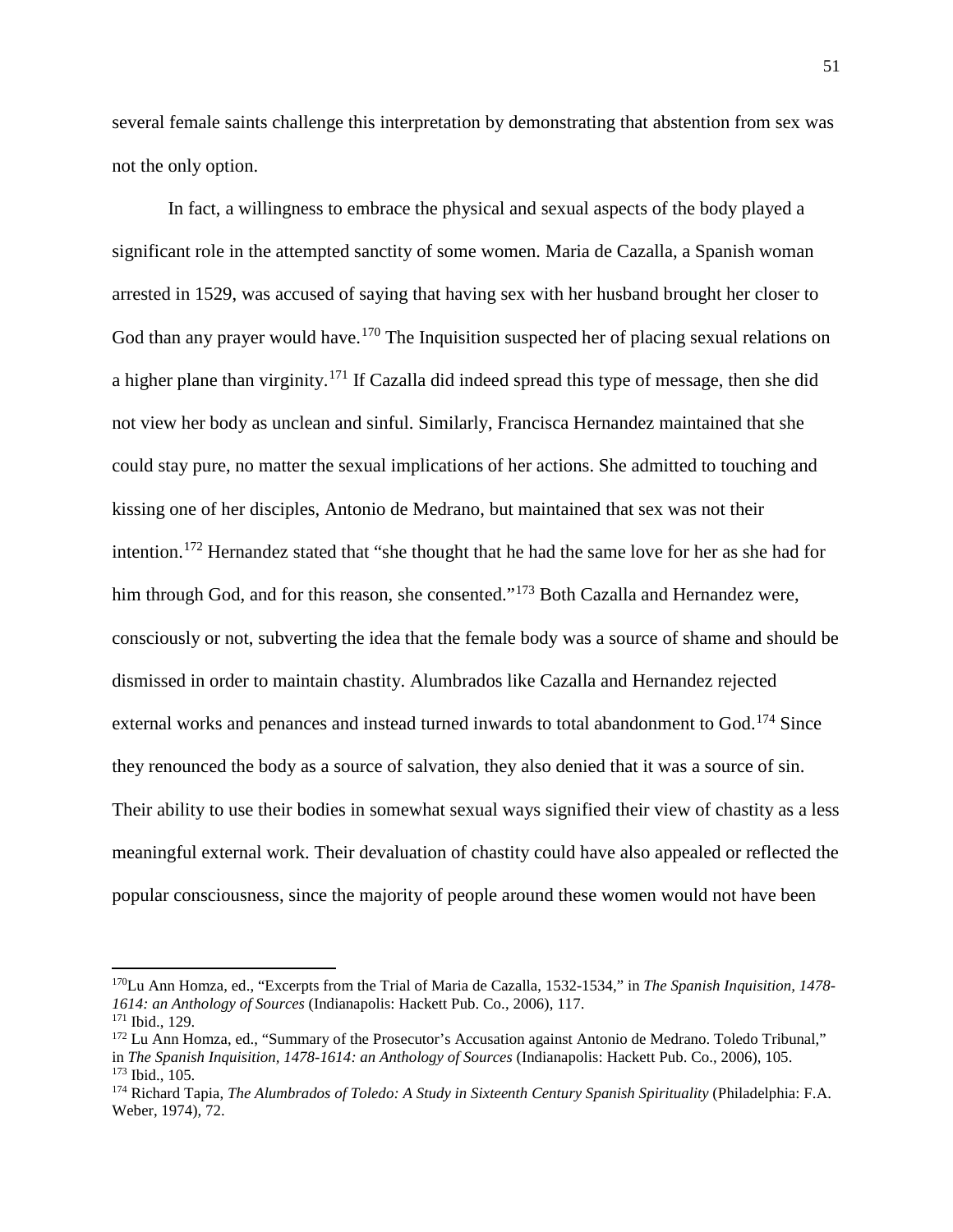several female saints challenge this interpretation by demonstrating that abstention from sex was not the only option.

In fact, a willingness to embrace the physical and sexual aspects of the body played a significant role in the attempted sanctity of some women. Maria de Cazalla, a Spanish woman arrested in 1529, was accused of saying that having sex with her husband brought her closer to God than any prayer would have.[170] The Inquisition suspected her of placing sexual relations on a higher plane than virginity.[171] If Cazalla did indeed spread this type of message, then she did not view her body as unclean and sinful. Similarly, Francisca Hernandez maintained that she could stay pure, no matter the sexual implications of her actions. She admitted to touching and kissing one of her disciples, Antonio de Medrano, but maintained that sex was not their intention.[172] Hernandez stated that "she thought that he had the same love for her as she had for him through God, and for this reason, she consented."[173] Both Cazalla and Hernandez were, consciously or not, subverting the idea that the female body was a source of shame and should be dismissed in order to maintain chastity. Alumbrados like Cazalla and Hernandez rejected external works and penances and instead turned inwards to total abandonment to God.[174] Since they renounced the body as a source of salvation, they also denied that it was a source of sin. Their ability to use their bodies in somewhat sexual ways signified their view of chastity as a less meaningful external work. Their devaluation of chastity could have also appealed or reflected the popular consciousness, since the majority of people around these women would not have been

---

[170] Lu Ann Homza, ed., "Excerpts from the Trial of Maria de Cazalla, 1532-1534," in *The Spanish Inquisition, 1478-1614: an Anthology of Sources* (Indianapolis: Hackett Pub. Co., 2006), 117.

[171] Ibid., 129.

[172] Lu Ann Homza, ed., "Summary of the Prosecutor's Accusation against Antonio de Medrano. Toledo Tribunal," in *The Spanish Inquisition, 1478-1614: an Anthology of Sources* (Indianapolis: Hackett Pub. Co., 2006), 105.

[173] Ibid., 105.

[174] Richard Tapia, *The Alumbrados of Toledo: A Study in Sixteenth Century Spanish Spirituality* (Philadelphia: F.A. Weber, 1974), 72.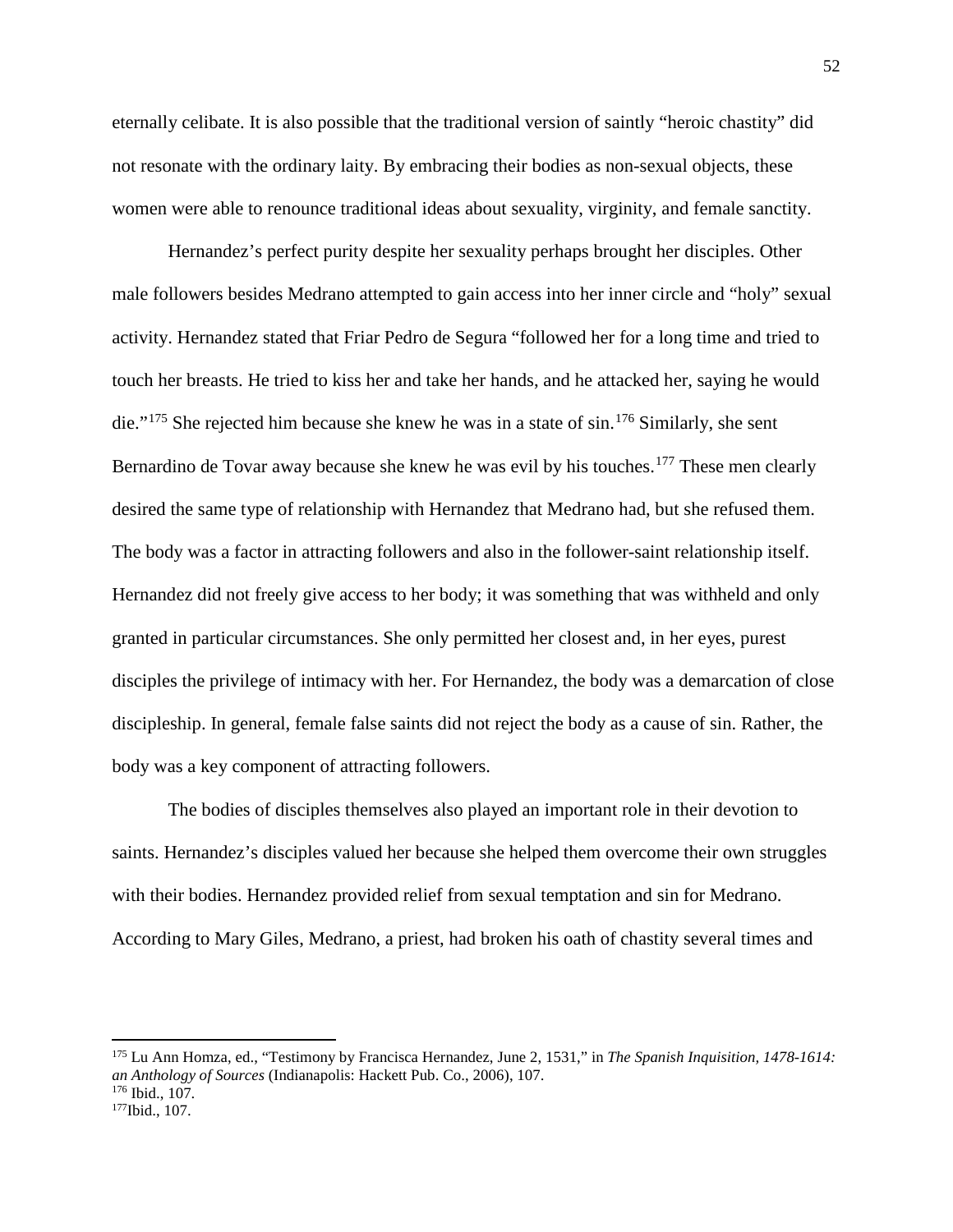eternally celibate. It is also possible that the traditional version of saintly "heroic chastity" did not resonate with the ordinary laity. By embracing their bodies as non-sexual objects, these women were able to renounce traditional ideas about sexuality, virginity, and female sanctity.

Hernandez's perfect purity despite her sexuality perhaps brought her disciples. Other male followers besides Medrano attempted to gain access into her inner circle and "holy" sexual activity. Hernandez stated that Friar Pedro de Segura "followed her for a long time and tried to touch her breasts. He tried to kiss her and take her hands, and he attacked her, saying he would die."[175] She rejected him because she knew he was in a state of sin.[176] Similarly, she sent Bernardino de Tovar away because she knew he was evil by his touches.[177] These men clearly desired the same type of relationship with Hernandez that Medrano had, but she refused them. The body was a factor in attracting followers and also in the follower-saint relationship itself. Hernandez did not freely give access to her body; it was something that was withheld and only granted in particular circumstances. She only permitted her closest and, in her eyes, purest disciples the privilege of intimacy with her. For Hernandez, the body was a demarcation of close discipleship. In general, female false saints did not reject the body as a cause of sin. Rather, the body was a key component of attracting followers.

The bodies of disciples themselves also played an important role in their devotion to saints. Hernandez's disciples valued her because she helped them overcome their own struggles with their bodies. Hernandez provided relief from sexual temptation and sin for Medrano. According to Mary Giles, Medrano, a priest, had broken his oath of chastity several times and

---

[175] Lu Ann Homza, ed., "Testimony by Francisca Hernandez, June 2, 1531," in *The Spanish Inquisition, 1478-1614: an Anthology of Sources* (Indianapolis: Hackett Pub. Co., 2006), 107.

[176] Ibid., 107.

[177] Ibid., 107.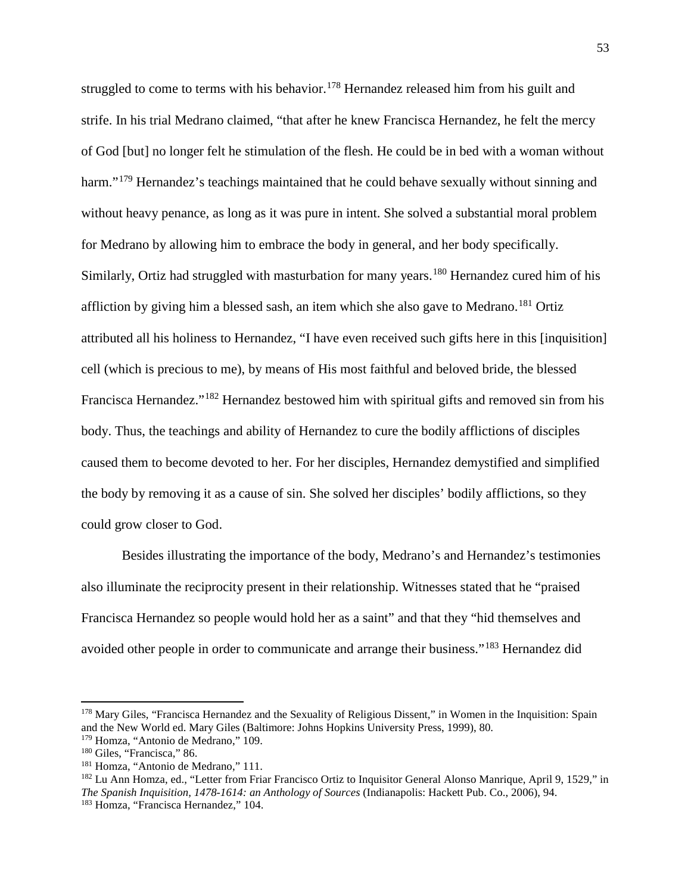struggled to come to terms with his behavior.[178] Hernandez released him from his guilt and strife. In his trial Medrano claimed, "that after he knew Francisca Hernandez, he felt the mercy of God [but] no longer felt he stimulation of the flesh. He could be in bed with a woman without harm."[179] Hernandez's teachings maintained that he could behave sexually without sinning and without heavy penance, as long as it was pure in intent. She solved a substantial moral problem for Medrano by allowing him to embrace the body in general, and her body specifically. Similarly, Ortiz had struggled with masturbation for many years.[180] Hernandez cured him of his affliction by giving him a blessed sash, an item which she also gave to Medrano.[181] Ortiz attributed all his holiness to Hernandez, "I have even received such gifts here in this [inquisition] cell (which is precious to me), by means of His most faithful and beloved bride, the blessed Francisca Hernandez."[182] Hernandez bestowed him with spiritual gifts and removed sin from his body. Thus, the teachings and ability of Hernandez to cure the bodily afflictions of disciples caused them to become devoted to her. For her disciples, Hernandez demystified and simplified the body by removing it as a cause of sin. She solved her disciples' bodily afflictions, so they could grow closer to God.

Besides illustrating the importance of the body, Medrano's and Hernandez's testimonies also illuminate the reciprocity present in their relationship. Witnesses stated that he "praised Francisca Hernandez so people would hold her as a saint" and that they "hid themselves and avoided other people in order to communicate and arrange their business."[183] Hernandez did

---

[178] Mary Giles, "Francisca Hernandez and the Sexuality of Religious Dissent," in Women in the Inquisition: Spain and the New World ed. Mary Giles (Baltimore: Johns Hopkins University Press, 1999), 80.

[179] Homza, "Antonio de Medrano," 109.

[180] Giles, "Francisca," 86.

[181] Homza, "Antonio de Medrano," 111.

[182] Lu Ann Homza, ed., "Letter from Friar Francisco Ortiz to Inquisitor General Alonso Manrique, April 9, 1529," in *The Spanish Inquisition, 1478-1614: an Anthology of Sources* (Indianapolis: Hackett Pub. Co., 2006), 94.

[183] Homza, "Francisca Hernandez," 104.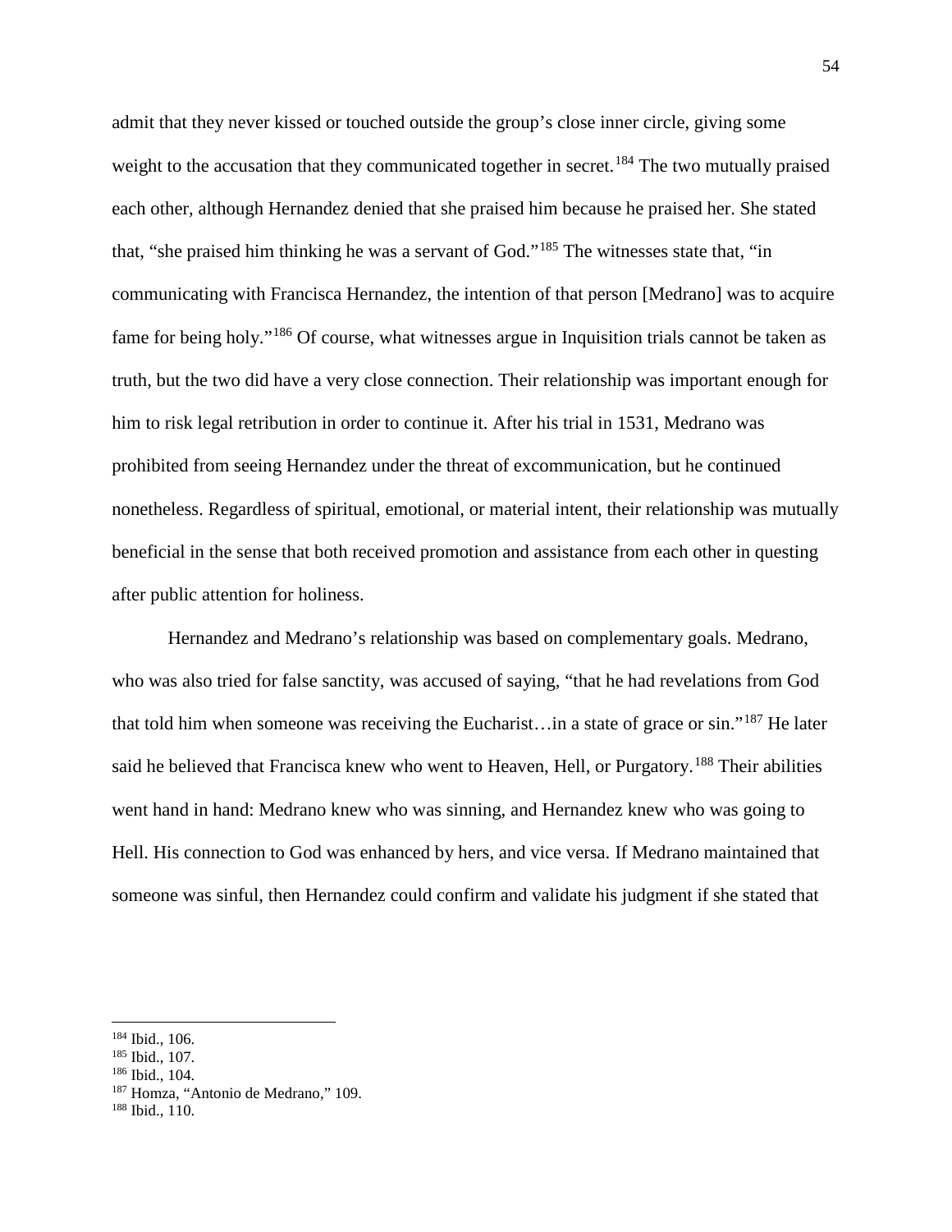admit that they never kissed or touched outside the group's close inner circle, giving some weight to the accusation that they communicated together in secret.[184] The two mutually praised each other, although Hernandez denied that she praised him because he praised her. She stated that, "she praised him thinking he was a servant of God."[185] The witnesses state that, "in communicating with Francisca Hernandez, the intention of that person [Medrano] was to acquire fame for being holy."[186] Of course, what witnesses argue in Inquisition trials cannot be taken as truth, but the two did have a very close connection. Their relationship was important enough for him to risk legal retribution in order to continue it. After his trial in 1531, Medrano was prohibited from seeing Hernandez under the threat of excommunication, but he continued nonetheless. Regardless of spiritual, emotional, or material intent, their relationship was mutually beneficial in the sense that both received promotion and assistance from each other in questing after public attention for holiness.

Hernandez and Medrano's relationship was based on complementary goals. Medrano, who was also tried for false sanctity, was accused of saying, "that he had revelations from God that told him when someone was receiving the Eucharist…in a state of grace or sin."[187] He later said he believed that Francisca knew who went to Heaven, Hell, or Purgatory.[188] Their abilities went hand in hand: Medrano knew who was sinning, and Hernandez knew who was going to Hell. His connection to God was enhanced by hers, and vice versa. If Medrano maintained that someone was sinful, then Hernandez could confirm and validate his judgment if she stated that

---

[184] Ibid., 106.
[185] Ibid., 107.
[186] Ibid., 104.
[187] Homza, "Antonio de Medrano," 109.
[188] Ibid., 110.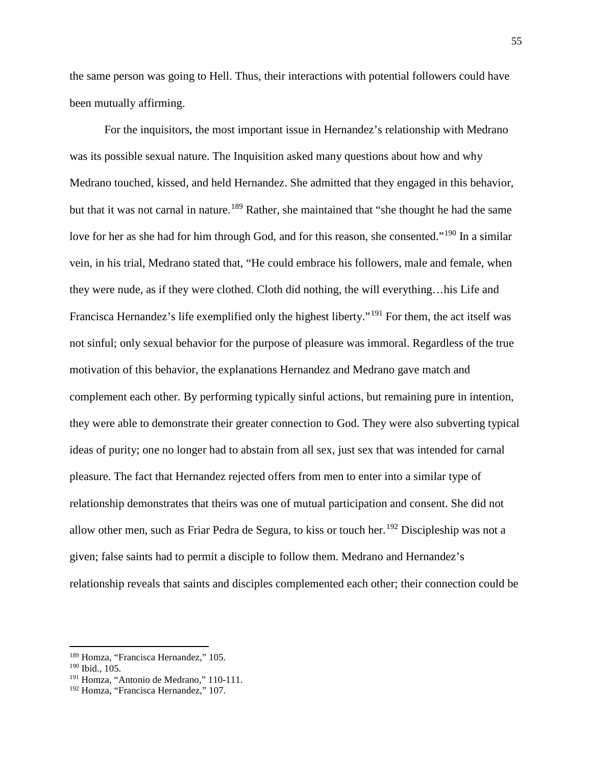the same person was going to Hell. Thus, their interactions with potential followers could have been mutually affirming.

For the inquisitors, the most important issue in Hernandez's relationship with Medrano was its possible sexual nature. The Inquisition asked many questions about how and why Medrano touched, kissed, and held Hernandez. She admitted that they engaged in this behavior, but that it was not carnal in nature.[189] Rather, she maintained that "she thought he had the same love for her as she had for him through God, and for this reason, she consented."[190] In a similar vein, in his trial, Medrano stated that, "He could embrace his followers, male and female, when they were nude, as if they were clothed. Cloth did nothing, the will everything…his Life and Francisca Hernandez's life exemplified only the highest liberty."[191] For them, the act itself was not sinful; only sexual behavior for the purpose of pleasure was immoral. Regardless of the true motivation of this behavior, the explanations Hernandez and Medrano gave match and complement each other. By performing typically sinful actions, but remaining pure in intention, they were able to demonstrate their greater connection to God. They were also subverting typical ideas of purity; one no longer had to abstain from all sex, just sex that was intended for carnal pleasure. The fact that Hernandez rejected offers from men to enter into a similar type of relationship demonstrates that theirs was one of mutual participation and consent. She did not allow other men, such as Friar Pedra de Segura, to kiss or touch her.[192] Discipleship was not a given; false saints had to permit a disciple to follow them. Medrano and Hernandez's relationship reveals that saints and disciples complemented each other; their connection could be

[189] Homza, "Francisca Hernandez," 105.
[190] Ibid., 105.
[191] Homza, "Antonio de Medrano," 110-111.
[192] Homza, "Francisca Hernandez," 107.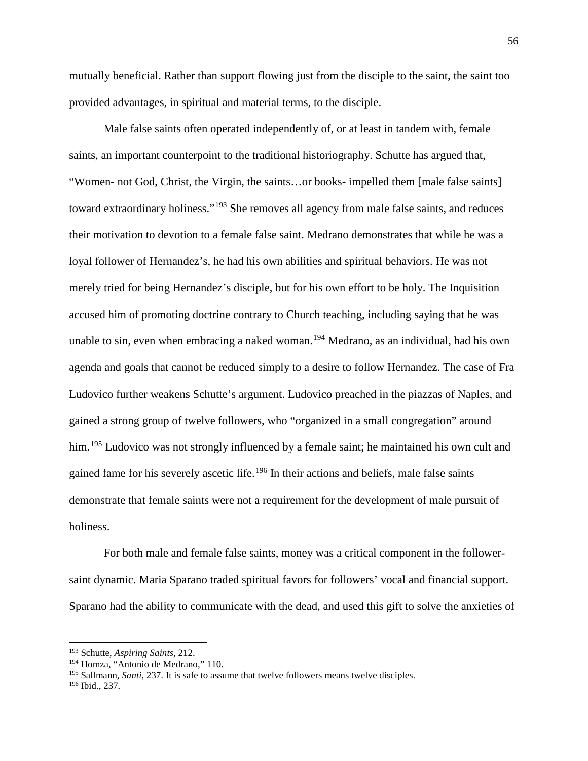mutually beneficial. Rather than support flowing just from the disciple to the saint, the saint too provided advantages, in spiritual and material terms, to the disciple.

Male false saints often operated independently of, or at least in tandem with, female saints, an important counterpoint to the traditional historiography. Schutte has argued that, "Women- not God, Christ, the Virgin, the saints…or books- impelled them [male false saints] toward extraordinary holiness."[193] She removes all agency from male false saints, and reduces their motivation to devotion to a female false saint. Medrano demonstrates that while he was a loyal follower of Hernandez's, he had his own abilities and spiritual behaviors. He was not merely tried for being Hernandez's disciple, but for his own effort to be holy. The Inquisition accused him of promoting doctrine contrary to Church teaching, including saying that he was unable to sin, even when embracing a naked woman.[194] Medrano, as an individual, had his own agenda and goals that cannot be reduced simply to a desire to follow Hernandez. The case of Fra Ludovico further weakens Schutte's argument. Ludovico preached in the piazzas of Naples, and gained a strong group of twelve followers, who "organized in a small congregation" around him.[195] Ludovico was not strongly influenced by a female saint; he maintained his own cult and gained fame for his severely ascetic life.[196] In their actions and beliefs, male false saints demonstrate that female saints were not a requirement for the development of male pursuit of holiness.

For both male and female false saints, money was a critical component in the follower-saint dynamic. Maria Sparano traded spiritual favors for followers' vocal and financial support. Sparano had the ability to communicate with the dead, and used this gift to solve the anxieties of

---

[193] Schutte, *Aspiring Saints*, 212.

[194] Homza, "Antonio de Medrano," 110.

[195] Sallmann, *Santi*, 237. It is safe to assume that twelve followers means twelve disciples.

[196] Ibid., 237.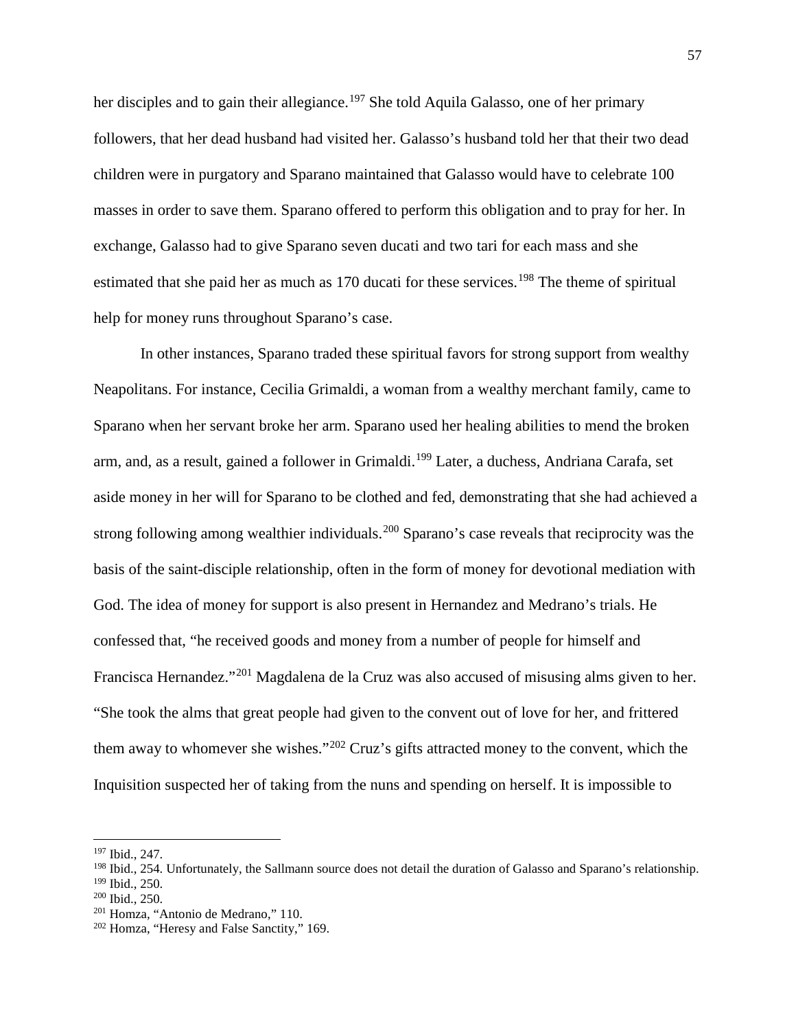her disciples and to gain their allegiance.[197] She told Aquila Galasso, one of her primary followers, that her dead husband had visited her. Galasso's husband told her that their two dead children were in purgatory and Sparano maintained that Galasso would have to celebrate 100 masses in order to save them. Sparano offered to perform this obligation and to pray for her. In exchange, Galasso had to give Sparano seven ducati and two tari for each mass and she estimated that she paid her as much as 170 ducati for these services.[198] The theme of spiritual help for money runs throughout Sparano's case.

In other instances, Sparano traded these spiritual favors for strong support from wealthy Neapolitans. For instance, Cecilia Grimaldi, a woman from a wealthy merchant family, came to Sparano when her servant broke her arm. Sparano used her healing abilities to mend the broken arm, and, as a result, gained a follower in Grimaldi.[199] Later, a duchess, Andriana Carafa, set aside money in her will for Sparano to be clothed and fed, demonstrating that she had achieved a strong following among wealthier individuals.[200] Sparano's case reveals that reciprocity was the basis of the saint-disciple relationship, often in the form of money for devotional mediation with God. The idea of money for support is also present in Hernandez and Medrano's trials. He confessed that, "he received goods and money from a number of people for himself and Francisca Hernandez."[201] Magdalena de la Cruz was also accused of misusing alms given to her. "She took the alms that great people had given to the convent out of love for her, and frittered them away to whomever she wishes."[202] Cruz's gifts attracted money to the convent, which the Inquisition suspected her of taking from the nuns and spending on herself. It is impossible to

---

[197] Ibid., 247.

[198] Ibid., 254. Unfortunately, the Sallmann source does not detail the duration of Galasso and Sparano's relationship.

[199] Ibid., 250.

[200] Ibid., 250.

[201] Homza, "Antonio de Medrano," 110.

[202] Homza, "Heresy and False Sanctity," 169.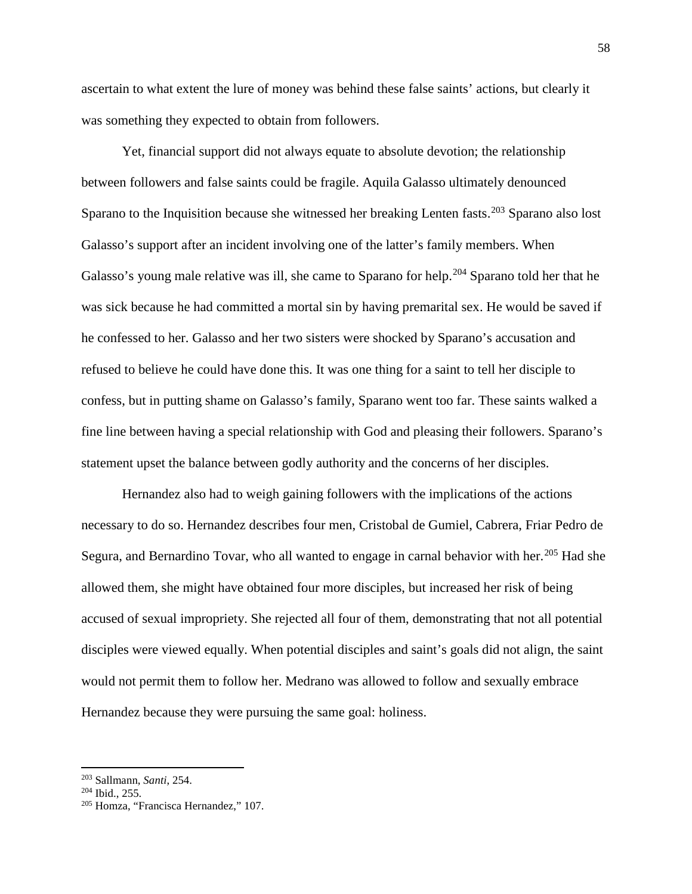ascertain to what extent the lure of money was behind these false saints' actions, but clearly it was something they expected to obtain from followers.

Yet, financial support did not always equate to absolute devotion; the relationship between followers and false saints could be fragile. Aquila Galasso ultimately denounced Sparano to the Inquisition because she witnessed her breaking Lenten fasts.[203] Sparano also lost Galasso's support after an incident involving one of the latter's family members. When Galasso's young male relative was ill, she came to Sparano for help.[204] Sparano told her that he was sick because he had committed a mortal sin by having premarital sex. He would be saved if he confessed to her. Galasso and her two sisters were shocked by Sparano's accusation and refused to believe he could have done this. It was one thing for a saint to tell her disciple to confess, but in putting shame on Galasso's family, Sparano went too far. These saints walked a fine line between having a special relationship with God and pleasing their followers. Sparano's statement upset the balance between godly authority and the concerns of her disciples.

Hernandez also had to weigh gaining followers with the implications of the actions necessary to do so. Hernandez describes four men, Cristobal de Gumiel, Cabrera, Friar Pedro de Segura, and Bernardino Tovar, who all wanted to engage in carnal behavior with her.[205] Had she allowed them, she might have obtained four more disciples, but increased her risk of being accused of sexual impropriety. She rejected all four of them, demonstrating that not all potential disciples were viewed equally. When potential disciples and saint's goals did not align, the saint would not permit them to follow her. Medrano was allowed to follow and sexually embrace Hernandez because they were pursuing the same goal: holiness.

---

[203] Sallmann, *Santi*, 254.

[204] Ibid., 255.

[205] Homza, "Francisca Hernandez," 107.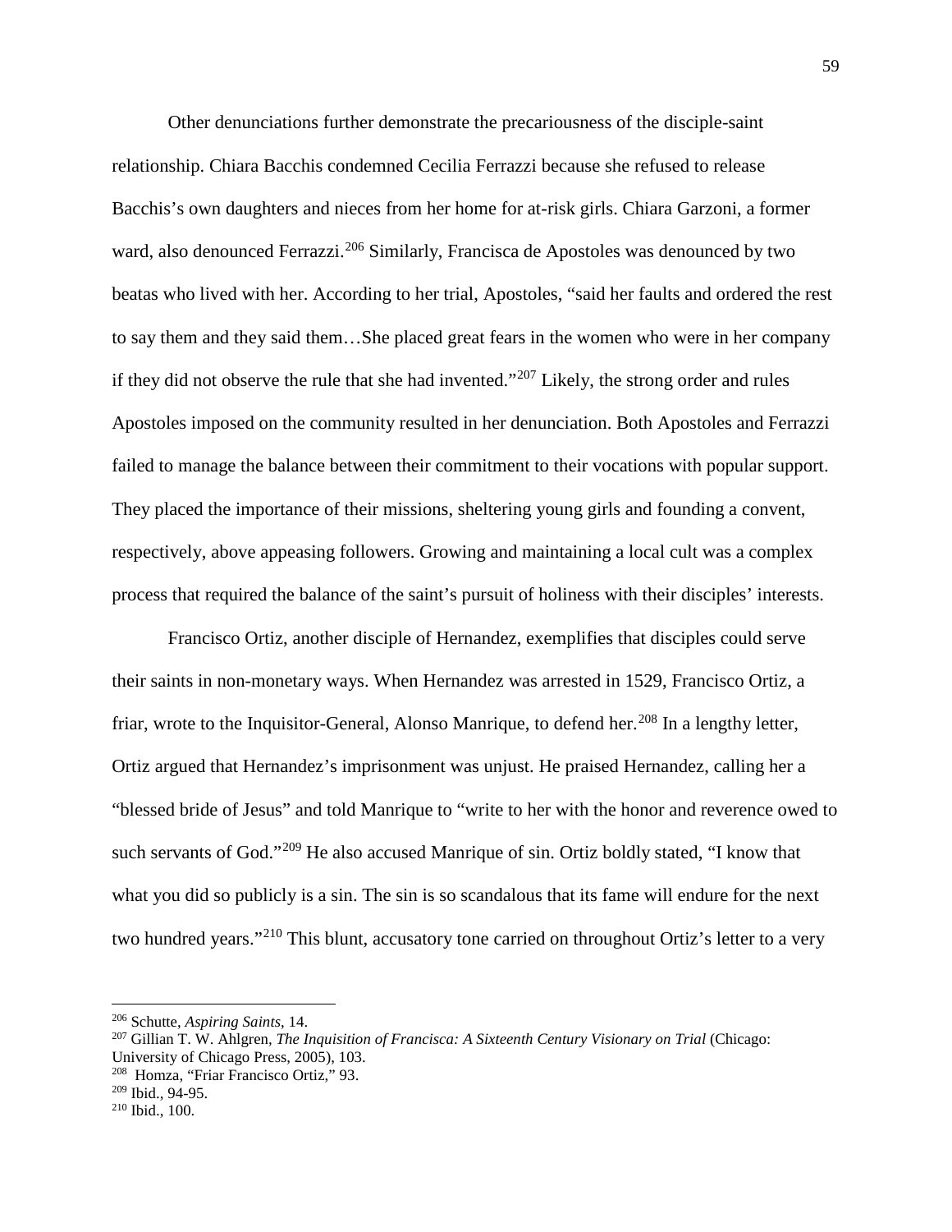Other denunciations further demonstrate the precariousness of the disciple-saint relationship. Chiara Bacchis condemned Cecilia Ferrazzi because she refused to release Bacchis's own daughters and nieces from her home for at-risk girls. Chiara Garzoni, a former ward, also denounced Ferrazzi.[206] Similarly, Francisca de Apostoles was denounced by two beatas who lived with her. According to her trial, Apostoles, "said her faults and ordered the rest to say them and they said them…She placed great fears in the women who were in her company if they did not observe the rule that she had invented."[207] Likely, the strong order and rules Apostoles imposed on the community resulted in her denunciation. Both Apostoles and Ferrazzi failed to manage the balance between their commitment to their vocations with popular support. They placed the importance of their missions, sheltering young girls and founding a convent, respectively, above appeasing followers. Growing and maintaining a local cult was a complex process that required the balance of the saint's pursuit of holiness with their disciples' interests.

Francisco Ortiz, another disciple of Hernandez, exemplifies that disciples could serve their saints in non-monetary ways. When Hernandez was arrested in 1529, Francisco Ortiz, a friar, wrote to the Inquisitor-General, Alonso Manrique, to defend her.[208] In a lengthy letter, Ortiz argued that Hernandez's imprisonment was unjust. He praised Hernandez, calling her a "blessed bride of Jesus" and told Manrique to "write to her with the honor and reverence owed to such servants of God."[209] He also accused Manrique of sin. Ortiz boldly stated, "I know that what you did so publicly is a sin. The sin is so scandalous that its fame will endure for the next two hundred years."[210] This blunt, accusatory tone carried on throughout Ortiz's letter to a very

---

[206] Schutte, *Aspiring Saints*, 14.

[207] Gillian T. W. Ahlgren, *The Inquisition of Francisca: A Sixteenth Century Visionary on Trial* (Chicago: University of Chicago Press, 2005), 103.

[208] Homza, "Friar Francisco Ortiz," 93.

[209] Ibid., 94-95.

[210] Ibid., 100.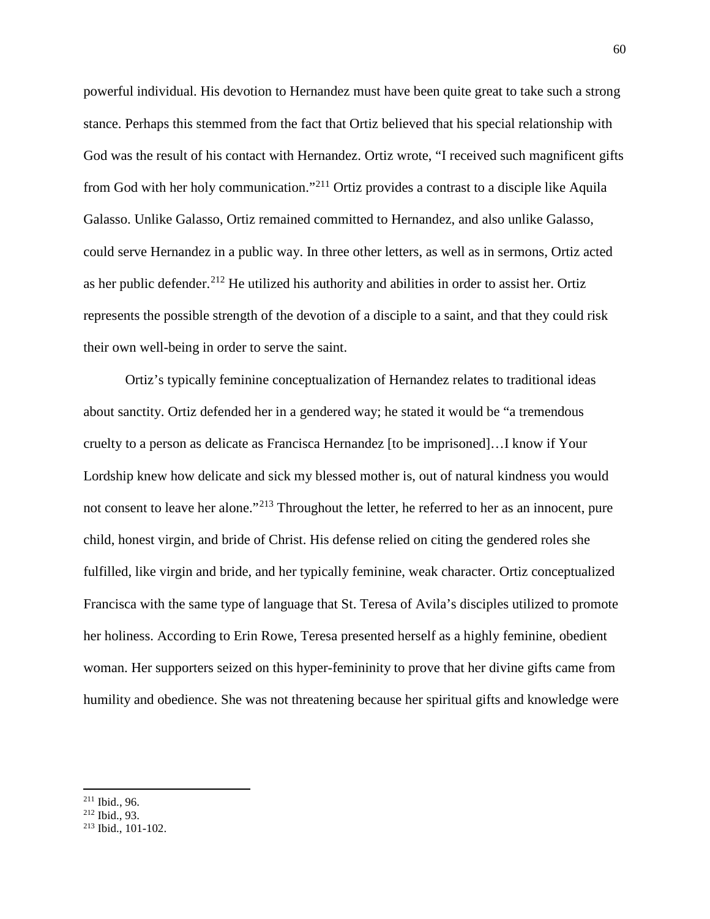powerful individual. His devotion to Hernandez must have been quite great to take such a strong stance. Perhaps this stemmed from the fact that Ortiz believed that his special relationship with God was the result of his contact with Hernandez. Ortiz wrote, "I received such magnificent gifts from God with her holy communication."[211] Ortiz provides a contrast to a disciple like Aquila Galasso. Unlike Galasso, Ortiz remained committed to Hernandez, and also unlike Galasso, could serve Hernandez in a public way. In three other letters, as well as in sermons, Ortiz acted as her public defender.[212] He utilized his authority and abilities in order to assist her. Ortiz represents the possible strength of the devotion of a disciple to a saint, and that they could risk their own well-being in order to serve the saint.

Ortiz's typically feminine conceptualization of Hernandez relates to traditional ideas about sanctity. Ortiz defended her in a gendered way; he stated it would be "a tremendous cruelty to a person as delicate as Francisca Hernandez [to be imprisoned]…I know if Your Lordship knew how delicate and sick my blessed mother is, out of natural kindness you would not consent to leave her alone."[213] Throughout the letter, he referred to her as an innocent, pure child, honest virgin, and bride of Christ. His defense relied on citing the gendered roles she fulfilled, like virgin and bride, and her typically feminine, weak character. Ortiz conceptualized Francisca with the same type of language that St. Teresa of Avila's disciples utilized to promote her holiness. According to Erin Rowe, Teresa presented herself as a highly feminine, obedient woman. Her supporters seized on this hyper-femininity to prove that her divine gifts came from humility and obedience. She was not threatening because her spiritual gifts and knowledge were

---

[211] Ibid., 96.

[212] Ibid., 93.

[213] Ibid., 101-102.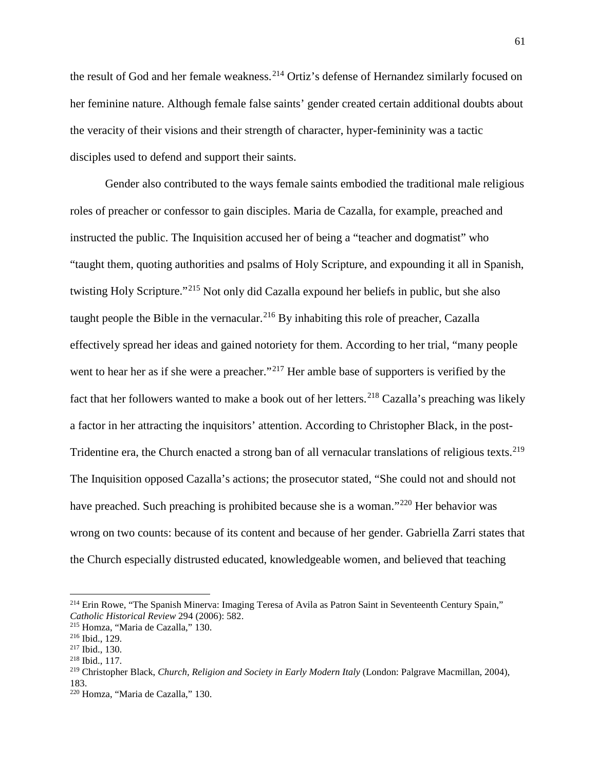the result of God and her female weakness.[214] Ortiz's defense of Hernandez similarly focused on her feminine nature. Although female false saints' gender created certain additional doubts about the veracity of their visions and their strength of character, hyper-femininity was a tactic disciples used to defend and support their saints.

Gender also contributed to the ways female saints embodied the traditional male religious roles of preacher or confessor to gain disciples. Maria de Cazalla, for example, preached and instructed the public. The Inquisition accused her of being a "teacher and dogmatist" who "taught them, quoting authorities and psalms of Holy Scripture, and expounding it all in Spanish, twisting Holy Scripture."[215] Not only did Cazalla expound her beliefs in public, but she also taught people the Bible in the vernacular.[216] By inhabiting this role of preacher, Cazalla effectively spread her ideas and gained notoriety for them. According to her trial, "many people went to hear her as if she were a preacher."[217] Her amble base of supporters is verified by the fact that her followers wanted to make a book out of her letters.[218] Cazalla's preaching was likely a factor in her attracting the inquisitors' attention. According to Christopher Black, in the post-Tridentine era, the Church enacted a strong ban of all vernacular translations of religious texts.[219] The Inquisition opposed Cazalla's actions; the prosecutor stated, "She could not and should not have preached. Such preaching is prohibited because she is a woman."[220] Her behavior was wrong on two counts: because of its content and because of her gender. Gabriella Zarri states that the Church especially distrusted educated, knowledgeable women, and believed that teaching

---

[214] Erin Rowe, "The Spanish Minerva: Imaging Teresa of Avila as Patron Saint in Seventeenth Century Spain," *Catholic Historical Review* 294 (2006): 582.

[215] Homza, "Maria de Cazalla," 130.

[216] Ibid., 129.

[217] Ibid., 130.

[218] Ibid., 117.

[219] Christopher Black, *Church, Religion and Society in Early Modern Italy* (London: Palgrave Macmillan, 2004), 183.

[220] Homza, "Maria de Cazalla," 130.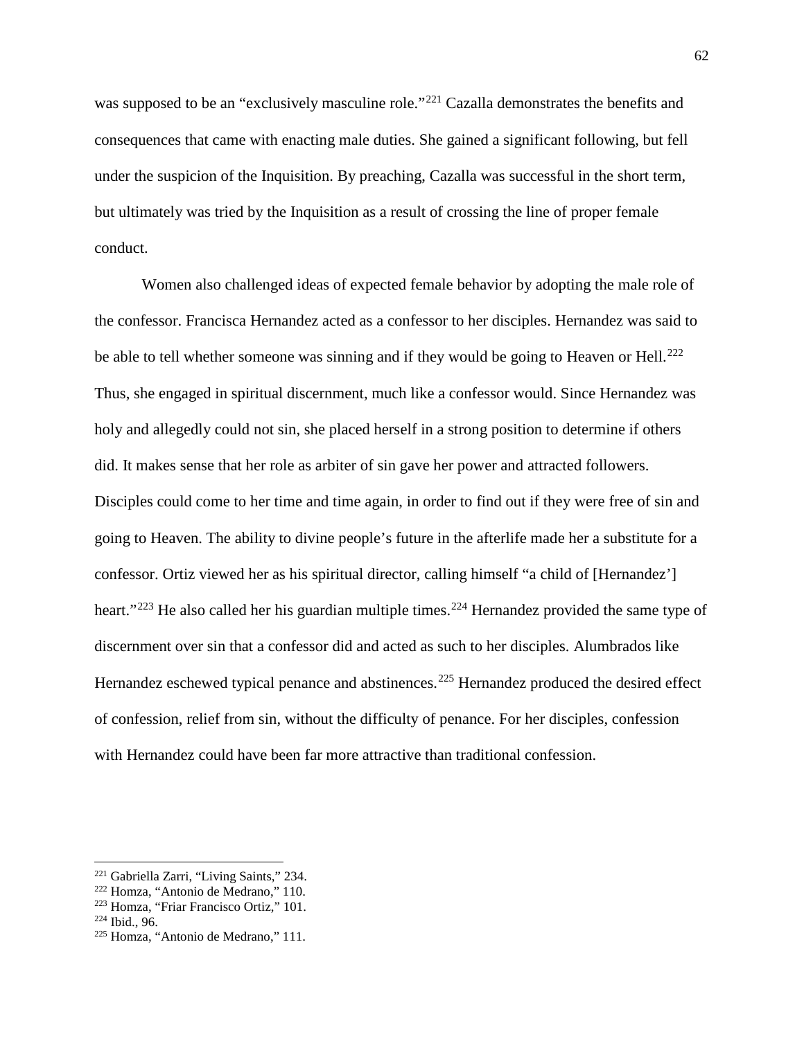was supposed to be an "exclusively masculine role."[221] Cazalla demonstrates the benefits and consequences that came with enacting male duties. She gained a significant following, but fell under the suspicion of the Inquisition. By preaching, Cazalla was successful in the short term, but ultimately was tried by the Inquisition as a result of crossing the line of proper female conduct.

Women also challenged ideas of expected female behavior by adopting the male role of the confessor. Francisca Hernandez acted as a confessor to her disciples. Hernandez was said to be able to tell whether someone was sinning and if they would be going to Heaven or Hell.[222] Thus, she engaged in spiritual discernment, much like a confessor would. Since Hernandez was holy and allegedly could not sin, she placed herself in a strong position to determine if others did. It makes sense that her role as arbiter of sin gave her power and attracted followers. Disciples could come to her time and time again, in order to find out if they were free of sin and going to Heaven. The ability to divine people's future in the afterlife made her a substitute for a confessor. Ortiz viewed her as his spiritual director, calling himself "a child of [Hernandez'] heart."[223] He also called her his guardian multiple times.[224] Hernandez provided the same type of discernment over sin that a confessor did and acted as such to her disciples. Alumbrados like Hernandez eschewed typical penance and abstinences.[225] Hernandez produced the desired effect of confession, relief from sin, without the difficulty of penance. For her disciples, confession with Hernandez could have been far more attractive than traditional confession.

---

[221] Gabriella Zarri, "Living Saints," 234.
[222] Homza, "Antonio de Medrano," 110.
[223] Homza, "Friar Francisco Ortiz," 101.
[224] Ibid., 96.
[225] Homza, "Antonio de Medrano," 111.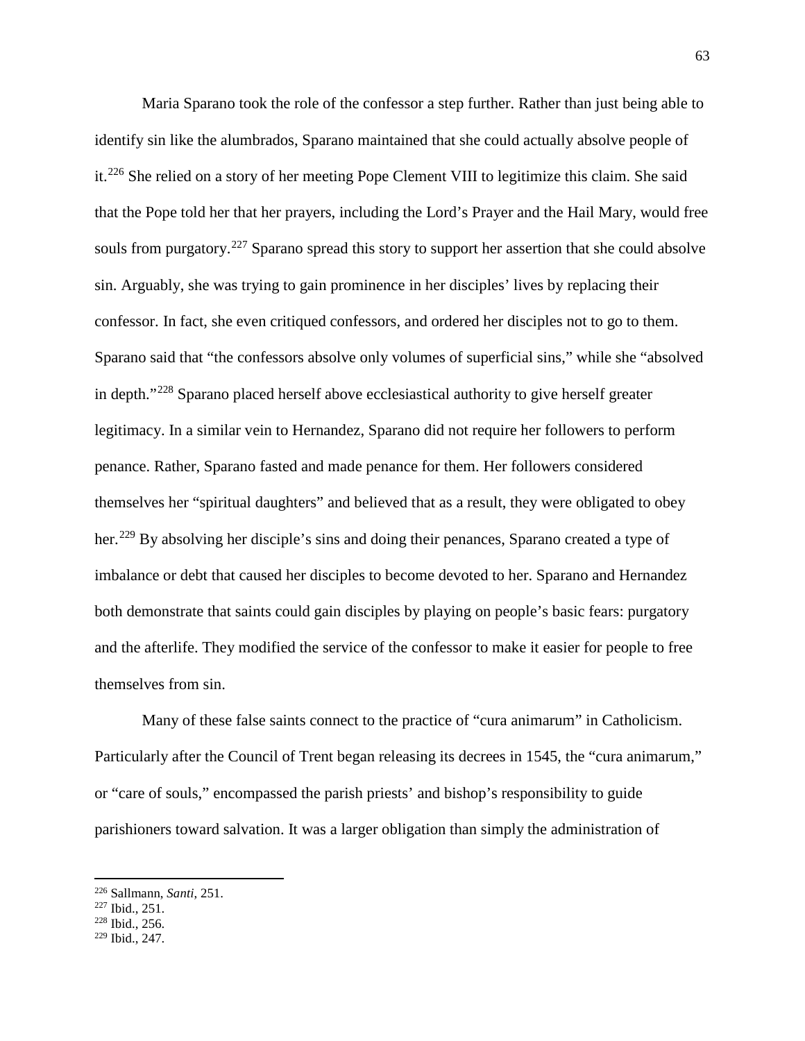Maria Sparano took the role of the confessor a step further. Rather than just being able to identify sin like the alumbrados, Sparano maintained that she could actually absolve people of it.[226] She relied on a story of her meeting Pope Clement VIII to legitimize this claim. She said that the Pope told her that her prayers, including the Lord's Prayer and the Hail Mary, would free souls from purgatory.[227] Sparano spread this story to support her assertion that she could absolve sin. Arguably, she was trying to gain prominence in her disciples' lives by replacing their confessor. In fact, she even critiqued confessors, and ordered her disciples not to go to them. Sparano said that "the confessors absolve only volumes of superficial sins," while she "absolved in depth."[228] Sparano placed herself above ecclesiastical authority to give herself greater legitimacy. In a similar vein to Hernandez, Sparano did not require her followers to perform penance. Rather, Sparano fasted and made penance for them. Her followers considered themselves her "spiritual daughters" and believed that as a result, they were obligated to obey her.[229] By absolving her disciple's sins and doing their penances, Sparano created a type of imbalance or debt that caused her disciples to become devoted to her. Sparano and Hernandez both demonstrate that saints could gain disciples by playing on people's basic fears: purgatory and the afterlife. They modified the service of the confessor to make it easier for people to free themselves from sin.

Many of these false saints connect to the practice of "cura animarum" in Catholicism. Particularly after the Council of Trent began releasing its decrees in 1545, the "cura animarum," or "care of souls," encompassed the parish priests' and bishop's responsibility to guide parishioners toward salvation. It was a larger obligation than simply the administration of

---

[226] Sallmann, *Santi*, 251.

[227] Ibid., 251.

[228] Ibid., 256.

[229] Ibid., 247.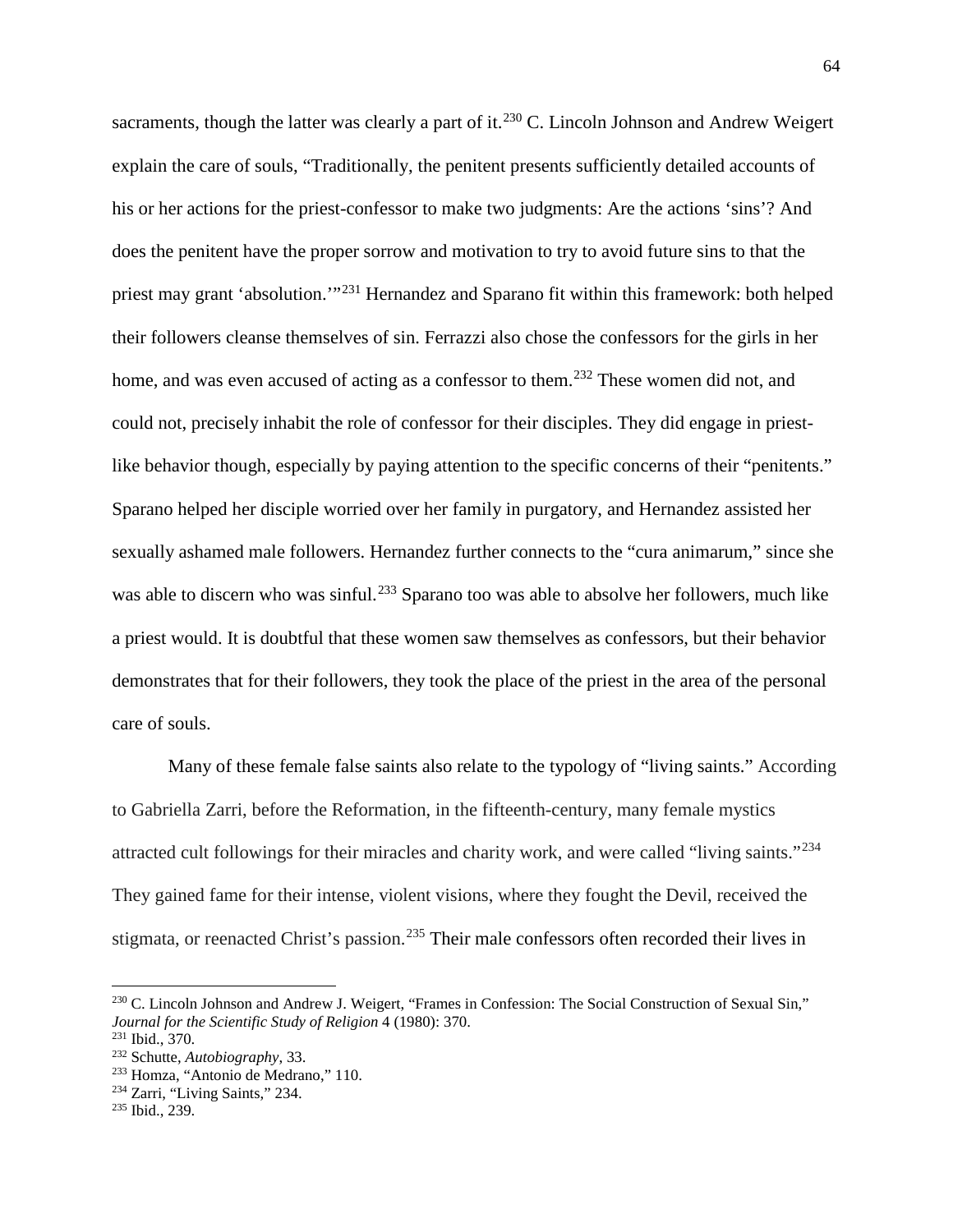sacraments, though the latter was clearly a part of it.[230] C. Lincoln Johnson and Andrew Weigert explain the care of souls, "Traditionally, the penitent presents sufficiently detailed accounts of his or her actions for the priest-confessor to make two judgments: Are the actions 'sins'? And does the penitent have the proper sorrow and motivation to try to avoid future sins to that the priest may grant 'absolution.'"[231] Hernandez and Sparano fit within this framework: both helped their followers cleanse themselves of sin. Ferrazzi also chose the confessors for the girls in her home, and was even accused of acting as a confessor to them.[232] These women did not, and could not, precisely inhabit the role of confessor for their disciples. They did engage in priest-like behavior though, especially by paying attention to the specific concerns of their "penitents." Sparano helped her disciple worried over her family in purgatory, and Hernandez assisted her sexually ashamed male followers. Hernandez further connects to the "cura animarum," since she was able to discern who was sinful.[233] Sparano too was able to absolve her followers, much like a priest would. It is doubtful that these women saw themselves as confessors, but their behavior demonstrates that for their followers, they took the place of the priest in the area of the personal care of souls.

Many of these female false saints also relate to the typology of "living saints." According to Gabriella Zarri, before the Reformation, in the fifteenth-century, many female mystics attracted cult followings for their miracles and charity work, and were called "living saints."[234] They gained fame for their intense, violent visions, where they fought the Devil, received the stigmata, or reenacted Christ's passion.[235] Their male confessors often recorded their lives in

---

[230] C. Lincoln Johnson and Andrew J. Weigert, "Frames in Confession: The Social Construction of Sexual Sin," *Journal for the Scientific Study of Religion* 4 (1980): 370.
[231] Ibid., 370.
[232] Schutte, *Autobiography,* 33.
[233] Homza, "Antonio de Medrano," 110.
[234] Zarri, "Living Saints," 234.
[235] Ibid., 239.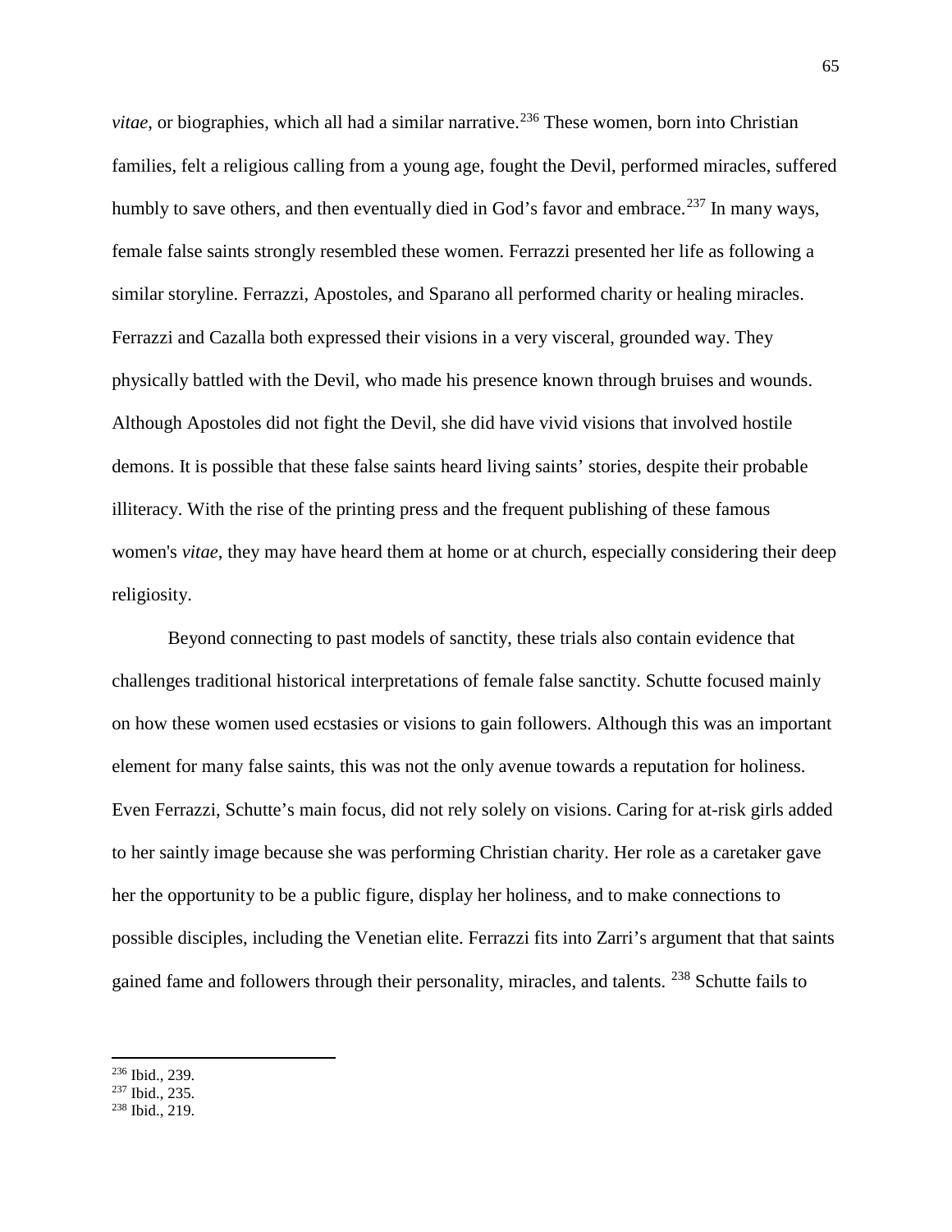*vitae*, or biographies, which all had a similar narrative.[236] These women, born into Christian families, felt a religious calling from a young age, fought the Devil, performed miracles, suffered humbly to save others, and then eventually died in God's favor and embrace.[237] In many ways, female false saints strongly resembled these women. Ferrazzi presented her life as following a similar storyline. Ferrazzi, Apostoles, and Sparano all performed charity or healing miracles. Ferrazzi and Cazalla both expressed their visions in a very visceral, grounded way. They physically battled with the Devil, who made his presence known through bruises and wounds. Although Apostoles did not fight the Devil, she did have vivid visions that involved hostile demons. It is possible that these false saints heard living saints' stories, despite their probable illiteracy. With the rise of the printing press and the frequent publishing of these famous women's *vitae*, they may have heard them at home or at church, especially considering their deep religiosity.

Beyond connecting to past models of sanctity, these trials also contain evidence that challenges traditional historical interpretations of female false sanctity. Schutte focused mainly on how these women used ecstasies or visions to gain followers. Although this was an important element for many false saints, this was not the only avenue towards a reputation for holiness. Even Ferrazzi, Schutte's main focus, did not rely solely on visions. Caring for at-risk girls added to her saintly image because she was performing Christian charity. Her role as a caretaker gave her the opportunity to be a public figure, display her holiness, and to make connections to possible disciples, including the Venetian elite. Ferrazzi fits into Zarri's argument that that saints gained fame and followers through their personality, miracles, and talents. [238] Schutte fails to

[236] Ibid., 239.
[237] Ibid., 235.
[238] Ibid., 219.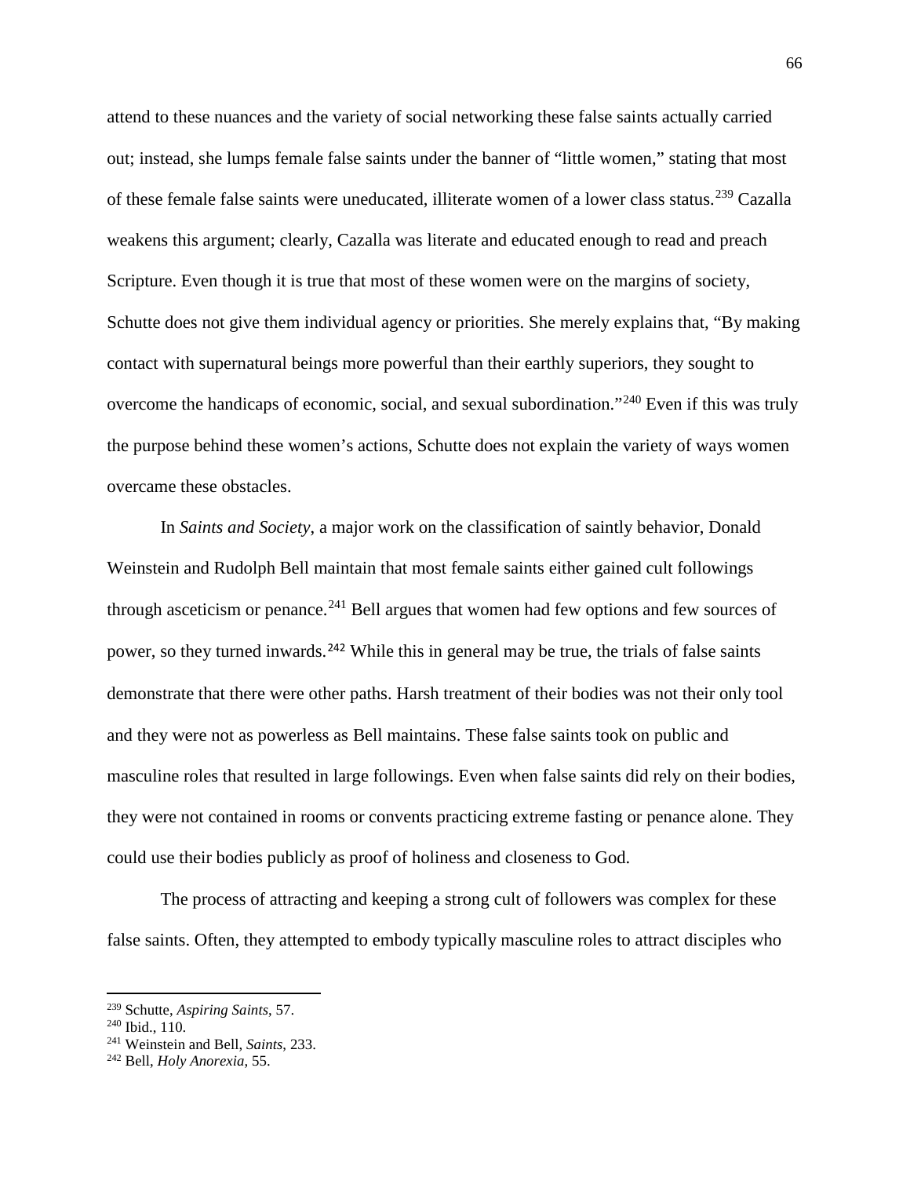attend to these nuances and the variety of social networking these false saints actually carried out; instead, she lumps female false saints under the banner of "little women," stating that most of these female false saints were uneducated, illiterate women of a lower class status.[239] Cazalla weakens this argument; clearly, Cazalla was literate and educated enough to read and preach Scripture. Even though it is true that most of these women were on the margins of society, Schutte does not give them individual agency or priorities. She merely explains that, "By making contact with supernatural beings more powerful than their earthly superiors, they sought to overcome the handicaps of economic, social, and sexual subordination."[240] Even if this was truly the purpose behind these women's actions, Schutte does not explain the variety of ways women overcame these obstacles.

In *Saints and Society*, a major work on the classification of saintly behavior, Donald Weinstein and Rudolph Bell maintain that most female saints either gained cult followings through asceticism or penance.[241] Bell argues that women had few options and few sources of power, so they turned inwards.[242] While this in general may be true, the trials of false saints demonstrate that there were other paths. Harsh treatment of their bodies was not their only tool and they were not as powerless as Bell maintains. These false saints took on public and masculine roles that resulted in large followings. Even when false saints did rely on their bodies, they were not contained in rooms or convents practicing extreme fasting or penance alone. They could use their bodies publicly as proof of holiness and closeness to God.

The process of attracting and keeping a strong cult of followers was complex for these false saints. Often, they attempted to embody typically masculine roles to attract disciples who

---

[239] Schutte, *Aspiring Saints*, 57.
[240] Ibid., 110.
[241] Weinstein and Bell, *Saints*, 233.
[242] Bell, *Holy Anorexia*, 55.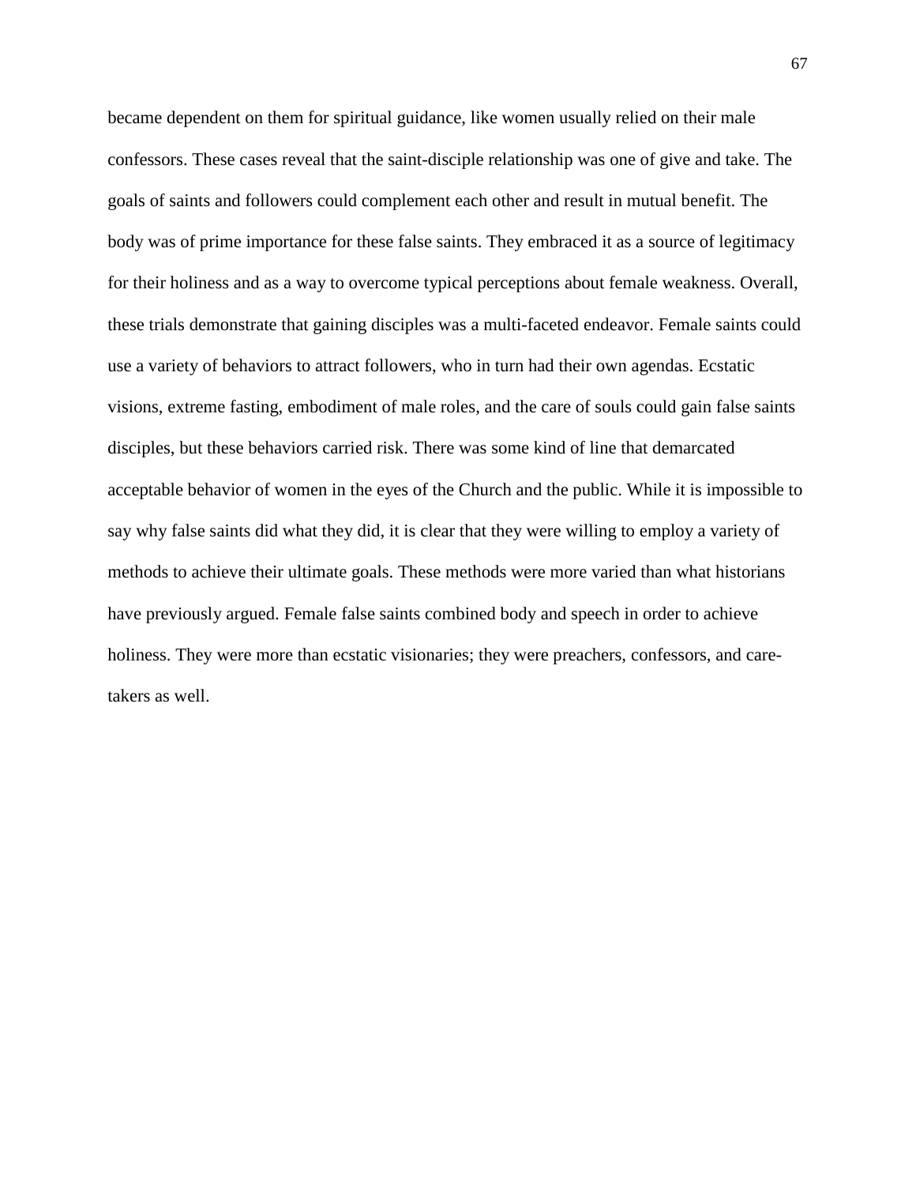became dependent on them for spiritual guidance, like women usually relied on their male confessors. These cases reveal that the saint-disciple relationship was one of give and take. The goals of saints and followers could complement each other and result in mutual benefit. The body was of prime importance for these false saints. They embraced it as a source of legitimacy for their holiness and as a way to overcome typical perceptions about female weakness. Overall, these trials demonstrate that gaining disciples was a multi-faceted endeavor. Female saints could use a variety of behaviors to attract followers, who in turn had their own agendas. Ecstatic visions, extreme fasting, embodiment of male roles, and the care of souls could gain false saints disciples, but these behaviors carried risk. There was some kind of line that demarcated acceptable behavior of women in the eyes of the Church and the public. While it is impossible to say why false saints did what they did, it is clear that they were willing to employ a variety of methods to achieve their ultimate goals. These methods were more varied than what historians have previously argued. Female false saints combined body and speech in order to achieve holiness. They were more than ecstatic visionaries; they were preachers, confessors, and care-takers as well.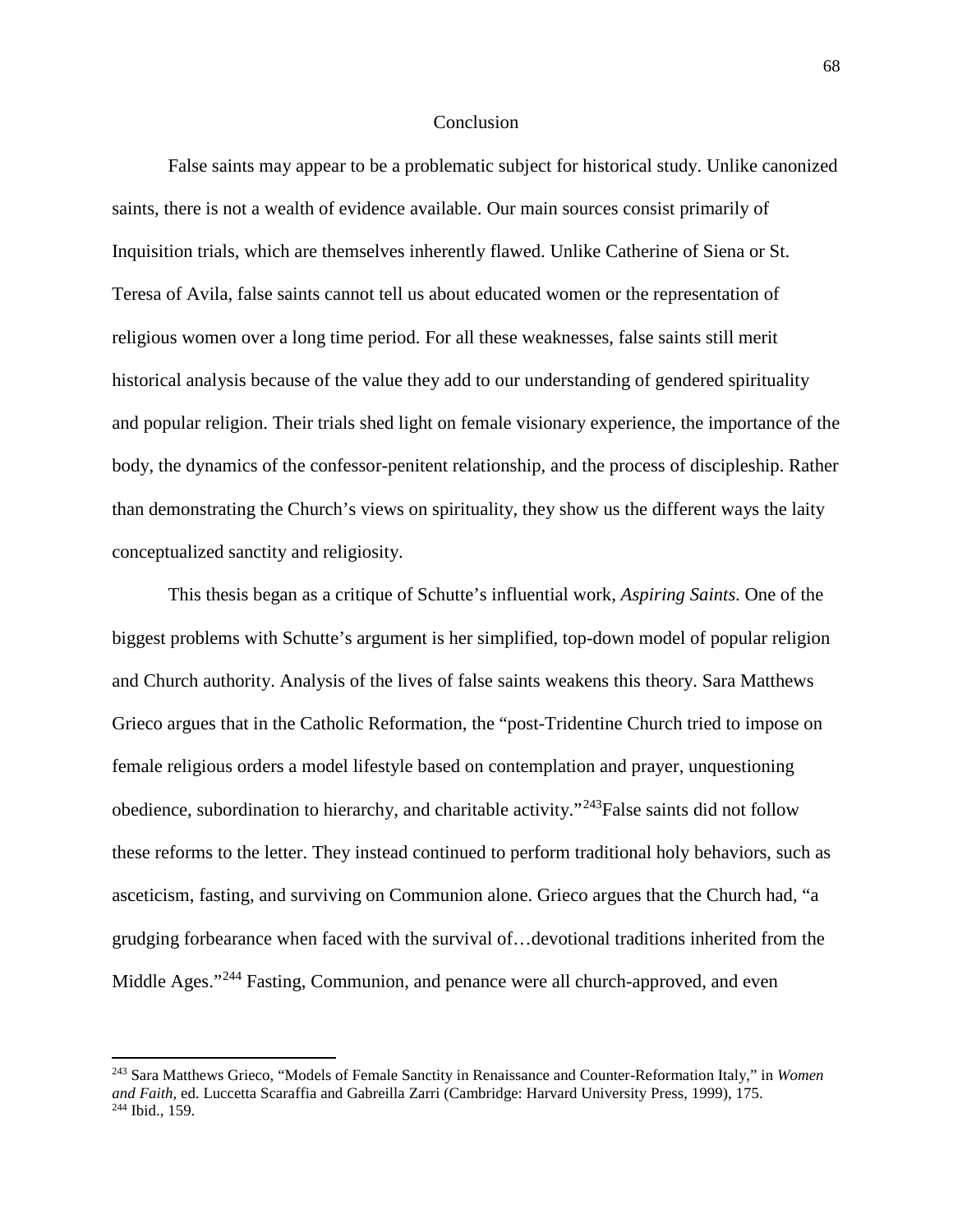# Conclusion

False saints may appear to be a problematic subject for historical study. Unlike canonized saints, there is not a wealth of evidence available. Our main sources consist primarily of Inquisition trials, which are themselves inherently flawed. Unlike Catherine of Siena or St. Teresa of Avila, false saints cannot tell us about educated women or the representation of religious women over a long time period. For all these weaknesses, false saints still merit historical analysis because of the value they add to our understanding of gendered spirituality and popular religion. Their trials shed light on female visionary experience, the importance of the body, the dynamics of the confessor-penitent relationship, and the process of discipleship. Rather than demonstrating the Church's views on spirituality, they show us the different ways the laity conceptualized sanctity and religiosity.

This thesis began as a critique of Schutte's influential work, *Aspiring Saints*. One of the biggest problems with Schutte's argument is her simplified, top-down model of popular religion and Church authority. Analysis of the lives of false saints weakens this theory. Sara Matthews Grieco argues that in the Catholic Reformation, the "post-Tridentine Church tried to impose on female religious orders a model lifestyle based on contemplation and prayer, unquestioning obedience, subordination to hierarchy, and charitable activity."[243]False saints did not follow these reforms to the letter. They instead continued to perform traditional holy behaviors, such as asceticism, fasting, and surviving on Communion alone. Grieco argues that the Church had, "a grudging forbearance when faced with the survival of…devotional traditions inherited from the Middle Ages."[244] Fasting, Communion, and penance were all church-approved, and even

---

[243] Sara Matthews Grieco, "Models of Female Sanctity in Renaissance and Counter-Reformation Italy," in *Women and Faith*, ed. Luccetta Scaraffia and Gabreilla Zarri (Cambridge: Harvard University Press, 1999), 175.
[244] Ibid., 159.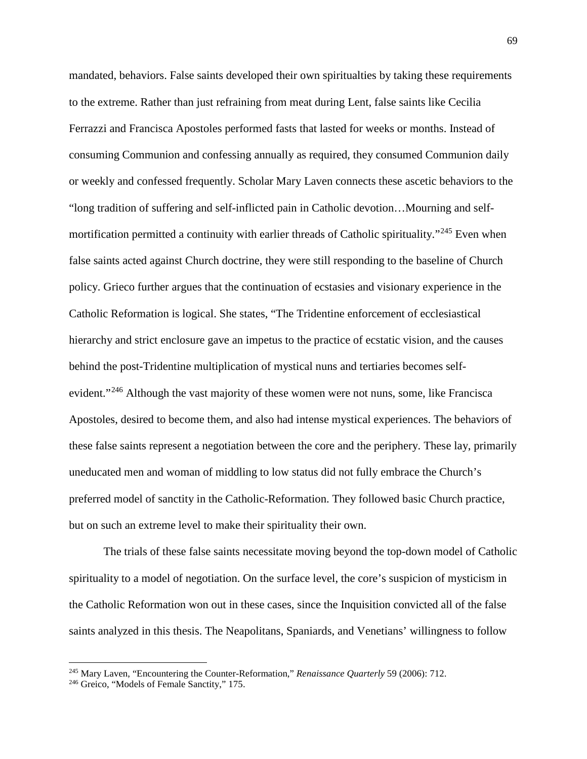mandated, behaviors. False saints developed their own spiritualties by taking these requirements to the extreme. Rather than just refraining from meat during Lent, false saints like Cecilia Ferrazzi and Francisca Apostoles performed fasts that lasted for weeks or months. Instead of consuming Communion and confessing annually as required, they consumed Communion daily or weekly and confessed frequently. Scholar Mary Laven connects these ascetic behaviors to the "long tradition of suffering and self-inflicted pain in Catholic devotion…Mourning and self-mortification permitted a continuity with earlier threads of Catholic spirituality."[245] Even when false saints acted against Church doctrine, they were still responding to the baseline of Church policy. Grieco further argues that the continuation of ecstasies and visionary experience in the Catholic Reformation is logical. She states, "The Tridentine enforcement of ecclesiastical hierarchy and strict enclosure gave an impetus to the practice of ecstatic vision, and the causes behind the post-Tridentine multiplication of mystical nuns and tertiaries becomes self-evident."[246] Although the vast majority of these women were not nuns, some, like Francisca Apostoles, desired to become them, and also had intense mystical experiences. The behaviors of these false saints represent a negotiation between the core and the periphery. These lay, primarily uneducated men and woman of middling to low status did not fully embrace the Church's preferred model of sanctity in the Catholic-Reformation. They followed basic Church practice, but on such an extreme level to make their spirituality their own.

The trials of these false saints necessitate moving beyond the top-down model of Catholic spirituality to a model of negotiation. On the surface level, the core's suspicion of mysticism in the Catholic Reformation won out in these cases, since the Inquisition convicted all of the false saints analyzed in this thesis. The Neapolitans, Spaniards, and Venetians' willingness to follow

---

[245] Mary Laven, "Encountering the Counter-Reformation," *Renaissance Quarterly* 59 (2006): 712.

[246] Greico, "Models of Female Sanctity," 175.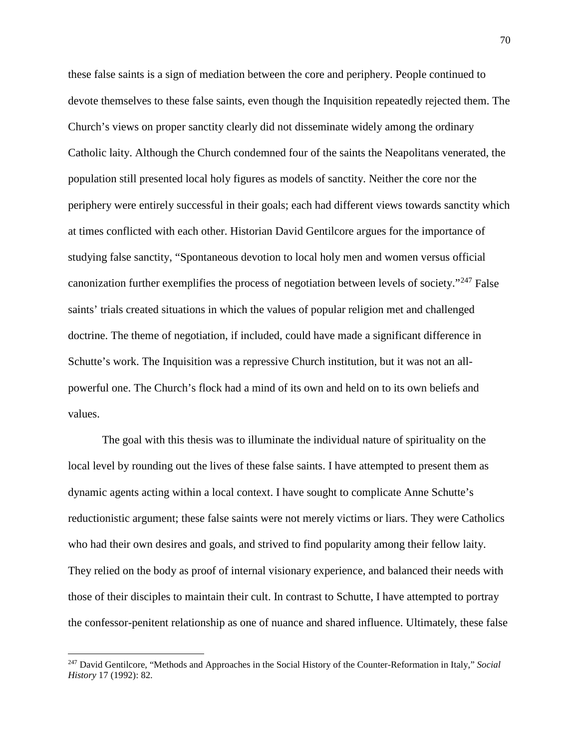these false saints is a sign of mediation between the core and periphery. People continued to devote themselves to these false saints, even though the Inquisition repeatedly rejected them. The Church's views on proper sanctity clearly did not disseminate widely among the ordinary Catholic laity. Although the Church condemned four of the saints the Neapolitans venerated, the population still presented local holy figures as models of sanctity. Neither the core nor the periphery were entirely successful in their goals; each had different views towards sanctity which at times conflicted with each other. Historian David Gentilcore argues for the importance of studying false sanctity, "Spontaneous devotion to local holy men and women versus official canonization further exemplifies the process of negotiation between levels of society."[247] False saints' trials created situations in which the values of popular religion met and challenged doctrine. The theme of negotiation, if included, could have made a significant difference in Schutte's work. The Inquisition was a repressive Church institution, but it was not an all-powerful one. The Church's flock had a mind of its own and held on to its own beliefs and values.

The goal with this thesis was to illuminate the individual nature of spirituality on the local level by rounding out the lives of these false saints. I have attempted to present them as dynamic agents acting within a local context. I have sought to complicate Anne Schutte's reductionistic argument; these false saints were not merely victims or liars. They were Catholics who had their own desires and goals, and strived to find popularity among their fellow laity. They relied on the body as proof of internal visionary experience, and balanced their needs with those of their disciples to maintain their cult. In contrast to Schutte, I have attempted to portray the confessor-penitent relationship as one of nuance and shared influence. Ultimately, these false

---

[247] David Gentilcore, "Methods and Approaches in the Social History of the Counter-Reformation in Italy," *Social History* 17 (1992): 82.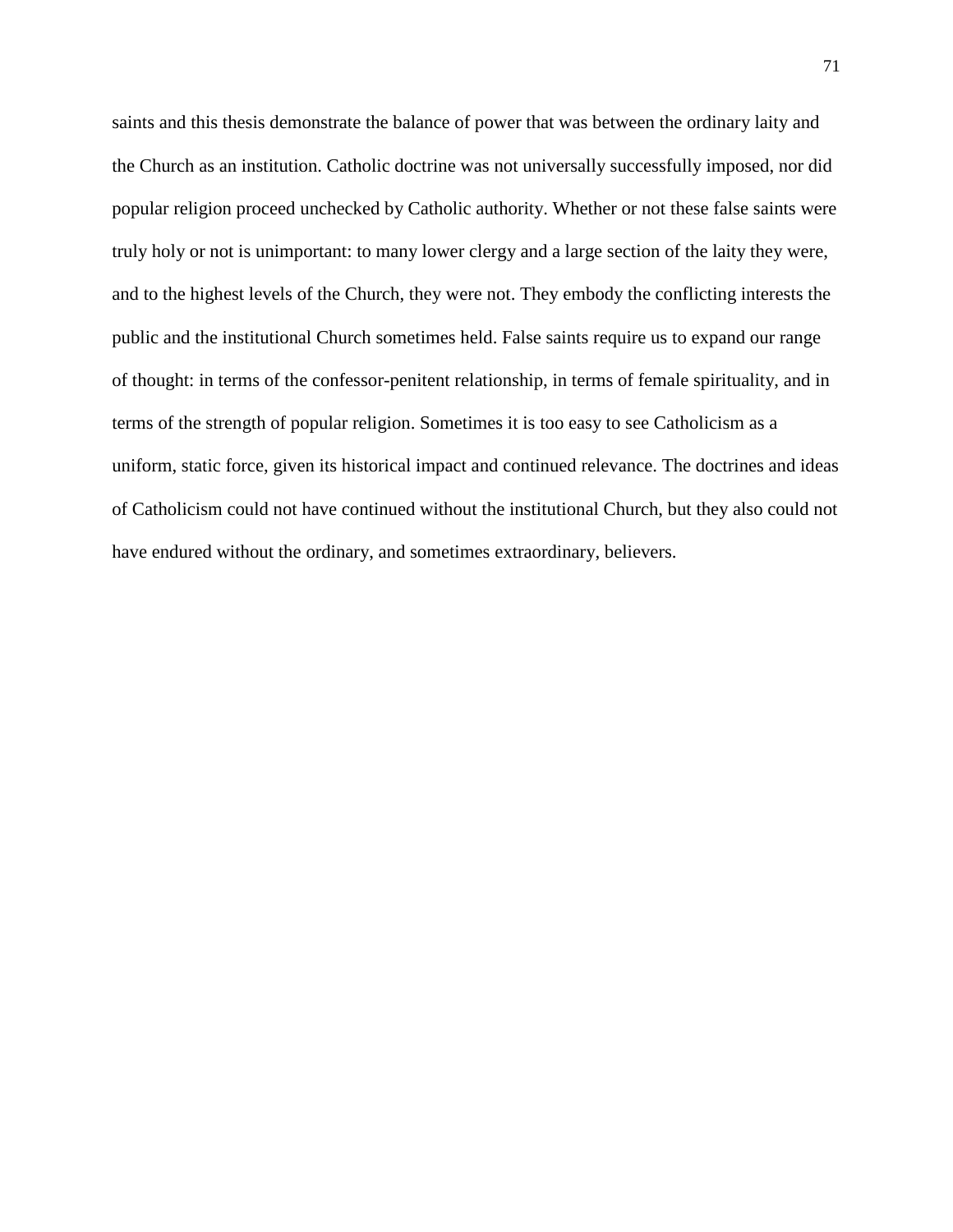saints and this thesis demonstrate the balance of power that was between the ordinary laity and the Church as an institution. Catholic doctrine was not universally successfully imposed, nor did popular religion proceed unchecked by Catholic authority. Whether or not these false saints were truly holy or not is unimportant: to many lower clergy and a large section of the laity they were, and to the highest levels of the Church, they were not. They embody the conflicting interests the public and the institutional Church sometimes held. False saints require us to expand our range of thought: in terms of the confessor-penitent relationship, in terms of female spirituality, and in terms of the strength of popular religion. Sometimes it is too easy to see Catholicism as a uniform, static force, given its historical impact and continued relevance. The doctrines and ideas of Catholicism could not have continued without the institutional Church, but they also could not have endured without the ordinary, and sometimes extraordinary, believers.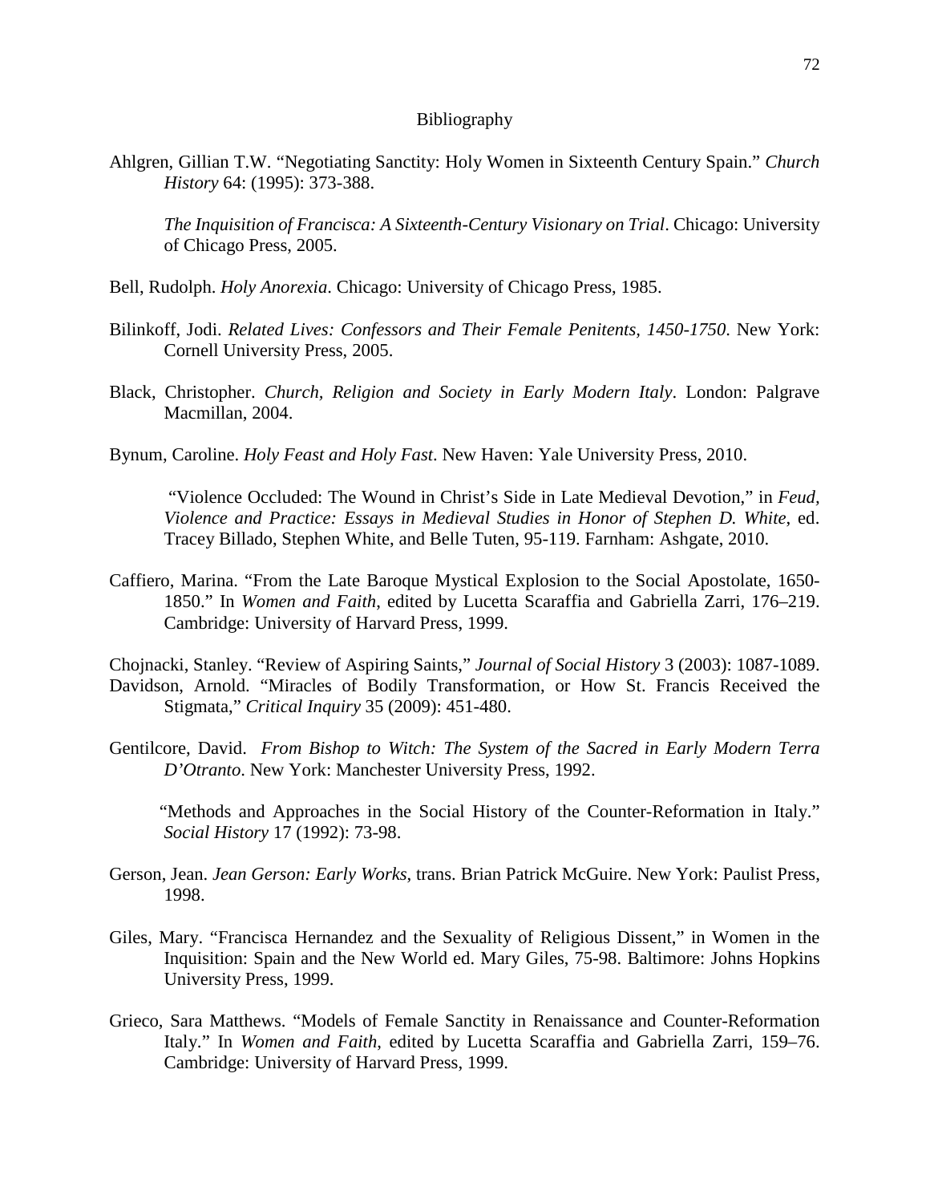# Bibliography

Ahlgren, Gillian T.W. "Negotiating Sanctity: Holy Women in Sixteenth Century Spain." *Church History* 64: (1995): 373-388.

*The Inquisition of Francisca: A Sixteenth-Century Visionary on Trial*. Chicago: University of Chicago Press, 2005.

Bell, Rudolph. *Holy Anorexia*. Chicago: University of Chicago Press, 1985.

Bilinkoff, Jodi. *Related Lives: Confessors and Their Female Penitents, 1450-1750*. New York: Cornell University Press, 2005.

Black, Christopher. *Church, Religion and Society in Early Modern Italy*. London: Palgrave Macmillan, 2004.

Bynum, Caroline. *Holy Feast and Holy Fast*. New Haven: Yale University Press, 2010.

"Violence Occluded: The Wound in Christ's Side in Late Medieval Devotion," in *Feud, Violence and Practice: Essays in Medieval Studies in Honor of Stephen D. White*, ed. Tracey Billado, Stephen White, and Belle Tuten, 95-119. Farnham: Ashgate, 2010.

Caffiero, Marina. "From the Late Baroque Mystical Explosion to the Social Apostolate, 1650-1850." In *Women and Faith*, edited by Lucetta Scaraffia and Gabriella Zarri, 176–219. Cambridge: University of Harvard Press, 1999.

Chojnacki, Stanley. "Review of Aspiring Saints," *Journal of Social History* 3 (2003): 1087-1089.

Davidson, Arnold. "Miracles of Bodily Transformation, or How St. Francis Received the Stigmata," *Critical Inquiry* 35 (2009): 451-480.

Gentilcore, David. *From Bishop to Witch: The System of the Sacred in Early Modern Terra D'Otranto*. New York: Manchester University Press, 1992.

"Methods and Approaches in the Social History of the Counter-Reformation in Italy." *Social History* 17 (1992): 73-98.

Gerson, Jean. *Jean Gerson: Early Works*, trans. Brian Patrick McGuire. New York: Paulist Press, 1998.

Giles, Mary. "Francisca Hernandez and the Sexuality of Religious Dissent," in Women in the Inquisition: Spain and the New World ed. Mary Giles, 75-98. Baltimore: Johns Hopkins University Press, 1999.

Grieco, Sara Matthews. "Models of Female Sanctity in Renaissance and Counter-Reformation Italy." In *Women and Faith*, edited by Lucetta Scaraffia and Gabriella Zarri, 159–76. Cambridge: University of Harvard Press, 1999.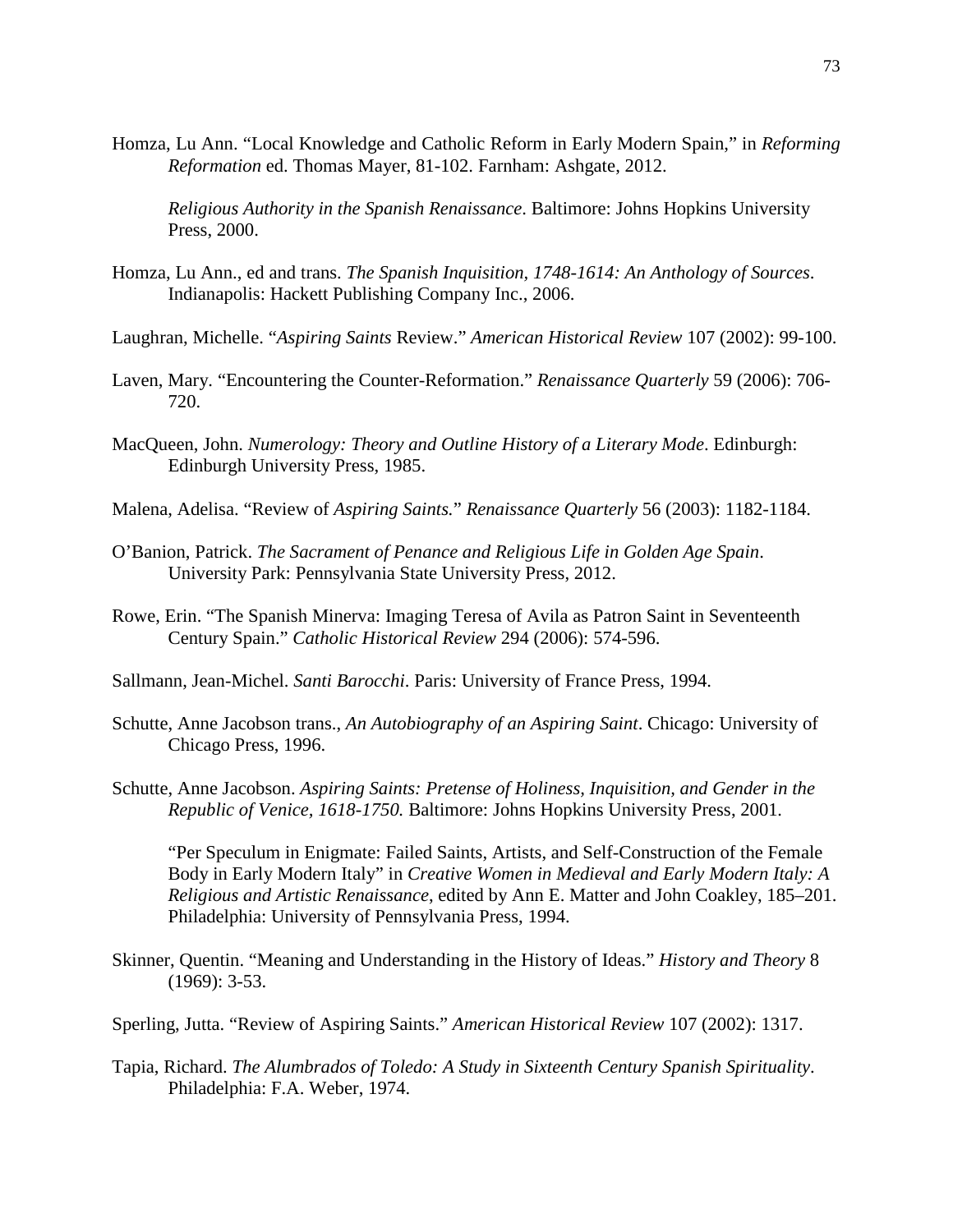Homza, Lu Ann. "Local Knowledge and Catholic Reform in Early Modern Spain," in *Reforming Reformation* ed. Thomas Mayer, 81-102. Farnham: Ashgate, 2012.

*Religious Authority in the Spanish Renaissance*. Baltimore: Johns Hopkins University Press, 2000.

Homza, Lu Ann., ed and trans. *The Spanish Inquisition, 1748-1614: An Anthology of Sources*. Indianapolis: Hackett Publishing Company Inc., 2006.

Laughran, Michelle. "*Aspiring Saints* Review." *American Historical Review* 107 (2002): 99-100.

Laven, Mary. "Encountering the Counter-Reformation." *Renaissance Quarterly* 59 (2006): 706-720.

MacQueen, John. *Numerology: Theory and Outline History of a Literary Mode*. Edinburgh: Edinburgh University Press, 1985.

Malena, Adelisa. "Review of *Aspiring Saints.*" *Renaissance Quarterly* 56 (2003): 1182-1184.

O'Banion, Patrick. *The Sacrament of Penance and Religious Life in Golden Age Spain*. University Park: Pennsylvania State University Press, 2012.

Rowe, Erin. "The Spanish Minerva: Imaging Teresa of Avila as Patron Saint in Seventeenth Century Spain." *Catholic Historical Review* 294 (2006): 574-596.

Sallmann, Jean-Michel. *Santi Barocchi*. Paris: University of France Press, 1994.

Schutte, Anne Jacobson trans., *An Autobiography of an Aspiring Saint*. Chicago: University of Chicago Press, 1996.

Schutte, Anne Jacobson. *Aspiring Saints: Pretense of Holiness, Inquisition, and Gender in the Republic of Venice, 1618-1750.* Baltimore: Johns Hopkins University Press, 2001.

"Per Speculum in Enigmate: Failed Saints, Artists, and Self-Construction of the Female Body in Early Modern Italy" in *Creative Women in Medieval and Early Modern Italy: A Religious and Artistic Renaissance*, edited by Ann E. Matter and John Coakley, 185–201. Philadelphia: University of Pennsylvania Press, 1994.

Skinner, Quentin. "Meaning and Understanding in the History of Ideas." *History and Theory* 8 (1969): 3-53.

Sperling, Jutta. "Review of Aspiring Saints." *American Historical Review* 107 (2002): 1317.

Tapia, Richard. *The Alumbrados of Toledo: A Study in Sixteenth Century Spanish Spirituality*. Philadelphia: F.A. Weber, 1974.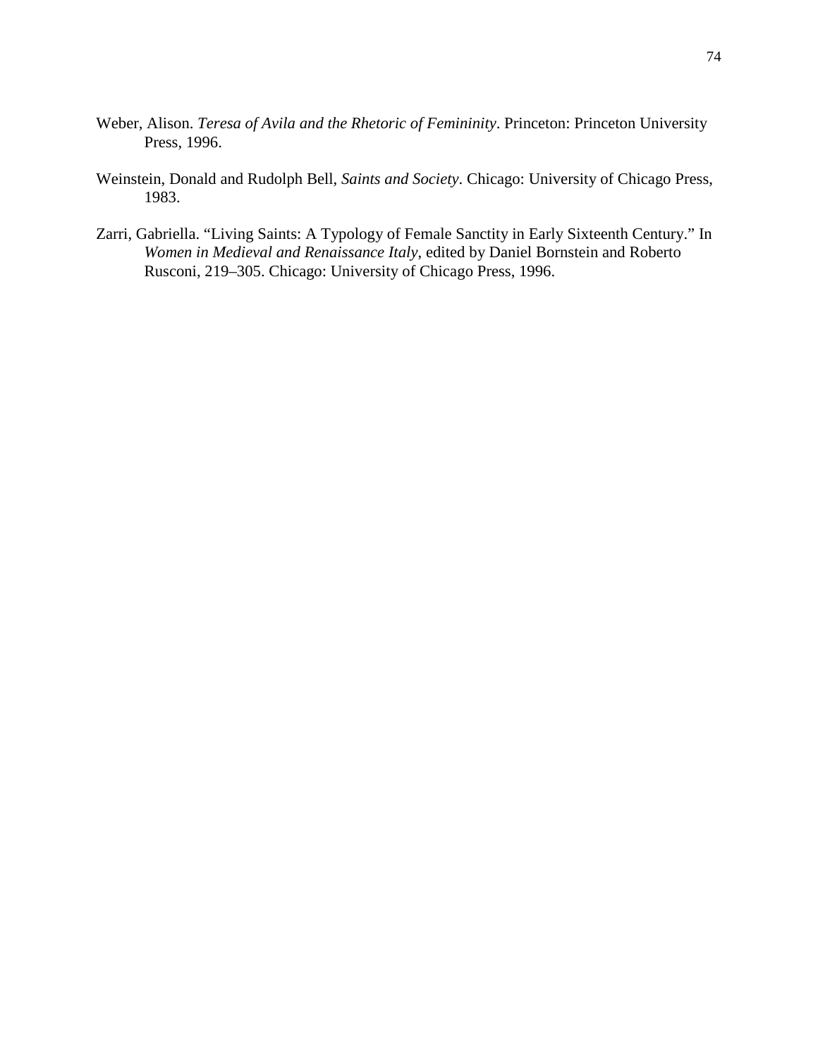Weber, Alison. *Teresa of Avila and the Rhetoric of Femininity*. Princeton: Princeton University Press, 1996.

Weinstein, Donald and Rudolph Bell, *Saints and Society*. Chicago: University of Chicago Press, 1983.

Zarri, Gabriella. "Living Saints: A Typology of Female Sanctity in Early Sixteenth Century." In *Women in Medieval and Renaissance Italy*, edited by Daniel Bornstein and Roberto Rusconi, 219–305. Chicago: University of Chicago Press, 1996.